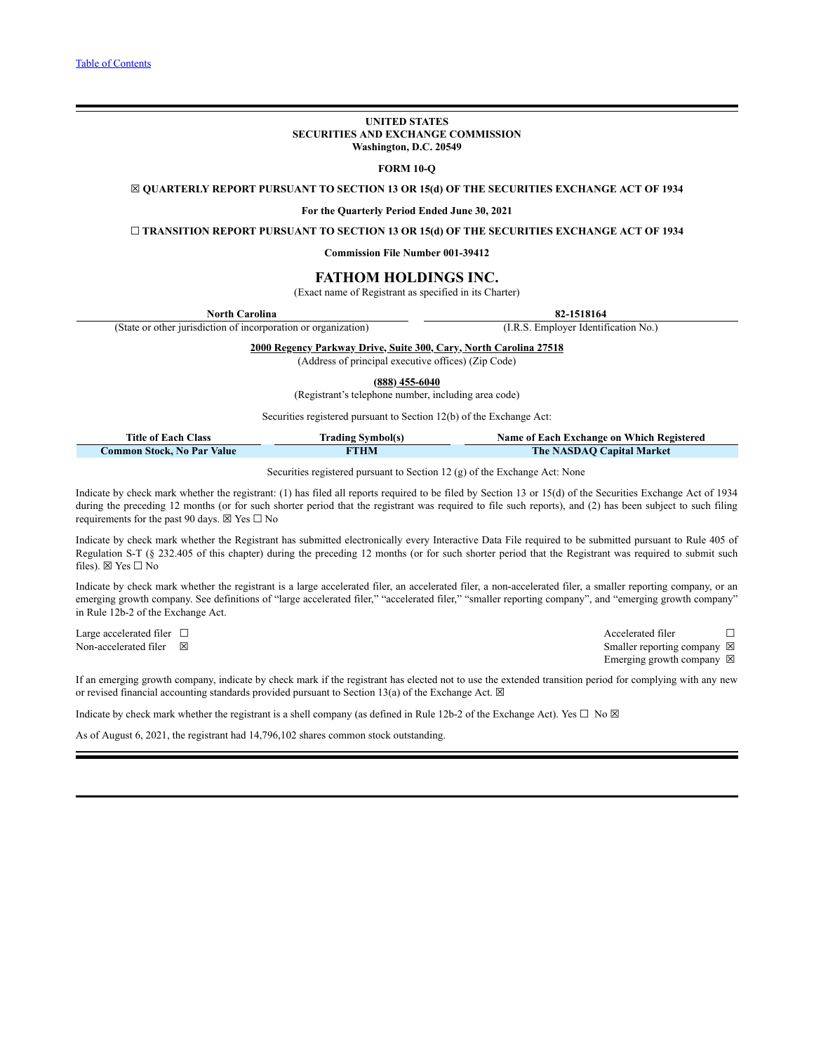[Table of Contents](#)

**UNITED STATES**
**SECURITIES AND EXCHANGE COMMISSION**
**Washington, D.C. 20549**

**FORM 10-Q**

☒ **QUARTERLY REPORT PURSUANT TO SECTION 13 OR 15(d) OF THE SECURITIES EXCHANGE ACT OF 1934**

**For the Quarterly Period Ended June 30, 2021**

☐ **TRANSITION REPORT PURSUANT TO SECTION 13 OR 15(d) OF THE SECURITIES EXCHANGE ACT OF 1934**

**Commission File Number 001-39412**

# FATHOM HOLDINGS INC.

(Exact name of Registrant as specified in its Charter)

| **North Carolina** | **82-1518164** |
|---|---|
| (State or other jurisdiction of incorporation or organization) | (I.R.S. Employer Identification No.) |

**2000 Regency Parkway Drive, Suite 300, Cary, North Carolina 27518**
(Address of principal executive offices) (Zip Code)

**(888) 455-6040**
(Registrant's telephone number, including area code)

Securities registered pursuant to Section 12(b) of the Exchange Act:

| Title of Each Class | Trading Symbol(s) | Name of Each Exchange on Which Registered |
|---|---|---|
| **Common Stock, No Par Value** | **FTHM** | **The NASDAQ Capital Market** |

Securities registered pursuant to Section 12 (g) of the Exchange Act: None

Indicate by check mark whether the registrant: (1) has filed all reports required to be filed by Section 13 or 15(d) of the Securities Exchange Act of 1934 during the preceding 12 months (or for such shorter period that the registrant was required to file such reports), and (2) has been subject to such filing requirements for the past 90 days. ☒ Yes ☐ No

Indicate by check mark whether the Registrant has submitted electronically every Interactive Data File required to be submitted pursuant to Rule 405 of Regulation S-T (§ 232.405 of this chapter) during the preceding 12 months (or for such shorter period that the Registrant was required to submit such files). ☒ Yes ☐ No

Indicate by check mark whether the registrant is a large accelerated filer, an accelerated filer, a non-accelerated filer, a smaller reporting company, or an emerging growth company. See definitions of "large accelerated filer," "accelerated filer," "smaller reporting company", and "emerging growth company" in Rule 12b-2 of the Exchange Act.

| | |
|---|---|
| Large accelerated filer ☐ | Accelerated filer ☐ |
| Non-accelerated filer ☒ | Smaller reporting company ☒ |
| | Emerging growth company ☒ |

If an emerging growth company, indicate by check mark if the registrant has elected not to use the extended transition period for complying with any new or revised financial accounting standards provided pursuant to Section 13(a) of the Exchange Act. ☒

Indicate by check mark whether the registrant is a shell company (as defined in Rule 12b-2 of the Exchange Act). Yes ☐ No ☒

As of August 6, 2021, the registrant had 14,796,102 shares common stock outstanding.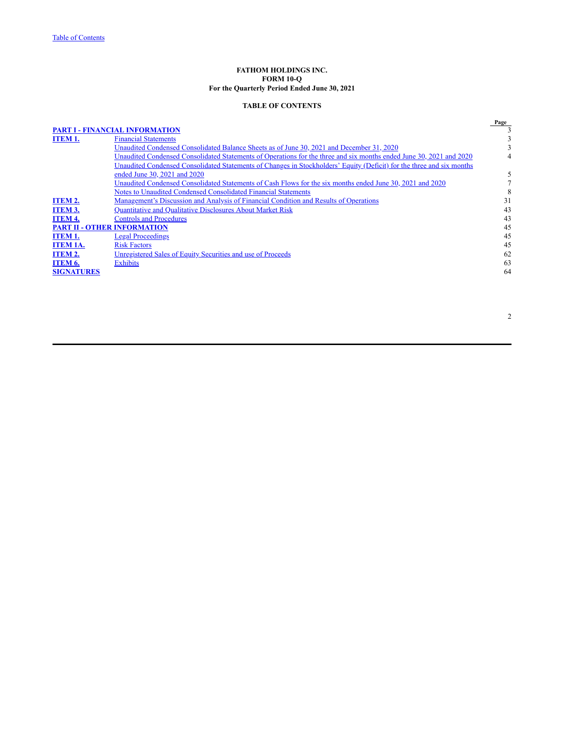[Table of Contents](#)

**FATHOM HOLDINGS INC.**
**FORM 10-Q**
**For the Quarterly Period Ended June 30, 2021**

**TABLE OF CONTENTS**

| | | Page |
|---|---|---|
| **PART I - FINANCIAL INFORMATION** | | 3 |
| **ITEM 1.** | Financial Statements | 3 |
| | Unaudited Condensed Consolidated Balance Sheets as of June 30, 2021 and December 31, 2020 | 3 |
| | Unaudited Condensed Consolidated Statements of Operations for the three and six months ended June 30, 2021 and 2020 | 4 |
| | Unaudited Condensed Consolidated Statements of Changes in Stockholders' Equity (Deficit) for the three and six months ended June 30, 2021 and 2020 | 5 |
| | Unaudited Condensed Consolidated Statements of Cash Flows for the six months ended June 30, 2021 and 2020 | 7 |
| | Notes to Unaudited Condensed Consolidated Financial Statements | 8 |
| **ITEM 2.** | Management's Discussion and Analysis of Financial Condition and Results of Operations | 31 |
| **ITEM 3.** | Quantitative and Qualitative Disclosures About Market Risk | 43 |
| **ITEM 4.** | Controls and Procedures | 43 |
| **PART II - OTHER INFORMATION** | | 45 |
| **ITEM 1.** | Legal Proceedings | 45 |
| **ITEM 1A.** | Risk Factors | 45 |
| **ITEM 2.** | Unregistered Sales of Equity Securities and use of Proceeds | 62 |
| **ITEM 6.** | Exhibits | 63 |
| **SIGNATURES** | | 64 |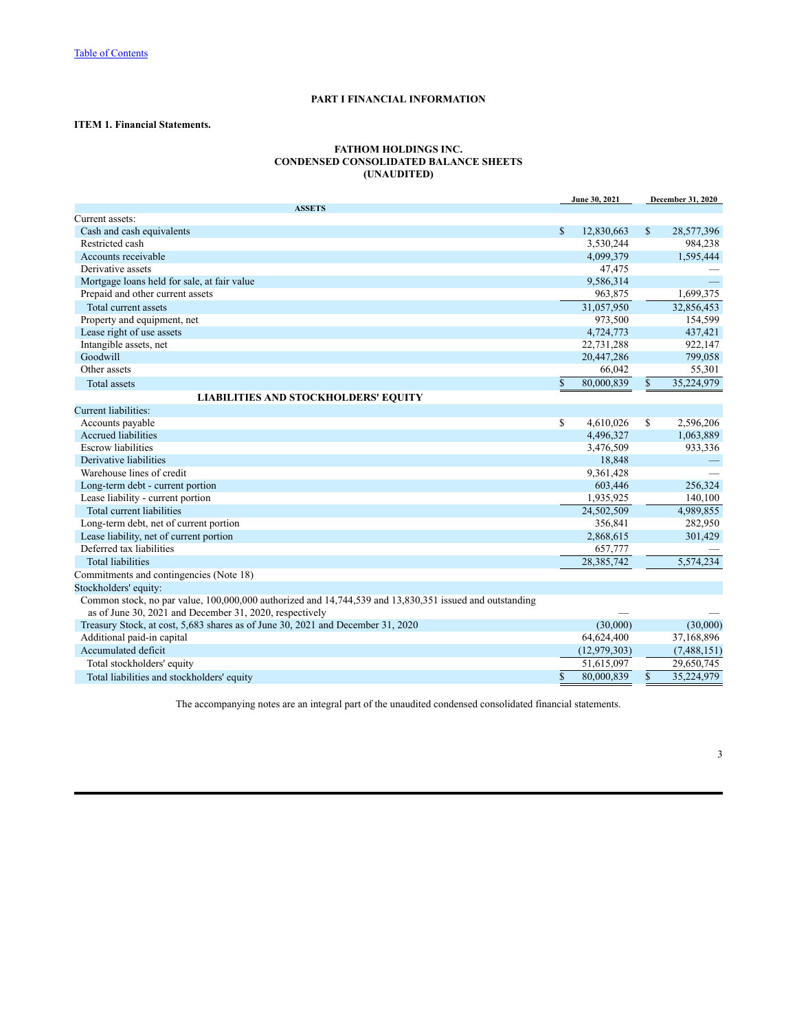[Table of Contents](#)

# PART I FINANCIAL INFORMATION

## ITEM 1. Financial Statements.

### FATHOM HOLDINGS INC.
### CONDENSED CONSOLIDATED BALANCE SHEETS
### (UNAUDITED)

| | June 30, 2021 | December 31, 2020 |
|---|---|---|
| **ASSETS** | | |
| Current assets: | | |
| Cash and cash equivalents | $ 12,830,663 | $ 28,577,396 |
| Restricted cash | 3,530,244 | 984,238 |
| Accounts receivable | 4,099,379 | 1,595,444 |
| Derivative assets | 47,475 | — |
| Mortgage loans held for sale, at fair value | 9,586,314 | — |
| Prepaid and other current assets | 963,875 | 1,699,375 |
| Total current assets | 31,057,950 | 32,856,453 |
| Property and equipment, net | 973,500 | 154,599 |
| Lease right of use assets | 4,724,773 | 437,421 |
| Intangible assets, net | 22,731,288 | 922,147 |
| Goodwill | 20,447,286 | 799,058 |
| Other assets | 66,042 | 55,301 |
| Total assets | $ 80,000,839 | $ 35,224,979 |
| **LIABILITIES AND STOCKHOLDERS' EQUITY** | | |
| Current liabilities: | | |
| Accounts payable | $ 4,610,026 | $ 2,596,206 |
| Accrued liabilities | 4,496,327 | 1,063,889 |
| Escrow liabilities | 3,476,509 | 933,336 |
| Derivative liabilities | 18,848 | — |
| Warehouse lines of credit | 9,361,428 | — |
| Long-term debt - current portion | 603,446 | 256,324 |
| Lease liability - current portion | 1,935,925 | 140,100 |
| Total current liabilities | 24,502,509 | 4,989,855 |
| Long-term debt, net of current portion | 356,841 | 282,950 |
| Lease liability, net of current portion | 2,868,615 | 301,429 |
| Deferred tax liabilities | 657,777 | — |
| Total liabilities | 28,385,742 | 5,574,234 |
| Commitments and contingencies (Note 18) | | |
| Stockholders' equity: | | |
| Common stock, no par value, 100,000,000 authorized and 14,744,539 and 13,830,351 issued and outstanding as of June 30, 2021 and December 31, 2020, respectively | — | — |
| Treasury Stock, at cost, 5,683 shares as of June 30, 2021 and December 31, 2020 | (30,000) | (30,000) |
| Additional paid-in capital | 64,624,400 | 37,168,896 |
| Accumulated deficit | (12,979,303) | (7,488,151) |
| Total stockholders' equity | 51,615,097 | 29,650,745 |
| Total liabilities and stockholders' equity | $ 80,000,839 | $ 35,224,979 |

The accompanying notes are an integral part of the unaudited condensed consolidated financial statements.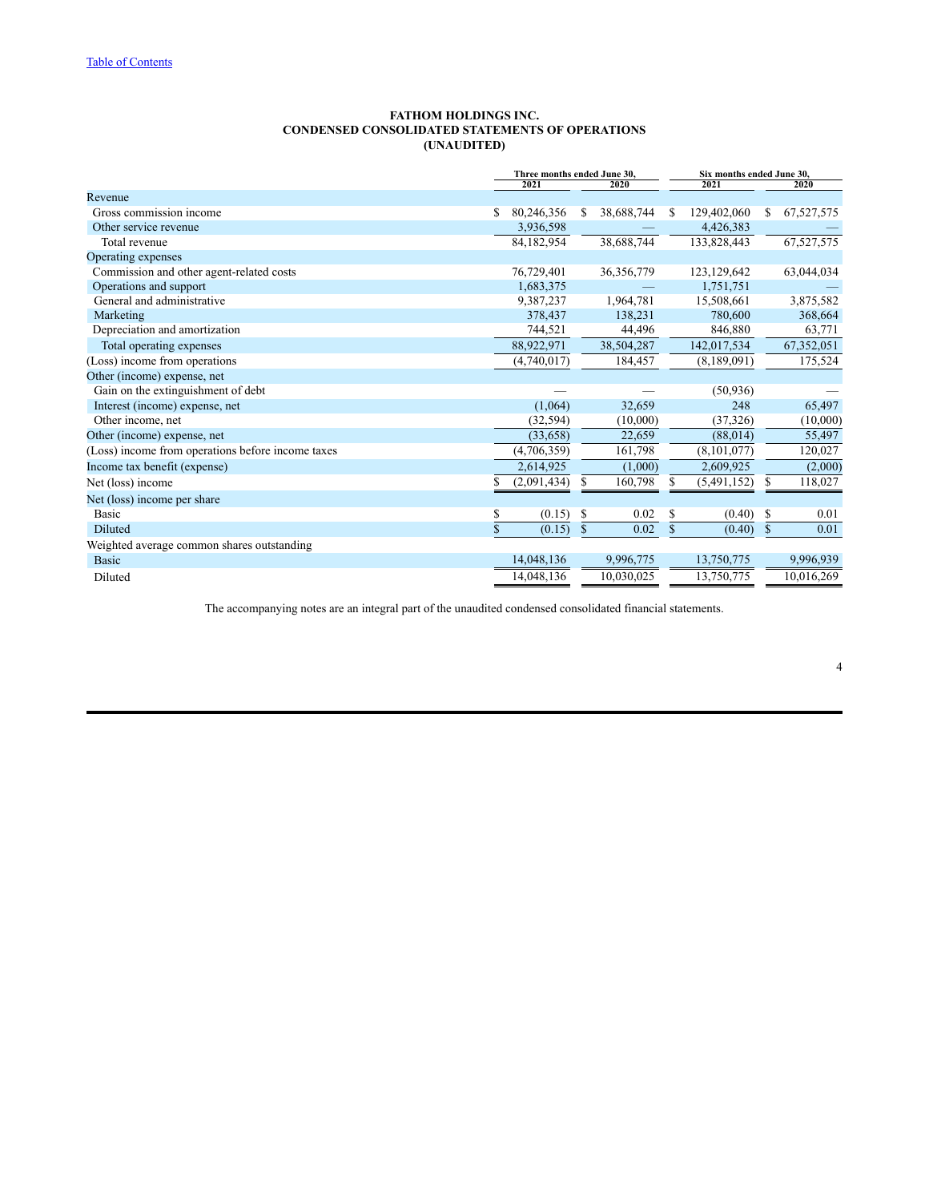FATHOM HOLDINGS INC.
CONDENSED CONSOLIDATED STATEMENTS OF OPERATIONS
(UNAUDITED)

| | Three months ended June 30, | | Six months ended June 30, | |
|---|---|---|---|---|
| | 2021 | 2020 | 2021 | 2020 |
| Revenue | | | | |
| Gross commission income | $ 80,246,356 | $ 38,688,744 | $ 129,402,060 | $ 67,527,575 |
| Other service revenue | 3,936,598 | — | 4,426,383 | — |
| Total revenue | 84,182,954 | 38,688,744 | 133,828,443 | 67,527,575 |
| Operating expenses | | | | |
| Commission and other agent-related costs | 76,729,401 | 36,356,779 | 123,129,642 | 63,044,034 |
| Operations and support | 1,683,375 | — | 1,751,751 | — |
| General and administrative | 9,387,237 | 1,964,781 | 15,508,661 | 3,875,582 |
| Marketing | 378,437 | 138,231 | 780,600 | 368,664 |
| Depreciation and amortization | 744,521 | 44,496 | 846,880 | 63,771 |
| Total operating expenses | 88,922,971 | 38,504,287 | 142,017,534 | 67,352,051 |
| (Loss) income from operations | (4,740,017) | 184,457 | (8,189,091) | 175,524 |
| Other (income) expense, net | | | | |
| Gain on the extinguishment of debt | — | — | (50,936) | — |
| Interest (income) expense, net | (1,064) | 32,659 | 248 | 65,497 |
| Other income, net | (32,594) | (10,000) | (37,326) | (10,000) |
| Other (income) expense, net | (33,658) | 22,659 | (88,014) | 55,497 |
| (Loss) income from operations before income taxes | (4,706,359) | 161,798 | (8,101,077) | 120,027 |
| Income tax benefit (expense) | 2,614,925 | (1,000) | 2,609,925 | (2,000) |
| Net (loss) income | $ (2,091,434) | $ 160,798 | $ (5,491,152) | $ 118,027 |
| Net (loss) income per share | | | | |
| Basic | $ (0.15) | $ 0.02 | $ (0.40) | $ 0.01 |
| Diluted | $ (0.15) | $ 0.02 | $ (0.40) | $ 0.01 |
| Weighted average common shares outstanding | | | | |
| Basic | 14,048,136 | 9,996,775 | 13,750,775 | 9,996,939 |
| Diluted | 14,048,136 | 10,030,025 | 13,750,775 | 10,016,269 |

The accompanying notes are an integral part of the unaudited condensed consolidated financial statements.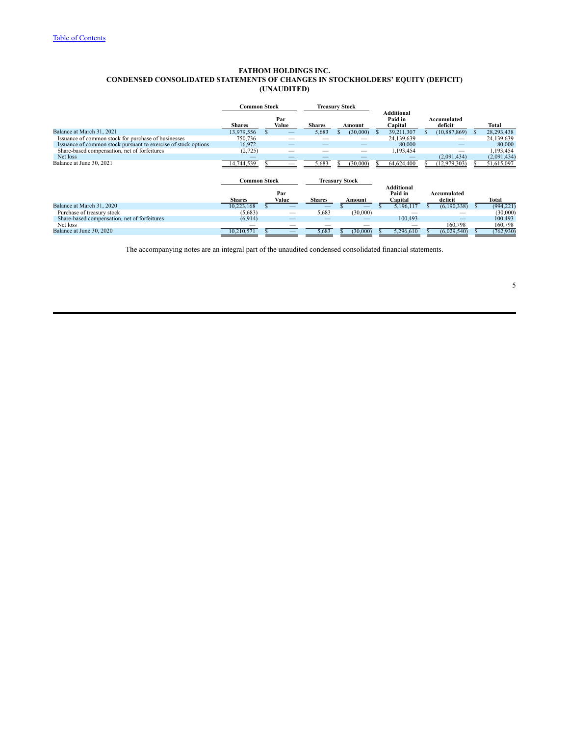**FATHOM HOLDINGS INC.**
**CONDENSED CONSOLIDATED STATEMENTS OF CHANGES IN STOCKHOLDERS' EQUITY (DEFICIT)**
**(UNAUDITED)**

| | Common Stock | | Treasury Stock | | Additional Paid in Capital | Accumulated deficit | Total |
|---|---|---|---|---|---|---|---|
| | Shares | Par Value | Shares | Amount | | | |
| Balance at March 31, 2021 | 13,979,556 | $ — | 5,683 | $ (30,000) | $ 39,211,307 | $ (10,887,869) | $ 28,293,438 |
| Issuance of common stock for purchase of businesses | 750,736 | — | — | — | 24,139,639 | — | 24,139,639 |
| Issuance of common stock pursuant to exercise of stock options | 16,972 | — | — | — | 80,000 | — | 80,000 |
| Share-based compensation, net of forfeitures | (2,725) | — | — | — | 1,193,454 | — | 1,193,454 |
| Net loss | — | — | — | — | — | (2,091,434) | (2,091,434) |
| Balance at June 30, 2021 | 14,744,539 | $ — | 5,683 | $ (30,000) | $ 64,624,400 | $ (12,979,303) | $ 51,615,097 |

| | Common Stock | | Treasury Stock | | Additional Paid in Capital | Accumulated deficit | Total |
|---|---|---|---|---|---|---|---|
| | Shares | Par Value | Shares | Amount | | | |
| Balance at March 31, 2020 | 10,223,168 | $ — | — | $ — | $ 5,196,117 | $ (6,190,338) | $ (994,221) |
| Purchase of treasury stock | (5,683) | — | 5,683 | (30,000) | — | — | (30,000) |
| Share-based compensation, net of forfeitures | (6,914) | — | — | — | 100,493 | — | 100,493 |
| Net loss | — | — | — | — | — | 160,798 | 160,798 |
| Balance at June 30, 2020 | 10,210,571 | $ — | 5,683 | $ (30,000) | $ 5,296,610 | $ (6,029,540) | $ (762,930) |

The accompanying notes are an integral part of the unaudited condensed consolidated financial statements.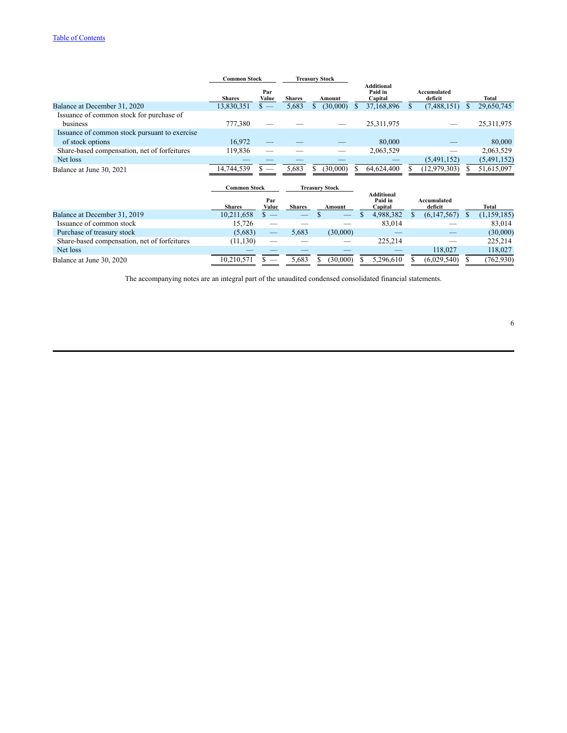| | Common Stock | | Treasury Stock | | Additional Paid in Capital | Accumulated deficit | Total |
|---|---|---|---|---|---|---|---|
| | Shares | Par Value | Shares | Amount | | | |
| Balance at December 31, 2020 | 13,830,351 | $ — | 5,683 | $ (30,000) | $ 37,168,896 | $ (7,488,151) | $ 29,650,745 |
| Issuance of common stock for purchase of business | 777,380 | — | — | — | 25,311,975 | — | 25,311,975 |
| Issuance of common stock pursuant to exercise of stock options | 16,972 | — | — | — | 80,000 | — | 80,000 |
| Share-based compensation, net of forfeitures | 119,836 | — | — | — | 2,063,529 | — | 2,063,529 |
| Net loss | — | — | — | — | — | (5,491,152) | (5,491,152) |
| Balance at June 30, 2021 | 14,744,539 | $ — | 5,683 | $ (30,000) | $ 64,624,400 | $ (12,979,303) | $ 51,615,097 |

| | Common Stock | | Treasury Stock | | Additional Paid in Capital | Accumulated deficit | Total |
|---|---|---|---|---|---|---|---|
| | Shares | Par Value | Shares | Amount | | | |
| Balance at December 31, 2019 | 10,211,658 | $ — | — | $ — | $ 4,988,382 | $ (6,147,567) | $ (1,159,185) |
| Issuance of common stock | 15,726 | — | — | — | 83,014 | — | 83,014 |
| Purchase of treasury stock | (5,683) | — | 5,683 | (30,000) | — | — | (30,000) |
| Share-based compensation, net of forfeitures | (11,130) | — | — | — | 225,214 | — | 225,214 |
| Net loss | — | — | — | — | — | 118,027 | 118,027 |
| Balance at June 30, 2020 | 10,210,571 | $ — | 5,683 | $ (30,000) | $ 5,296,610 | $ (6,029,540) | $ (762,930) |

The accompanying notes are an integral part of the unaudited condensed consolidated financial statements.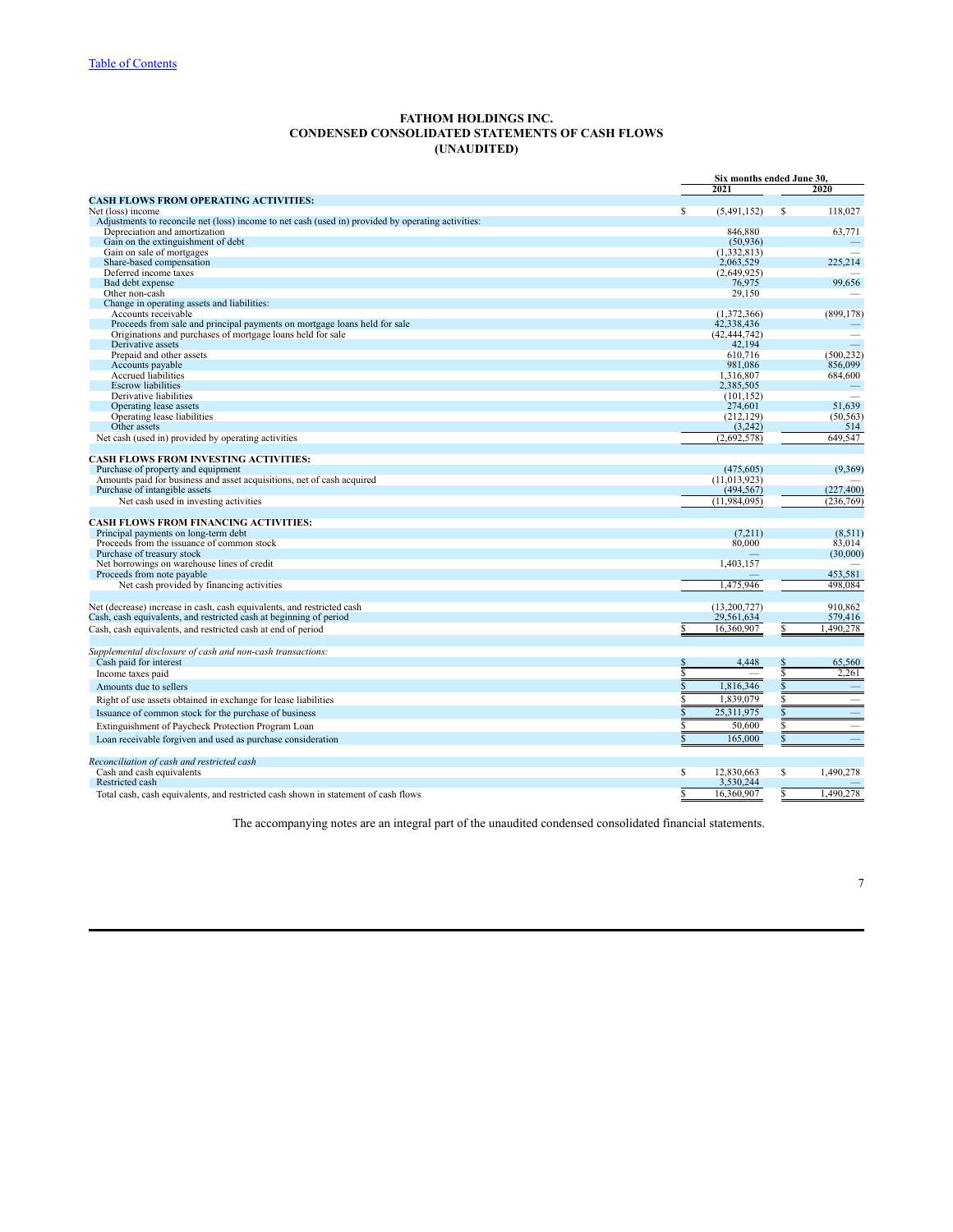[Table of Contents](#)

# FATHOM HOLDINGS INC.
## CONDENSED CONSOLIDATED STATEMENTS OF CASH FLOWS
## (UNAUDITED)

| | Six months ended June 30, | |
|---|---|---|
| | 2021 | 2020 |
| **CASH FLOWS FROM OPERATING ACTIVITIES:** | | |
| Net (loss) income | $ (5,491,152) | $ 118,027 |
| Adjustments to reconcile net (loss) income to net cash (used in) provided by operating activities: | | |
| Depreciation and amortization | 846,880 | 63,771 |
| Gain on the extinguishment of debt | (50,936) | — |
| Gain on sale of mortgages | (1,332,813) | — |
| Share-based compensation | 2,063,529 | 225,214 |
| Deferred income taxes | (2,649,925) | — |
| Bad debt expense | 76,975 | 99,656 |
| Other non-cash | 29,150 | — |
| Change in operating assets and liabilities: | | |
| Accounts receivable | (1,372,366) | (899,178) |
| Proceeds from sale and principal payments on mortgage loans held for sale | 42,338,436 | — |
| Originations and purchases of mortgage loans held for sale | (42,444,742) | — |
| Derivative assets | 42,194 | — |
| Prepaid and other assets | 610,716 | (500,232) |
| Accounts payable | 981,086 | 856,099 |
| Accrued liabilities | 1,316,807 | 684,600 |
| Escrow liabilities | 2,385,505 | — |
| Derivative liabilities | (101,152) | — |
| Operating lease assets | 274,601 | 51,639 |
| Operating lease liabilities | (212,129) | (50,563) |
| Other assets | (3,242) | 514 |
| Net cash (used in) provided by operating activities | (2,692,578) | 649,547 |
| **CASH FLOWS FROM INVESTING ACTIVITIES:** | | |
| Purchase of property and equipment | (475,605) | (9,369) |
| Amounts paid for business and asset acquisitions, net of cash acquired | (11,013,923) | — |
| Purchase of intangible assets | (494,567) | (227,400) |
| Net cash used in investing activities | (11,984,095) | (236,769) |
| **CASH FLOWS FROM FINANCING ACTIVITIES:** | | |
| Principal payments on long-term debt | (7,211) | (8,511) |
| Proceeds from the issuance of common stock | 80,000 | 83,014 |
| Purchase of treasury stock | — | (30,000) |
| Net borrowings on warehouse lines of credit | 1,403,157 | — |
| Proceeds from note payable | — | 453,581 |
| Net cash provided by financing activities | 1,475,946 | 498,084 |
| Net (decrease) increase in cash, cash equivalents, and restricted cash | (13,200,727) | 910,862 |
| Cash, cash equivalents, and restricted cash at beginning of period | 29,561,634 | 579,416 |
| Cash, cash equivalents, and restricted cash at end of period | $ 16,360,907 | $ 1,490,278 |
| *Supplemental disclosure of cash and non-cash transactions:* | | |
| Cash paid for interest | $ 4,448 | $ 65,560 |
| Income taxes paid | $ — | $ 2,261 |
| Amounts due to sellers | $ 1,816,346 | $ — |
| Right of use assets obtained in exchange for lease liabilities | $ 1,839,079 | $ — |
| Issuance of common stock for the purchase of business | $ 25,311,975 | $ — |
| Extinguishment of Paycheck Protection Program Loan | $ 50,600 | $ — |
| Loan receivable forgiven and used as purchase consideration | $ 165,000 | $ — |
| *Reconciliation of cash and restricted cash* | | |
| Cash and cash equivalents | $ 12,830,663 | $ 1,490,278 |
| Restricted cash | 3,530,244 | — |
| Total cash, cash equivalents, and restricted cash shown in statement of cash flows | $ 16,360,907 | $ 1,490,278 |

The accompanying notes are an integral part of the unaudited condensed consolidated financial statements.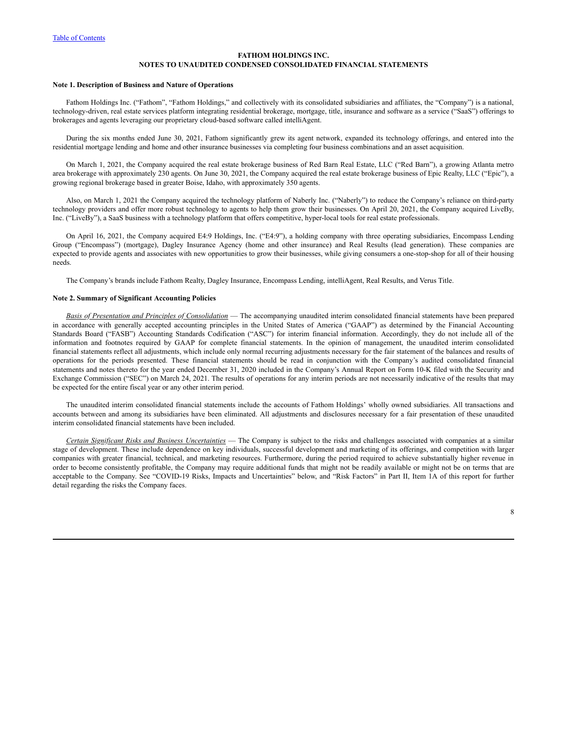**FATHOM HOLDINGS INC.**
**NOTES TO UNAUDITED CONDENSED CONSOLIDATED FINANCIAL STATEMENTS**

### Note 1. Description of Business and Nature of Operations

Fathom Holdings Inc. ("Fathom", "Fathom Holdings," and collectively with its consolidated subsidiaries and affiliates, the "Company") is a national, technology-driven, real estate services platform integrating residential brokerage, mortgage, title, insurance and software as a service ("SaaS") offerings to brokerages and agents leveraging our proprietary cloud-based software called intelliAgent.

During the six months ended June 30, 2021, Fathom significantly grew its agent network, expanded its technology offerings, and entered into the residential mortgage lending and home and other insurance businesses via completing four business combinations and an asset acquisition.

On March 1, 2021, the Company acquired the real estate brokerage business of Red Barn Real Estate, LLC ("Red Barn"), a growing Atlanta metro area brokerage with approximately 230 agents. On June 30, 2021, the Company acquired the real estate brokerage business of Epic Realty, LLC ("Epic"), a growing regional brokerage based in greater Boise, Idaho, with approximately 350 agents.

Also, on March 1, 2021 the Company acquired the technology platform of Naberly Inc. ("Naberly") to reduce the Company's reliance on third-party technology providers and offer more robust technology to agents to help them grow their businesses. On April 20, 2021, the Company acquired LiveBy, Inc. ("LiveBy"), a SaaS business with a technology platform that offers competitive, hyper-local tools for real estate professionals.

On April 16, 2021, the Company acquired E4:9 Holdings, Inc. ("E4:9"), a holding company with three operating subsidiaries, Encompass Lending Group ("Encompass") (mortgage), Dagley Insurance Agency (home and other insurance) and Real Results (lead generation). These companies are expected to provide agents and associates with new opportunities to grow their businesses, while giving consumers a one-stop-shop for all of their housing needs.

The Company's brands include Fathom Realty, Dagley Insurance, Encompass Lending, intelliAgent, Real Results, and Verus Title.

### Note 2. Summary of Significant Accounting Policies

*Basis of Presentation and Principles of Consolidation* — The accompanying unaudited interim consolidated financial statements have been prepared in accordance with generally accepted accounting principles in the United States of America ("GAAP") as determined by the Financial Accounting Standards Board ("FASB") Accounting Standards Codification ("ASC") for interim financial information. Accordingly, they do not include all of the information and footnotes required by GAAP for complete financial statements. In the opinion of management, the unaudited interim consolidated financial statements reflect all adjustments, which include only normal recurring adjustments necessary for the fair statement of the balances and results of operations for the periods presented. These financial statements should be read in conjunction with the Company's audited consolidated financial statements and notes thereto for the year ended December 31, 2020 included in the Company's Annual Report on Form 10-K filed with the Security and Exchange Commission ("SEC") on March 24, 2021. The results of operations for any interim periods are not necessarily indicative of the results that may be expected for the entire fiscal year or any other interim period.

The unaudited interim consolidated financial statements include the accounts of Fathom Holdings' wholly owned subsidiaries. All transactions and accounts between and among its subsidiaries have been eliminated. All adjustments and disclosures necessary for a fair presentation of these unaudited interim consolidated financial statements have been included.

*Certain Significant Risks and Business Uncertainties* — The Company is subject to the risks and challenges associated with companies at a similar stage of development. These include dependence on key individuals, successful development and marketing of its offerings, and competition with larger companies with greater financial, technical, and marketing resources. Furthermore, during the period required to achieve substantially higher revenue in order to become consistently profitable, the Company may require additional funds that might not be readily available or might not be on terms that are acceptable to the Company. See "COVID-19 Risks, Impacts and Uncertainties" below, and "Risk Factors" in Part II, Item 1A of this report for further detail regarding the risks the Company faces.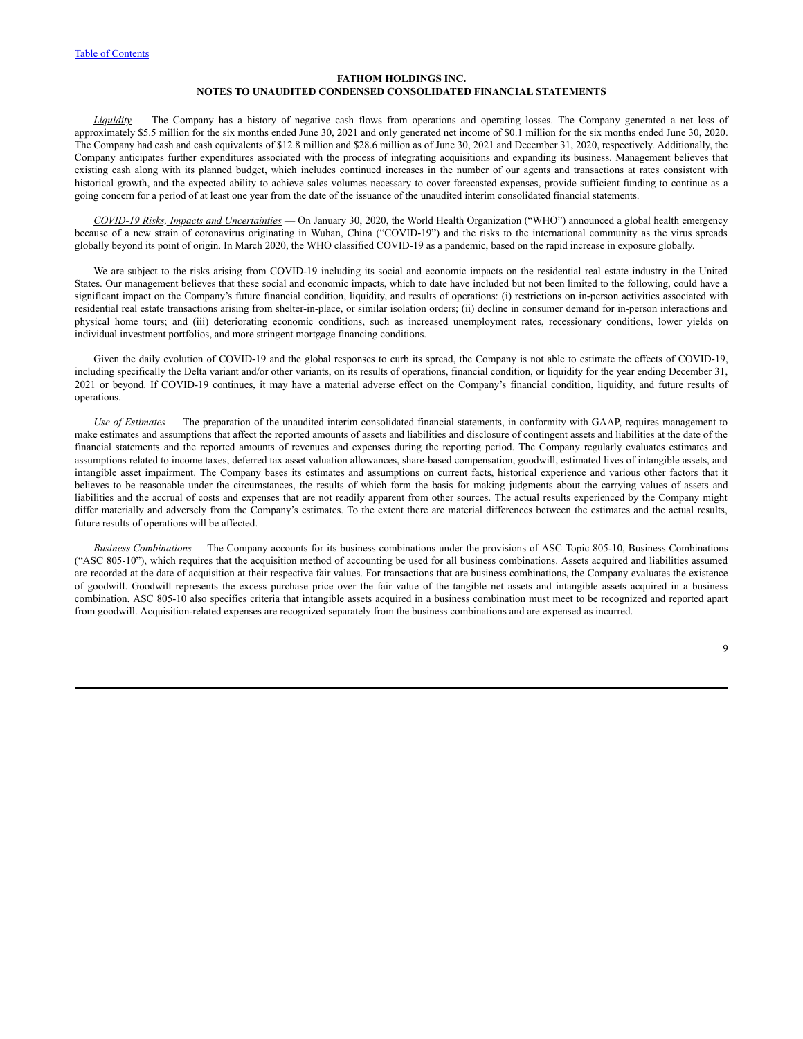**FATHOM HOLDINGS INC.**
**NOTES TO UNAUDITED CONDENSED CONSOLIDATED FINANCIAL STATEMENTS**

*Liquidity* — The Company has a history of negative cash flows from operations and operating losses. The Company generated a net loss of approximately $5.5 million for the six months ended June 30, 2021 and only generated net income of $0.1 million for the six months ended June 30, 2020. The Company had cash and cash equivalents of $12.8 million and $28.6 million as of June 30, 2021 and December 31, 2020, respectively. Additionally, the Company anticipates further expenditures associated with the process of integrating acquisitions and expanding its business. Management believes that existing cash along with its planned budget, which includes continued increases in the number of our agents and transactions at rates consistent with historical growth, and the expected ability to achieve sales volumes necessary to cover forecasted expenses, provide sufficient funding to continue as a going concern for a period of at least one year from the date of the issuance of the unaudited interim consolidated financial statements.

*COVID-19 Risks, Impacts and Uncertainties* — On January 30, 2020, the World Health Organization ("WHO") announced a global health emergency because of a new strain of coronavirus originating in Wuhan, China ("COVID-19") and the risks to the international community as the virus spreads globally beyond its point of origin. In March 2020, the WHO classified COVID-19 as a pandemic, based on the rapid increase in exposure globally.

We are subject to the risks arising from COVID-19 including its social and economic impacts on the residential real estate industry in the United States. Our management believes that these social and economic impacts, which to date have included but not been limited to the following, could have a significant impact on the Company's future financial condition, liquidity, and results of operations: (i) restrictions on in-person activities associated with residential real estate transactions arising from shelter-in-place, or similar isolation orders; (ii) decline in consumer demand for in-person interactions and physical home tours; and (iii) deteriorating economic conditions, such as increased unemployment rates, recessionary conditions, lower yields on individual investment portfolios, and more stringent mortgage financing conditions.

Given the daily evolution of COVID-19 and the global responses to curb its spread, the Company is not able to estimate the effects of COVID-19, including specifically the Delta variant and/or other variants, on its results of operations, financial condition, or liquidity for the year ending December 31, 2021 or beyond. If COVID-19 continues, it may have a material adverse effect on the Company's financial condition, liquidity, and future results of operations.

*Use of Estimates* — The preparation of the unaudited interim consolidated financial statements, in conformity with GAAP, requires management to make estimates and assumptions that affect the reported amounts of assets and liabilities and disclosure of contingent assets and liabilities at the date of the financial statements and the reported amounts of revenues and expenses during the reporting period. The Company regularly evaluates estimates and assumptions related to income taxes, deferred tax asset valuation allowances, share-based compensation, goodwill, estimated lives of intangible assets, and intangible asset impairment. The Company bases its estimates and assumptions on current facts, historical experience and various other factors that it believes to be reasonable under the circumstances, the results of which form the basis for making judgments about the carrying values of assets and liabilities and the accrual of costs and expenses that are not readily apparent from other sources. The actual results experienced by the Company might differ materially and adversely from the Company's estimates. To the extent there are material differences between the estimates and the actual results, future results of operations will be affected.

*Business Combinations* — The Company accounts for its business combinations under the provisions of ASC Topic 805-10, Business Combinations ("ASC 805-10"), which requires that the acquisition method of accounting be used for all business combinations. Assets acquired and liabilities assumed are recorded at the date of acquisition at their respective fair values. For transactions that are business combinations, the Company evaluates the existence of goodwill. Goodwill represents the excess purchase price over the fair value of the tangible net assets and intangible assets acquired in a business combination. ASC 805-10 also specifies criteria that intangible assets acquired in a business combination must meet to be recognized and reported apart from goodwill. Acquisition-related expenses are recognized separately from the business combinations and are expensed as incurred.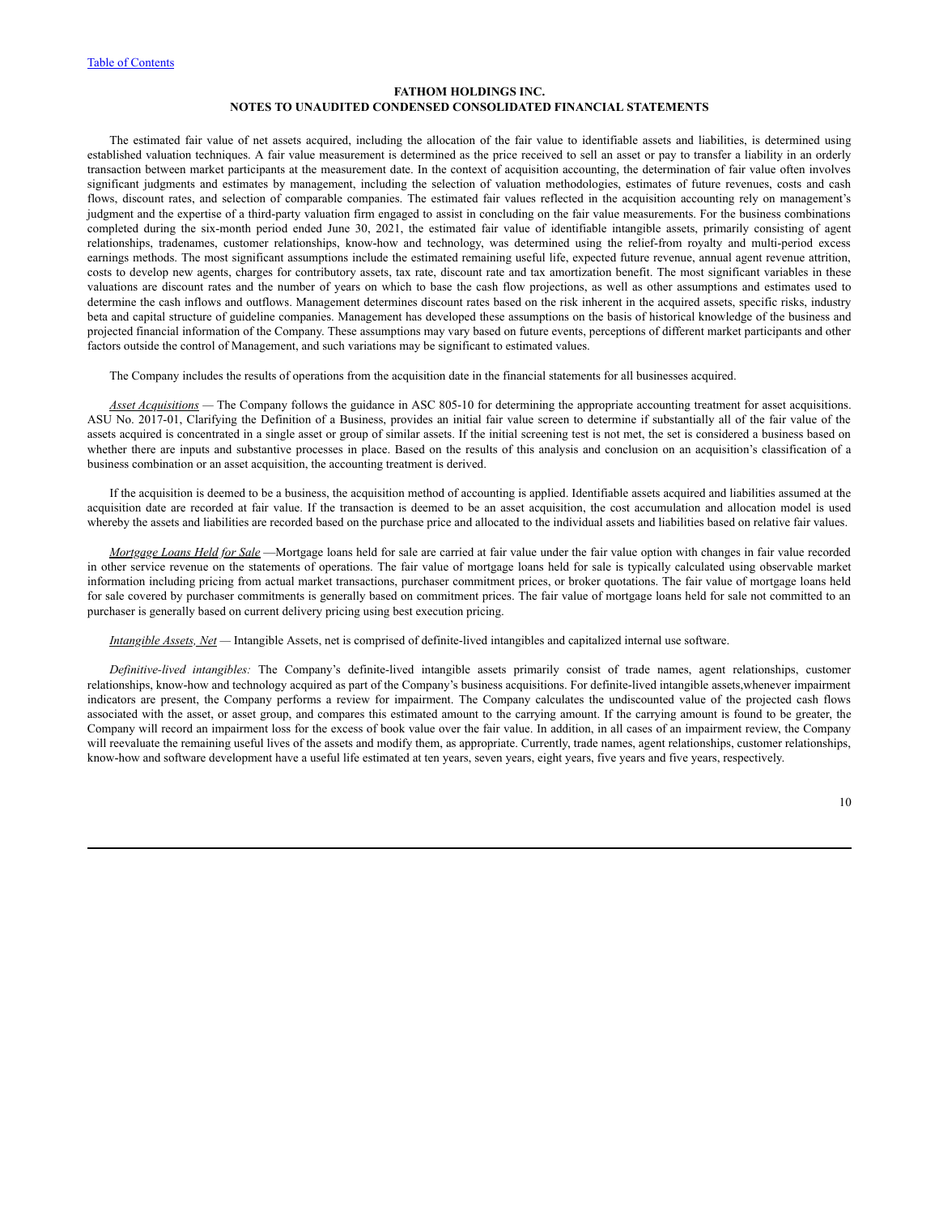## FATHOM HOLDINGS INC.
## NOTES TO UNAUDITED CONDENSED CONSOLIDATED FINANCIAL STATEMENTS

The estimated fair value of net assets acquired, including the allocation of the fair value to identifiable assets and liabilities, is determined using established valuation techniques. A fair value measurement is determined as the price received to sell an asset or pay to transfer a liability in an orderly transaction between market participants at the measurement date. In the context of acquisition accounting, the determination of fair value often involves significant judgments and estimates by management, including the selection of valuation methodologies, estimates of future revenues, costs and cash flows, discount rates, and selection of comparable companies. The estimated fair values reflected in the acquisition accounting rely on management's judgment and the expertise of a third-party valuation firm engaged to assist in concluding on the fair value measurements. For the business combinations completed during the six-month period ended June 30, 2021, the estimated fair value of identifiable intangible assets, primarily consisting of agent relationships, tradenames, customer relationships, know-how and technology, was determined using the relief-from royalty and multi-period excess earnings methods. The most significant assumptions include the estimated remaining useful life, expected future revenue, annual agent revenue attrition, costs to develop new agents, charges for contributory assets, tax rate, discount rate and tax amortization benefit. The most significant variables in these valuations are discount rates and the number of years on which to base the cash flow projections, as well as other assumptions and estimates used to determine the cash inflows and outflows. Management determines discount rates based on the risk inherent in the acquired assets, specific risks, industry beta and capital structure of guideline companies. Management has developed these assumptions on the basis of historical knowledge of the business and projected financial information of the Company. These assumptions may vary based on future events, perceptions of different market participants and other factors outside the control of Management, and such variations may be significant to estimated values.

The Company includes the results of operations from the acquisition date in the financial statements for all businesses acquired.

*Asset Acquisitions* — The Company follows the guidance in ASC 805-10 for determining the appropriate accounting treatment for asset acquisitions. ASU No. 2017-01, Clarifying the Definition of a Business, provides an initial fair value screen to determine if substantially all of the fair value of the assets acquired is concentrated in a single asset or group of similar assets. If the initial screening test is not met, the set is considered a business based on whether there are inputs and substantive processes in place. Based on the results of this analysis and conclusion on an acquisition's classification of a business combination or an asset acquisition, the accounting treatment is derived.

If the acquisition is deemed to be a business, the acquisition method of accounting is applied. Identifiable assets acquired and liabilities assumed at the acquisition date are recorded at fair value. If the transaction is deemed to be an asset acquisition, the cost accumulation and allocation model is used whereby the assets and liabilities are recorded based on the purchase price and allocated to the individual assets and liabilities based on relative fair values.

*Mortgage Loans Held for Sale* —Mortgage loans held for sale are carried at fair value under the fair value option with changes in fair value recorded in other service revenue on the statements of operations. The fair value of mortgage loans held for sale is typically calculated using observable market information including pricing from actual market transactions, purchaser commitment prices, or broker quotations. The fair value of mortgage loans held for sale covered by purchaser commitments is generally based on commitment prices. The fair value of mortgage loans held for sale not committed to an purchaser is generally based on current delivery pricing using best execution pricing.

*Intangible Assets, Net* — Intangible Assets, net is comprised of definite-lived intangibles and capitalized internal use software.

*Definitive-lived intangibles:* The Company's definite-lived intangible assets primarily consist of trade names, agent relationships, customer relationships, know-how and technology acquired as part of the Company's business acquisitions. For definite-lived intangible assets,whenever impairment indicators are present, the Company performs a review for impairment. The Company calculates the undiscounted value of the projected cash flows associated with the asset, or asset group, and compares this estimated amount to the carrying amount. If the carrying amount is found to be greater, the Company will record an impairment loss for the excess of book value over the fair value. In addition, in all cases of an impairment review, the Company will reevaluate the remaining useful lives of the assets and modify them, as appropriate. Currently, trade names, agent relationships, customer relationships, know-how and software development have a useful life estimated at ten years, seven years, eight years, five years and five years, respectively.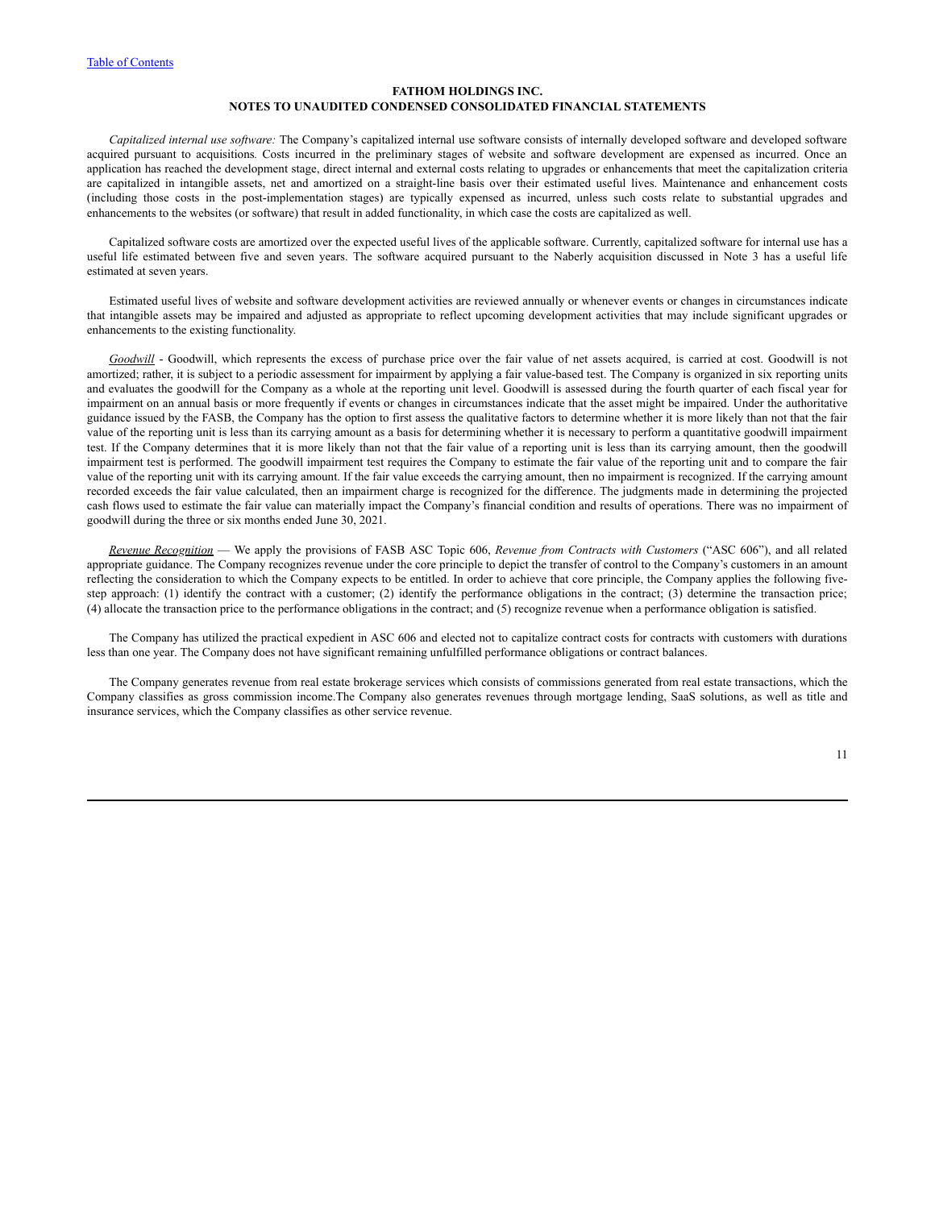[Table of Contents](#)

**FATHOM HOLDINGS INC.**
**NOTES TO UNAUDITED CONDENSED CONSOLIDATED FINANCIAL STATEMENTS**

*Capitalized internal use software:* The Company's capitalized internal use software consists of internally developed software and developed software acquired pursuant to acquisitions. Costs incurred in the preliminary stages of website and software development are expensed as incurred. Once an application has reached the development stage, direct internal and external costs relating to upgrades or enhancements that meet the capitalization criteria are capitalized in intangible assets, net and amortized on a straight-line basis over their estimated useful lives. Maintenance and enhancement costs (including those costs in the post-implementation stages) are typically expensed as incurred, unless such costs relate to substantial upgrades and enhancements to the websites (or software) that result in added functionality, in which case the costs are capitalized as well.

Capitalized software costs are amortized over the expected useful lives of the applicable software. Currently, capitalized software for internal use has a useful life estimated between five and seven years. The software acquired pursuant to the Naberly acquisition discussed in Note 3 has a useful life estimated at seven years.

Estimated useful lives of website and software development activities are reviewed annually or whenever events or changes in circumstances indicate that intangible assets may be impaired and adjusted as appropriate to reflect upcoming development activities that may include significant upgrades or enhancements to the existing functionality.

*Goodwill* - Goodwill, which represents the excess of purchase price over the fair value of net assets acquired, is carried at cost. Goodwill is not amortized; rather, it is subject to a periodic assessment for impairment by applying a fair value-based test. The Company is organized in six reporting units and evaluates the goodwill for the Company as a whole at the reporting unit level. Goodwill is assessed during the fourth quarter of each fiscal year for impairment on an annual basis or more frequently if events or changes in circumstances indicate that the asset might be impaired. Under the authoritative guidance issued by the FASB, the Company has the option to first assess the qualitative factors to determine whether it is more likely than not that the fair value of the reporting unit is less than its carrying amount as a basis for determining whether it is necessary to perform a quantitative goodwill impairment test. If the Company determines that it is more likely than not that the fair value of a reporting unit is less than its carrying amount, then the goodwill impairment test is performed. The goodwill impairment test requires the Company to estimate the fair value of the reporting unit and to compare the fair value of the reporting unit with its carrying amount. If the fair value exceeds the carrying amount, then no impairment is recognized. If the carrying amount recorded exceeds the fair value calculated, then an impairment charge is recognized for the difference. The judgments made in determining the projected cash flows used to estimate the fair value can materially impact the Company's financial condition and results of operations. There was no impairment of goodwill during the three or six months ended June 30, 2021.

*Revenue Recognition* — We apply the provisions of FASB ASC Topic 606, *Revenue from Contracts with Customers* ("ASC 606"), and all related appropriate guidance. The Company recognizes revenue under the core principle to depict the transfer of control to the Company's customers in an amount reflecting the consideration to which the Company expects to be entitled. In order to achieve that core principle, the Company applies the following five-step approach: (1) identify the contract with a customer; (2) identify the performance obligations in the contract; (3) determine the transaction price; (4) allocate the transaction price to the performance obligations in the contract; and (5) recognize revenue when a performance obligation is satisfied.

The Company has utilized the practical expedient in ASC 606 and elected not to capitalize contract costs for contracts with customers with durations less than one year. The Company does not have significant remaining unfulfilled performance obligations or contract balances.

The Company generates revenue from real estate brokerage services which consists of commissions generated from real estate transactions, which the Company classifies as gross commission income.The Company also generates revenues through mortgage lending, SaaS solutions, as well as title and insurance services, which the Company classifies as other service revenue.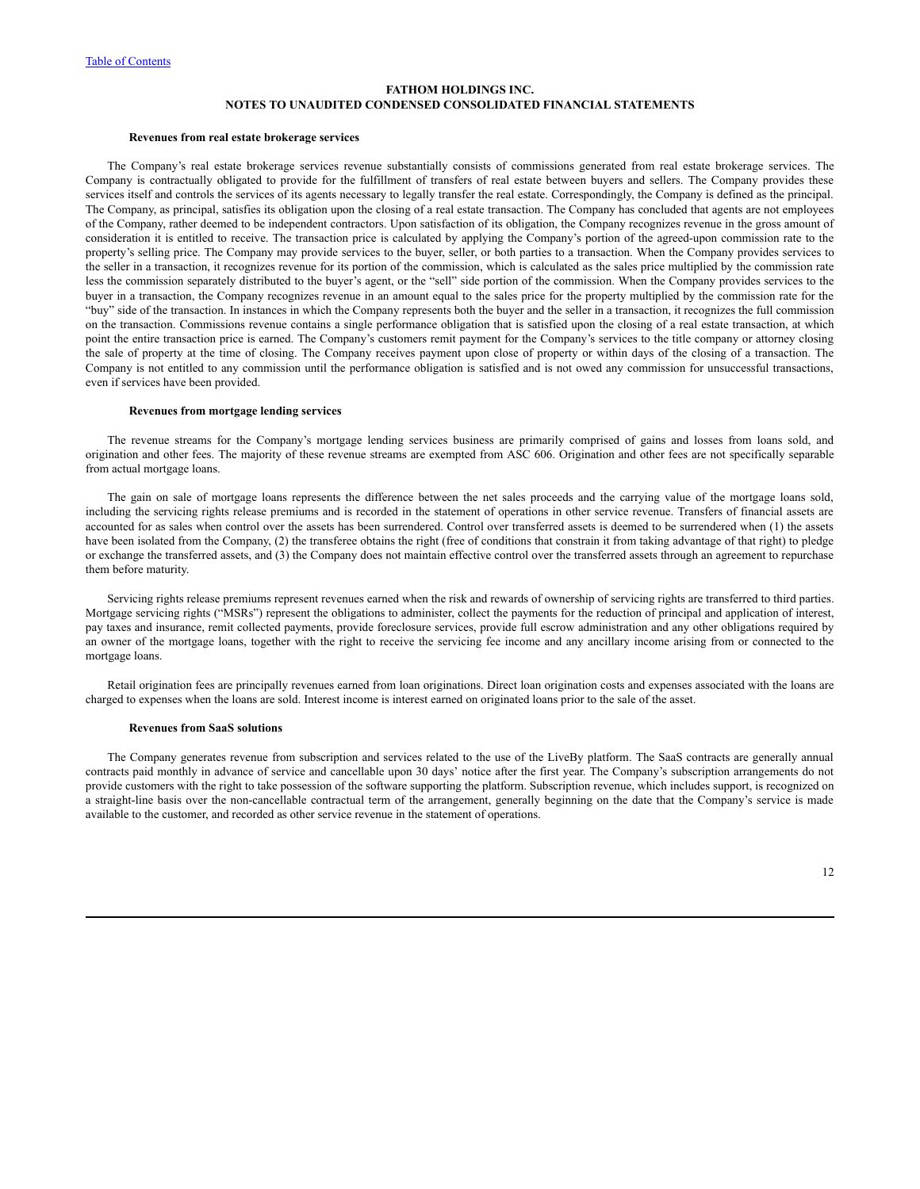**FATHOM HOLDINGS INC.**
**NOTES TO UNAUDITED CONDENSED CONSOLIDATED FINANCIAL STATEMENTS**

**Revenues from real estate brokerage services**

The Company's real estate brokerage services revenue substantially consists of commissions generated from real estate brokerage services. The Company is contractually obligated to provide for the fulfillment of transfers of real estate between buyers and sellers. The Company provides these services itself and controls the services of its agents necessary to legally transfer the real estate. Correspondingly, the Company is defined as the principal. The Company, as principal, satisfies its obligation upon the closing of a real estate transaction. The Company has concluded that agents are not employees of the Company, rather deemed to be independent contractors. Upon satisfaction of its obligation, the Company recognizes revenue in the gross amount of consideration it is entitled to receive. The transaction price is calculated by applying the Company's portion of the agreed-upon commission rate to the property's selling price. The Company may provide services to the buyer, seller, or both parties to a transaction. When the Company provides services to the seller in a transaction, it recognizes revenue for its portion of the commission, which is calculated as the sales price multiplied by the commission rate less the commission separately distributed to the buyer's agent, or the "sell" side portion of the commission. When the Company provides services to the buyer in a transaction, the Company recognizes revenue in an amount equal to the sales price for the property multiplied by the commission rate for the "buy" side of the transaction. In instances in which the Company represents both the buyer and the seller in a transaction, it recognizes the full commission on the transaction. Commissions revenue contains a single performance obligation that is satisfied upon the closing of a real estate transaction, at which point the entire transaction price is earned. The Company's customers remit payment for the Company's services to the title company or attorney closing the sale of property at the time of closing. The Company receives payment upon close of property or within days of the closing of a transaction. The Company is not entitled to any commission until the performance obligation is satisfied and is not owed any commission for unsuccessful transactions, even if services have been provided.

**Revenues from mortgage lending services**

The revenue streams for the Company's mortgage lending services business are primarily comprised of gains and losses from loans sold, and origination and other fees. The majority of these revenue streams are exempted from ASC 606. Origination and other fees are not specifically separable from actual mortgage loans.

The gain on sale of mortgage loans represents the difference between the net sales proceeds and the carrying value of the mortgage loans sold, including the servicing rights release premiums and is recorded in the statement of operations in other service revenue. Transfers of financial assets are accounted for as sales when control over the assets has been surrendered. Control over transferred assets is deemed to be surrendered when (1) the assets have been isolated from the Company, (2) the transferee obtains the right (free of conditions that constrain it from taking advantage of that right) to pledge or exchange the transferred assets, and (3) the Company does not maintain effective control over the transferred assets through an agreement to repurchase them before maturity.

Servicing rights release premiums represent revenues earned when the risk and rewards of ownership of servicing rights are transferred to third parties. Mortgage servicing rights ("MSRs") represent the obligations to administer, collect the payments for the reduction of principal and application of interest, pay taxes and insurance, remit collected payments, provide foreclosure services, provide full escrow administration and any other obligations required by an owner of the mortgage loans, together with the right to receive the servicing fee income and any ancillary income arising from or connected to the mortgage loans.

Retail origination fees are principally revenues earned from loan originations. Direct loan origination costs and expenses associated with the loans are charged to expenses when the loans are sold. Interest income is interest earned on originated loans prior to the sale of the asset.

**Revenues from SaaS solutions**

The Company generates revenue from subscription and services related to the use of the LiveBy platform. The SaaS contracts are generally annual contracts paid monthly in advance of service and cancellable upon 30 days' notice after the first year. The Company's subscription arrangements do not provide customers with the right to take possession of the software supporting the platform. Subscription revenue, which includes support, is recognized on a straight-line basis over the non-cancellable contractual term of the arrangement, generally beginning on the date that the Company's service is made available to the customer, and recorded as other service revenue in the statement of operations.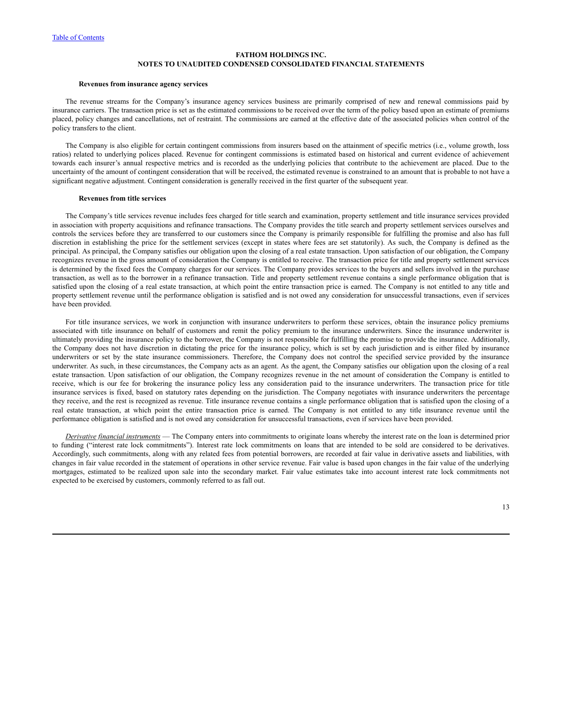**Revenues from insurance agency services**

The revenue streams for the Company's insurance agency services business are primarily comprised of new and renewal commissions paid by insurance carriers. The transaction price is set as the estimated commissions to be received over the term of the policy based upon an estimate of premiums placed, policy changes and cancellations, net of restraint. The commissions are earned at the effective date of the associated policies when control of the policy transfers to the client.

The Company is also eligible for certain contingent commissions from insurers based on the attainment of specific metrics (i.e., volume growth, loss ratios) related to underlying polices placed. Revenue for contingent commissions is estimated based on historical and current evidence of achievement towards each insurer's annual respective metrics and is recorded as the underlying policies that contribute to the achievement are placed. Due to the uncertainty of the amount of contingent consideration that will be received, the estimated revenue is constrained to an amount that is probable to not have a significant negative adjustment. Contingent consideration is generally received in the first quarter of the subsequent year.

**Revenues from title services**

The Company's title services revenue includes fees charged for title search and examination, property settlement and title insurance services provided in association with property acquisitions and refinance transactions. The Company provides the title search and property settlement services ourselves and controls the services before they are transferred to our customers since the Company is primarily responsible for fulfilling the promise and also has full discretion in establishing the price for the settlement services (except in states where fees are set statutorily). As such, the Company is defined as the principal. As principal, the Company satisfies our obligation upon the closing of a real estate transaction. Upon satisfaction of our obligation, the Company recognizes revenue in the gross amount of consideration the Company is entitled to receive. The transaction price for title and property settlement services is determined by the fixed fees the Company charges for our services. The Company provides services to the buyers and sellers involved in the purchase transaction, as well as to the borrower in a refinance transaction. Title and property settlement revenue contains a single performance obligation that is satisfied upon the closing of a real estate transaction, at which point the entire transaction price is earned. The Company is not entitled to any title and property settlement revenue until the performance obligation is satisfied and is not owed any consideration for unsuccessful transactions, even if services have been provided.

For title insurance services, we work in conjunction with insurance underwriters to perform these services, obtain the insurance policy premiums associated with title insurance on behalf of customers and remit the policy premium to the insurance underwriters. Since the insurance underwriter is ultimately providing the insurance policy to the borrower, the Company is not responsible for fulfilling the promise to provide the insurance. Additionally, the Company does not have discretion in dictating the price for the insurance policy, which is set by each jurisdiction and is either filed by insurance underwriters or set by the state insurance commissioners. Therefore, the Company does not control the specified service provided by the insurance underwriter. As such, in these circumstances, the Company acts as an agent. As the agent, the Company satisfies our obligation upon the closing of a real estate transaction. Upon satisfaction of our obligation, the Company recognizes revenue in the net amount of consideration the Company is entitled to receive, which is our fee for brokering the insurance policy less any consideration paid to the insurance underwriters. The transaction price for title insurance services is fixed, based on statutory rates depending on the jurisdiction. The Company negotiates with insurance underwriters the percentage they receive, and the rest is recognized as revenue. Title insurance revenue contains a single performance obligation that is satisfied upon the closing of a real estate transaction, at which point the entire transaction price is earned. The Company is not entitled to any title insurance revenue until the performance obligation is satisfied and is not owed any consideration for unsuccessful transactions, even if services have been provided.

*Derivative financial instruments* — The Company enters into commitments to originate loans whereby the interest rate on the loan is determined prior to funding ("interest rate lock commitments"). Interest rate lock commitments on loans that are intended to be sold are considered to be derivatives. Accordingly, such commitments, along with any related fees from potential borrowers, are recorded at fair value in derivative assets and liabilities, with changes in fair value recorded in the statement of operations in other service revenue. Fair value is based upon changes in the fair value of the underlying mortgages, estimated to be realized upon sale into the secondary market. Fair value estimates take into account interest rate lock commitments not expected to be exercised by customers, commonly referred to as fall out.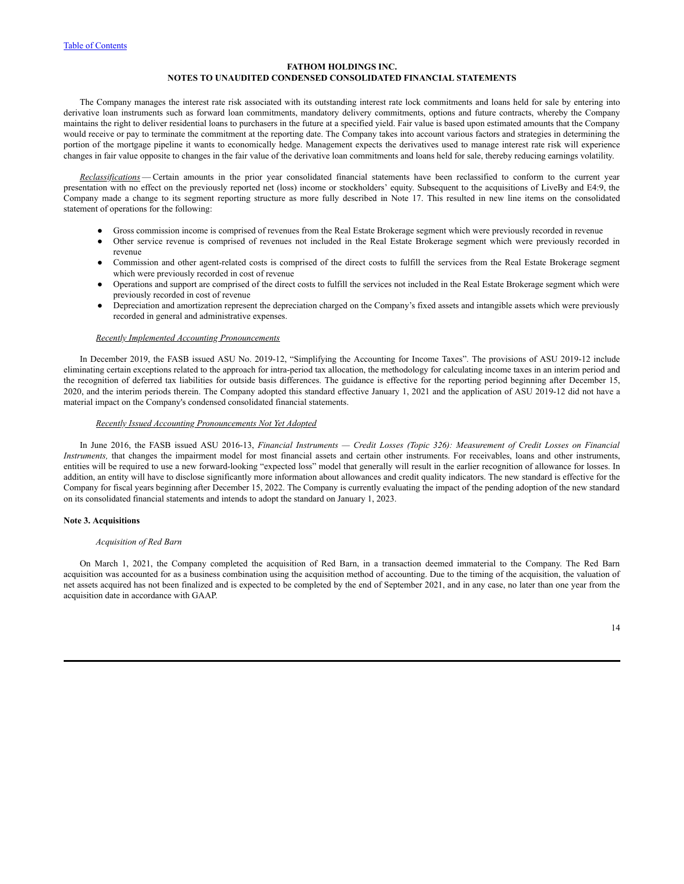# FATHOM HOLDINGS INC.
## NOTES TO UNAUDITED CONDENSED CONSOLIDATED FINANCIAL STATEMENTS

The Company manages the interest rate risk associated with its outstanding interest rate lock commitments and loans held for sale by entering into derivative loan instruments such as forward loan commitments, mandatory delivery commitments, options and future contracts, whereby the Company maintains the right to deliver residential loans to purchasers in the future at a specified yield. Fair value is based upon estimated amounts that the Company would receive or pay to terminate the commitment at the reporting date. The Company takes into account various factors and strategies in determining the portion of the mortgage pipeline it wants to economically hedge. Management expects the derivatives used to manage interest rate risk will experience changes in fair value opposite to changes in the fair value of the derivative loan commitments and loans held for sale, thereby reducing earnings volatility.

*Reclassifications* — Certain amounts in the prior year consolidated financial statements have been reclassified to conform to the current year presentation with no effect on the previously reported net (loss) income or stockholders' equity. Subsequent to the acquisitions of LiveBy and E4:9, the Company made a change to its segment reporting structure as more fully described in Note 17. This resulted in new line items on the consolidated statement of operations for the following:

- Gross commission income is comprised of revenues from the Real Estate Brokerage segment which were previously recorded in revenue
- Other service revenue is comprised of revenues not included in the Real Estate Brokerage segment which were previously recorded in revenue
- Commission and other agent-related costs is comprised of the direct costs to fulfill the services from the Real Estate Brokerage segment which were previously recorded in cost of revenue
- Operations and support are comprised of the direct costs to fulfill the services not included in the Real Estate Brokerage segment which were previously recorded in cost of revenue
- Depreciation and amortization represent the depreciation charged on the Company's fixed assets and intangible assets which were previously recorded in general and administrative expenses.

*Recently Implemented Accounting Pronouncements*

In December 2019, the FASB issued ASU No. 2019-12, "Simplifying the Accounting for Income Taxes". The provisions of ASU 2019-12 include eliminating certain exceptions related to the approach for intra-period tax allocation, the methodology for calculating income taxes in an interim period and the recognition of deferred tax liabilities for outside basis differences. The guidance is effective for the reporting period beginning after December 15, 2020, and the interim periods therein. The Company adopted this standard effective January 1, 2021 and the application of ASU 2019-12 did not have a material impact on the Company's condensed consolidated financial statements.

*Recently Issued Accounting Pronouncements Not Yet Adopted*

In June 2016, the FASB issued ASU 2016-13, *Financial Instruments — Credit Losses (Topic 326): Measurement of Credit Losses on Financial Instruments,* that changes the impairment model for most financial assets and certain other instruments. For receivables, loans and other instruments, entities will be required to use a new forward-looking "expected loss" model that generally will result in the earlier recognition of allowance for losses. In addition, an entity will have to disclose significantly more information about allowances and credit quality indicators. The new standard is effective for the Company for fiscal years beginning after December 15, 2022. The Company is currently evaluating the impact of the pending adoption of the new standard on its consolidated financial statements and intends to adopt the standard on January 1, 2023.

**Note 3. Acquisitions**

*Acquisition of Red Barn*

On March 1, 2021, the Company completed the acquisition of Red Barn, in a transaction deemed immaterial to the Company. The Red Barn acquisition was accounted for as a business combination using the acquisition method of accounting. Due to the timing of the acquisition, the valuation of net assets acquired has not been finalized and is expected to be completed by the end of September 2021, and in any case, no later than one year from the acquisition date in accordance with GAAP.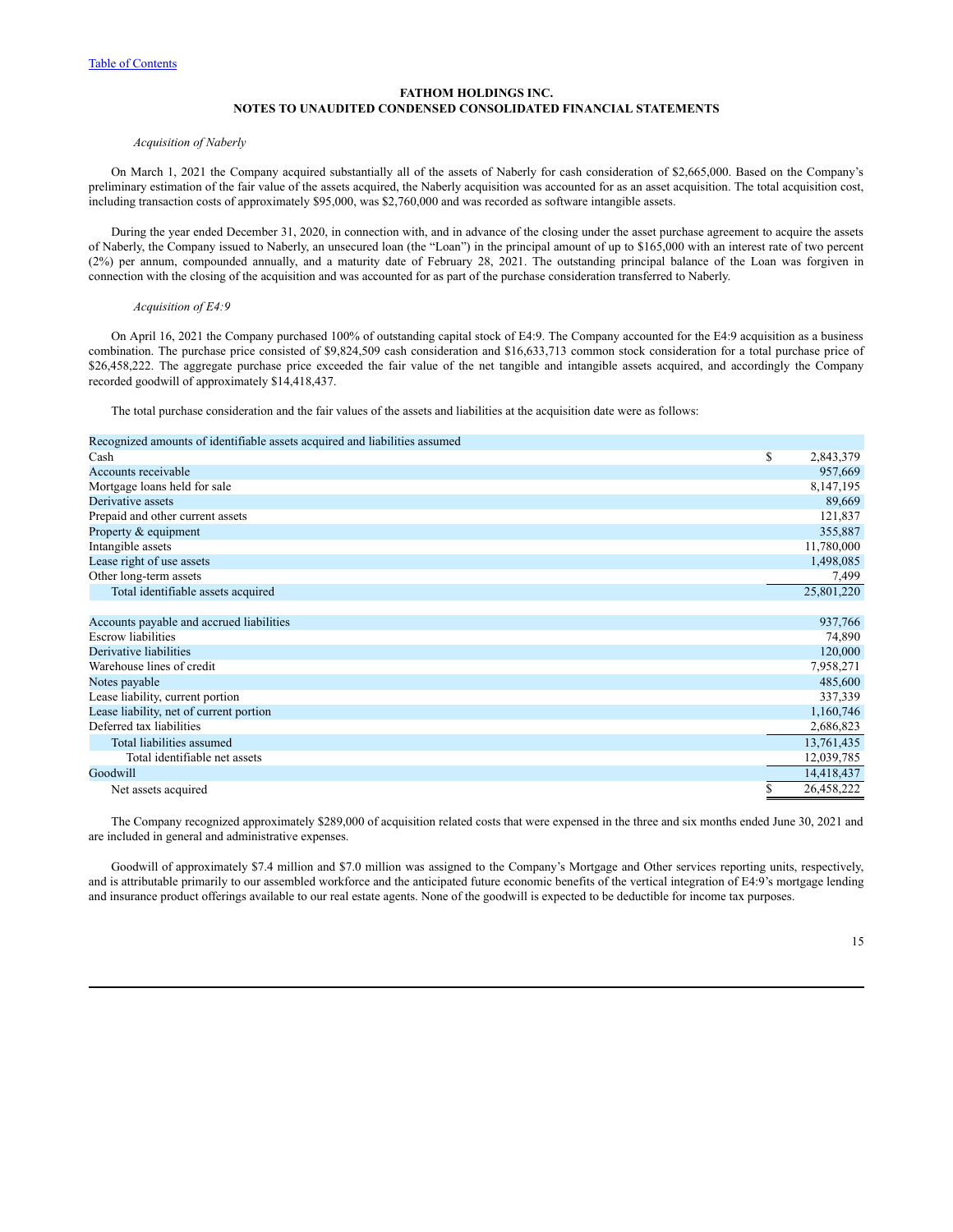[Table of Contents](#)

**FATHOM HOLDINGS INC.**
**NOTES TO UNAUDITED CONDENSED CONSOLIDATED FINANCIAL STATEMENTS**

*Acquisition of Naberly*

On March 1, 2021 the Company acquired substantially all of the assets of Naberly for cash consideration of $2,665,000. Based on the Company's preliminary estimation of the fair value of the assets acquired, the Naberly acquisition was accounted for as an asset acquisition. The total acquisition cost, including transaction costs of approximately $95,000, was $2,760,000 and was recorded as software intangible assets.

During the year ended December 31, 2020, in connection with, and in advance of the closing under the asset purchase agreement to acquire the assets of Naberly, the Company issued to Naberly, an unsecured loan (the "Loan") in the principal amount of up to $165,000 with an interest rate of two percent (2%) per annum, compounded annually, and a maturity date of February 28, 2021. The outstanding principal balance of the Loan was forgiven in connection with the closing of the acquisition and was accounted for as part of the purchase consideration transferred to Naberly.

*Acquisition of E4:9*

On April 16, 2021 the Company purchased 100% of outstanding capital stock of E4:9. The Company accounted for the E4:9 acquisition as a business combination. The purchase price consisted of $9,824,509 cash consideration and $16,633,713 common stock consideration for a total purchase price of $26,458,222. The aggregate purchase price exceeded the fair value of the net tangible and intangible assets acquired, and accordingly the Company recorded goodwill of approximately $14,418,437.

The total purchase consideration and the fair values of the assets and liabilities at the acquisition date were as follows:

| Recognized amounts of identifiable assets acquired and liabilities assumed | |
|---|---|
| Cash | $ 2,843,379 |
| Accounts receivable | 957,669 |
| Mortgage loans held for sale | 8,147,195 |
| Derivative assets | 89,669 |
| Prepaid and other current assets | 121,837 |
| Property & equipment | 355,887 |
| Intangible assets | 11,780,000 |
| Lease right of use assets | 1,498,085 |
| Other long-term assets | 7,499 |
| Total identifiable assets acquired | 25,801,220 |
| | |
| Accounts payable and accrued liabilities | 937,766 |
| Escrow liabilities | 74,890 |
| Derivative liabilities | 120,000 |
| Warehouse lines of credit | 7,958,271 |
| Notes payable | 485,600 |
| Lease liability, current portion | 337,339 |
| Lease liability, net of current portion | 1,160,746 |
| Deferred tax liabilities | 2,686,823 |
| Total liabilities assumed | 13,761,435 |
| Total identifiable net assets | 12,039,785 |
| Goodwill | 14,418,437 |
| Net assets acquired | $ 26,458,222 |

The Company recognized approximately $289,000 of acquisition related costs that were expensed in the three and six months ended June 30, 2021 and are included in general and administrative expenses.

Goodwill of approximately $7.4 million and $7.0 million was assigned to the Company's Mortgage and Other services reporting units, respectively, and is attributable primarily to our assembled workforce and the anticipated future economic benefits of the vertical integration of E4:9's mortgage lending and insurance product offerings available to our real estate agents. None of the goodwill is expected to be deductible for income tax purposes.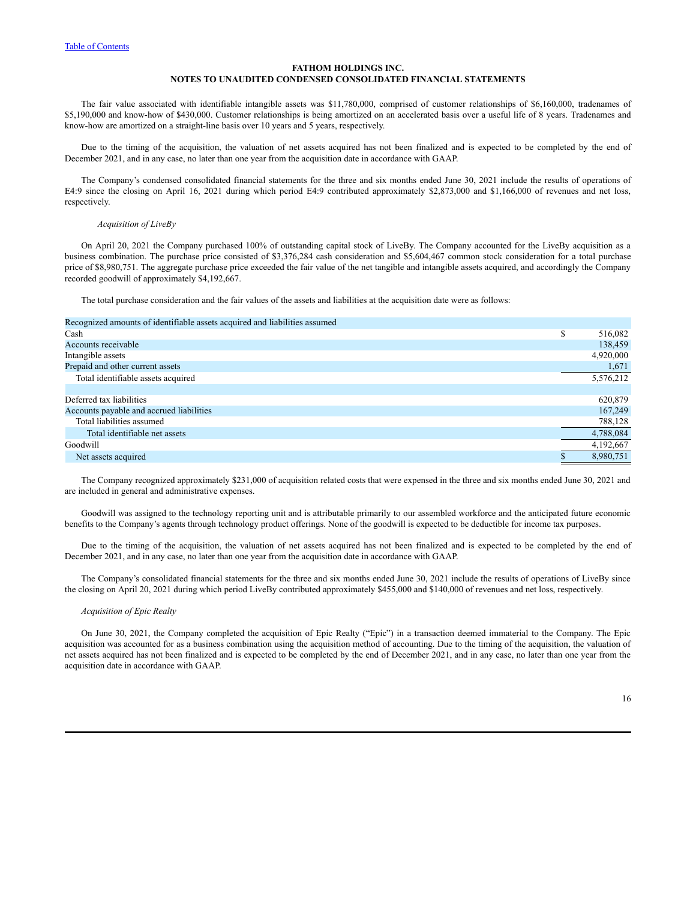The fair value associated with identifiable intangible assets was $11,780,000, comprised of customer relationships of $6,160,000, tradenames of $5,190,000 and know-how of $430,000. Customer relationships is being amortized on an accelerated basis over a useful life of 8 years. Tradenames and know-how are amortized on a straight-line basis over 10 years and 5 years, respectively.

Due to the timing of the acquisition, the valuation of net assets acquired has not been finalized and is expected to be completed by the end of December 2021, and in any case, no later than one year from the acquisition date in accordance with GAAP.

The Company's condensed consolidated financial statements for the three and six months ended June 30, 2021 include the results of operations of E4:9 since the closing on April 16, 2021 during which period E4:9 contributed approximately $2,873,000 and $1,166,000 of revenues and net loss, respectively.

*Acquisition of LiveBy*

On April 20, 2021 the Company purchased 100% of outstanding capital stock of LiveBy. The Company accounted for the LiveBy acquisition as a business combination. The purchase price consisted of $3,376,284 cash consideration and $5,604,467 common stock consideration for a total purchase price of $8,980,751. The aggregate purchase price exceeded the fair value of the net tangible and intangible assets acquired, and accordingly the Company recorded goodwill of approximately $4,192,667.

The total purchase consideration and the fair values of the assets and liabilities at the acquisition date were as follows:

| Recognized amounts of identifiable assets acquired and liabilities assumed | |
|---|---|
| Cash | $ 516,082 |
| Accounts receivable | 138,459 |
| Intangible assets | 4,920,000 |
| Prepaid and other current assets | 1,671 |
| Total identifiable assets acquired | 5,576,212 |
| | |
| Deferred tax liabilities | 620,879 |
| Accounts payable and accrued liabilities | 167,249 |
| Total liabilities assumed | 788,128 |
| Total identifiable net assets | 4,788,084 |
| Goodwill | 4,192,667 |
| Net assets acquired | $ 8,980,751 |

The Company recognized approximately $231,000 of acquisition related costs that were expensed in the three and six months ended June 30, 2021 and are included in general and administrative expenses.

Goodwill was assigned to the technology reporting unit and is attributable primarily to our assembled workforce and the anticipated future economic benefits to the Company's agents through technology product offerings. None of the goodwill is expected to be deductible for income tax purposes.

Due to the timing of the acquisition, the valuation of net assets acquired has not been finalized and is expected to be completed by the end of December 2021, and in any case, no later than one year from the acquisition date in accordance with GAAP.

The Company's consolidated financial statements for the three and six months ended June 30, 2021 include the results of operations of LiveBy since the closing on April 20, 2021 during which period LiveBy contributed approximately $455,000 and $140,000 of revenues and net loss, respectively.

*Acquisition of Epic Realty*

On June 30, 2021, the Company completed the acquisition of Epic Realty ("Epic") in a transaction deemed immaterial to the Company. The Epic acquisition was accounted for as a business combination using the acquisition method of accounting. Due to the timing of the acquisition, the valuation of net assets acquired has not been finalized and is expected to be completed by the end of December 2021, and in any case, no later than one year from the acquisition date in accordance with GAAP.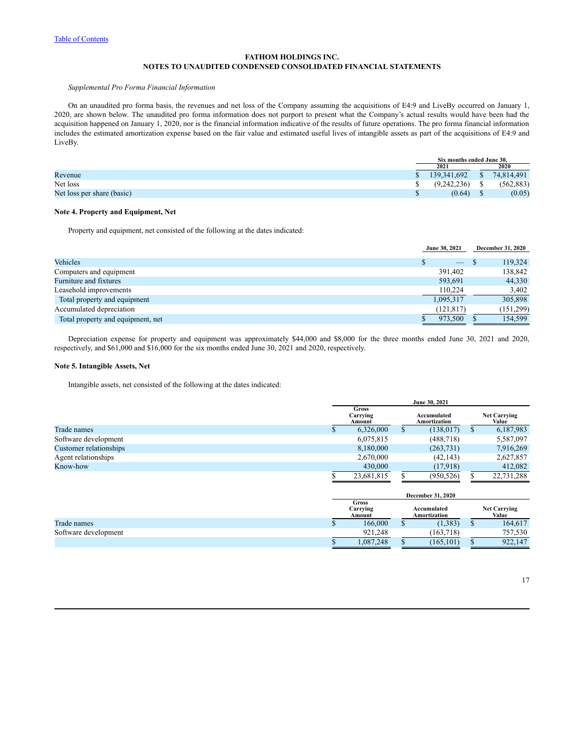[Table of Contents](#)

**FATHOM HOLDINGS INC.**
**NOTES TO UNAUDITED CONDENSED CONSOLIDATED FINANCIAL STATEMENTS**

*Supplemental Pro Forma Financial Information*

On an unaudited pro forma basis, the revenues and net loss of the Company assuming the acquisitions of E4:9 and LiveBy occurred on January 1, 2020, are shown below. The unaudited pro forma information does not purport to present what the Company's actual results would have been had the acquisition happened on January 1, 2020, nor is the financial information indicative of the results of future operations. The pro forma financial information includes the estimated amortization expense based on the fair value and estimated useful lives of intangible assets as part of the acquisitions of E4:9 and LiveBy.

| | Six months ended June 30, | |
|---|---|---|
| | 2021 | 2020 |
| Revenue | $ 139,341,692 | $ 74,814,491 |
| Net loss | $ (9,242,236) | $ (562,883) |
| Net loss per share (basic) | $ (0.64) | $ (0.05) |

### Note 4. Property and Equipment, Net

Property and equipment, net consisted of the following at the dates indicated:

| | June 30, 2021 | December 31, 2020 |
|---|---|---|
| Vehicles | $ — | $ 119,324 |
| Computers and equipment | 391,402 | 138,842 |
| Furniture and fixtures | 593,691 | 44,330 |
| Leasehold improvements | 110,224 | 3,402 |
| Total property and equipment | 1,095,317 | 305,898 |
| Accumulated depreciation | (121,817) | (151,299) |
| Total property and equipment, net | $ 973,500 | $ 154,599 |

Depreciation expense for property and equipment was approximately $44,000 and $8,000 for the three months ended June 30, 2021 and 2020, respectively, and $61,000 and $16,000 for the six months ended June 30, 2021 and 2020, respectively.

### Note 5. Intangible Assets, Net

Intangible assets, net consisted of the following at the dates indicated:

| | June 30, 2021 | | |
|---|---|---|---|
| | Gross Carrying Amount | Accumulated Amortization | Net Carrying Value |
| Trade names | $ 6,326,000 | $ (138,017) | $ 6,187,983 |
| Software development | 6,075,815 | (488,718) | 5,587,097 |
| Customer relationships | 8,180,000 | (263,731) | 7,916,269 |
| Agent relationships | 2,670,000 | (42,143) | 2,627,857 |
| Know-how | 430,000 | (17,918) | 412,082 |
| | $ 23,681,815 | $ (950,526) | $ 22,731,288 |

| | December 31, 2020 | | |
|---|---|---|---|
| | Gross Carrying Amount | Accumulated Amortization | Net Carrying Value |
| Trade names | $ 166,000 | $ (1,383) | $ 164,617 |
| Software development | 921,248 | (163,718) | 757,530 |
| | $ 1,087,248 | $ (165,101) | $ 922,147 |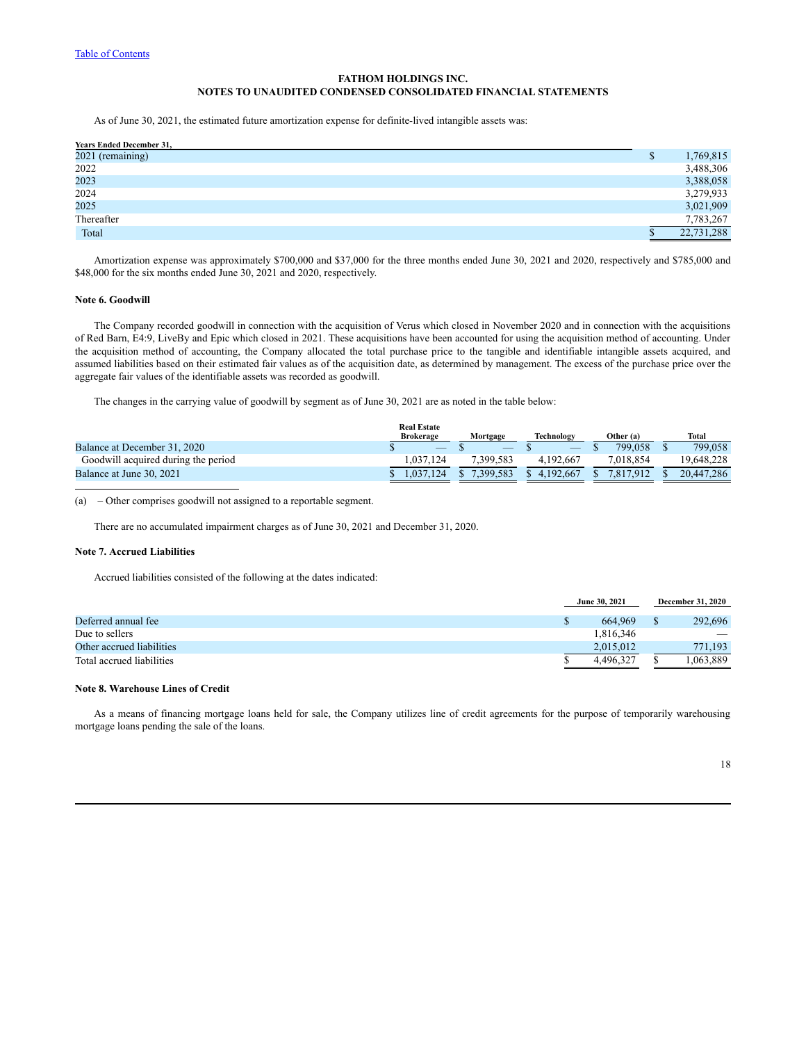Table of Contents

**FATHOM HOLDINGS INC.**
**NOTES TO UNAUDITED CONDENSED CONSOLIDATED FINANCIAL STATEMENTS**

As of June 30, 2021, the estimated future amortization expense for definite-lived intangible assets was:

| Years Ended December 31, | |
|---|---|
| 2021 (remaining) | $ 1,769,815 |
| 2022 | 3,488,306 |
| 2023 | 3,388,058 |
| 2024 | 3,279,933 |
| 2025 | 3,021,909 |
| Thereafter | 7,783,267 |
| Total | $ 22,731,288 |

Amortization expense was approximately $700,000 and $37,000 for the three months ended June 30, 2021 and 2020, respectively and $785,000 and $48,000 for the six months ended June 30, 2021 and 2020, respectively.

**Note 6. Goodwill**

The Company recorded goodwill in connection with the acquisition of Verus which closed in November 2020 and in connection with the acquisitions of Red Barn, E4:9, LiveBy and Epic which closed in 2021. These acquisitions have been accounted for using the acquisition method of accounting. Under the acquisition method of accounting, the Company allocated the total purchase price to the tangible and identifiable intangible assets acquired, and assumed liabilities based on their estimated fair values as of the acquisition date, as determined by management. The excess of the purchase price over the aggregate fair values of the identifiable assets was recorded as goodwill.

The changes in the carrying value of goodwill by segment as of June 30, 2021 are as noted in the table below:

| | Real Estate Brokerage | Mortgage | Technology | Other (a) | Total |
|---|---|---|---|---|---|
| Balance at December 31, 2020 | $ — | $ — | $ — | $ 799,058 | $ 799,058 |
| Goodwill acquired during the period | 1,037,124 | 7,399,583 | 4,192,667 | 7,018,854 | 19,648,228 |
| Balance at June 30, 2021 | $ 1,037,124 | $ 7,399,583 | $ 4,192,667 | $ 7,817,912 | $ 20,447,286 |

(a) – Other comprises goodwill not assigned to a reportable segment.

There are no accumulated impairment charges as of June 30, 2021 and December 31, 2020.

**Note 7. Accrued Liabilities**

Accrued liabilities consisted of the following at the dates indicated:

| | June 30, 2021 | December 31, 2020 |
|---|---|---|
| Deferred annual fee | $ 664,969 | $ 292,696 |
| Due to sellers | 1,816,346 | — |
| Other accrued liabilities | 2,015,012 | 771,193 |
| Total accrued liabilities | $ 4,496,327 | $ 1,063,889 |

**Note 8. Warehouse Lines of Credit**

As a means of financing mortgage loans held for sale, the Company utilizes line of credit agreements for the purpose of temporarily warehousing mortgage loans pending the sale of the loans.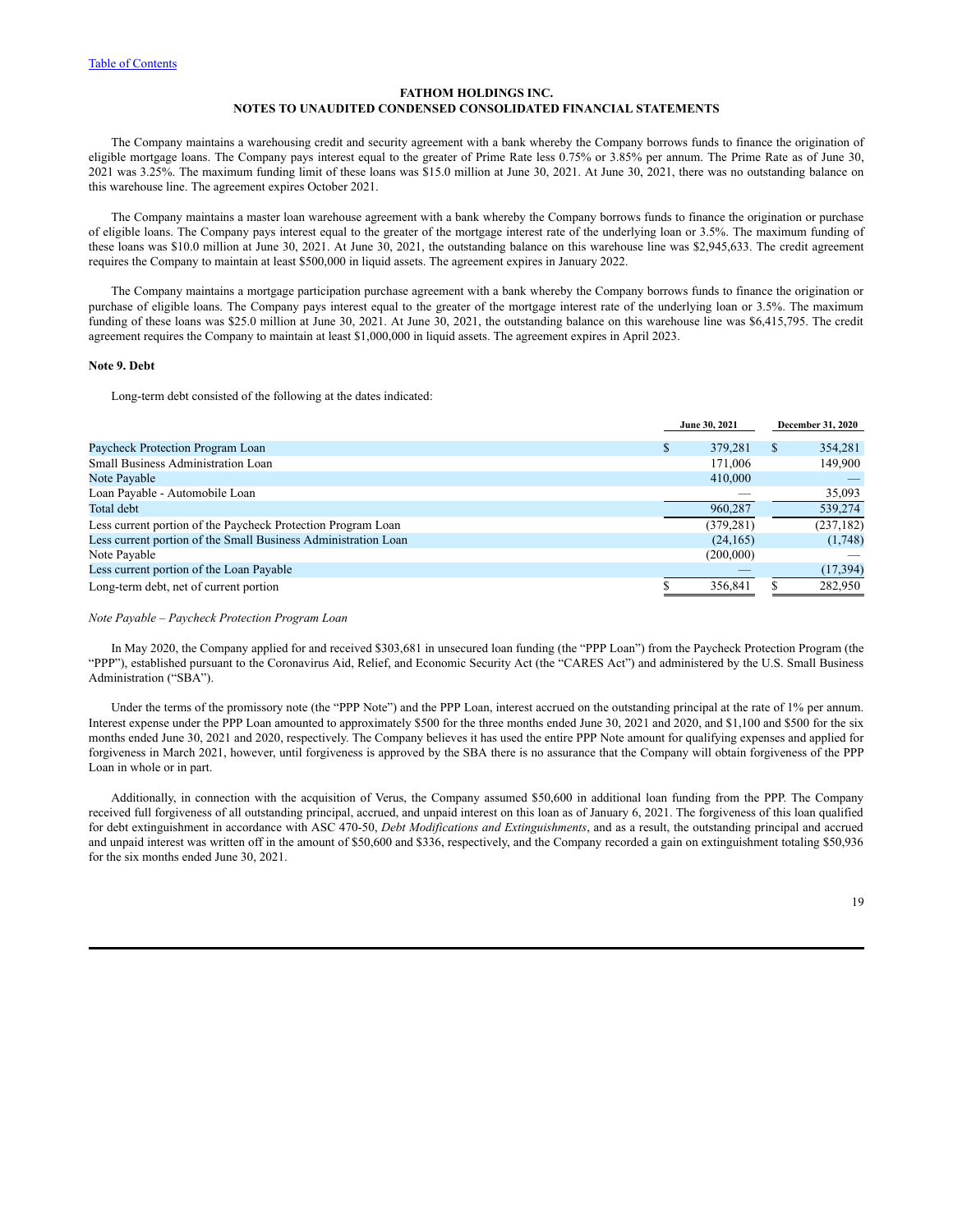The Company maintains a warehousing credit and security agreement with a bank whereby the Company borrows funds to finance the origination of eligible mortgage loans. The Company pays interest equal to the greater of Prime Rate less 0.75% or 3.85% per annum. The Prime Rate as of June 30, 2021 was 3.25%. The maximum funding limit of these loans was $15.0 million at June 30, 2021. At June 30, 2021, there was no outstanding balance on this warehouse line. The agreement expires October 2021.

The Company maintains a master loan warehouse agreement with a bank whereby the Company borrows funds to finance the origination or purchase of eligible loans. The Company pays interest equal to the greater of the mortgage interest rate of the underlying loan or 3.5%. The maximum funding of these loans was $10.0 million at June 30, 2021. At June 30, 2021, the outstanding balance on this warehouse line was $2,945,633. The credit agreement requires the Company to maintain at least $500,000 in liquid assets. The agreement expires in January 2022.

The Company maintains a mortgage participation purchase agreement with a bank whereby the Company borrows funds to finance the origination or purchase of eligible loans. The Company pays interest equal to the greater of the mortgage interest rate of the underlying loan or 3.5%. The maximum funding of these loans was $25.0 million at June 30, 2021. At June 30, 2021, the outstanding balance on this warehouse line was $6,415,795. The credit agreement requires the Company to maintain at least $1,000,000 in liquid assets. The agreement expires in April 2023.

**Note 9. Debt**

Long-term debt consisted of the following at the dates indicated:

| | June 30, 2021 | December 31, 2020 |
|---|---|---|
| Paycheck Protection Program Loan | $ 379,281 | $ 354,281 |
| Small Business Administration Loan | 171,006 | 149,900 |
| Note Payable | 410,000 | — |
| Loan Payable - Automobile Loan | — | 35,093 |
| Total debt | 960,287 | 539,274 |
| Less current portion of the Paycheck Protection Program Loan | (379,281) | (237,182) |
| Less current portion of the Small Business Administration Loan | (24,165) | (1,748) |
| Note Payable | (200,000) | — |
| Less current portion of the Loan Payable | — | (17,394) |
| Long-term debt, net of current portion | $ 356,841 | $ 282,950 |

*Note Payable – Paycheck Protection Program Loan*

In May 2020, the Company applied for and received $303,681 in unsecured loan funding (the "PPP Loan") from the Paycheck Protection Program (the "PPP"), established pursuant to the Coronavirus Aid, Relief, and Economic Security Act (the "CARES Act") and administered by the U.S. Small Business Administration ("SBA").

Under the terms of the promissory note (the "PPP Note") and the PPP Loan, interest accrued on the outstanding principal at the rate of 1% per annum. Interest expense under the PPP Loan amounted to approximately $500 for the three months ended June 30, 2021 and 2020, and $1,100 and $500 for the six months ended June 30, 2021 and 2020, respectively. The Company believes it has used the entire PPP Note amount for qualifying expenses and applied for forgiveness in March 2021, however, until forgiveness is approved by the SBA there is no assurance that the Company will obtain forgiveness of the PPP Loan in whole or in part.

Additionally, in connection with the acquisition of Verus, the Company assumed $50,600 in additional loan funding from the PPP. The Company received full forgiveness of all outstanding principal, accrued, and unpaid interest on this loan as of January 6, 2021. The forgiveness of this loan qualified for debt extinguishment in accordance with ASC 470-50, *Debt Modifications and Extinguishments*, and as a result, the outstanding principal and accrued and unpaid interest was written off in the amount of $50,600 and $336, respectively, and the Company recorded a gain on extinguishment totaling $50,936 for the six months ended June 30, 2021.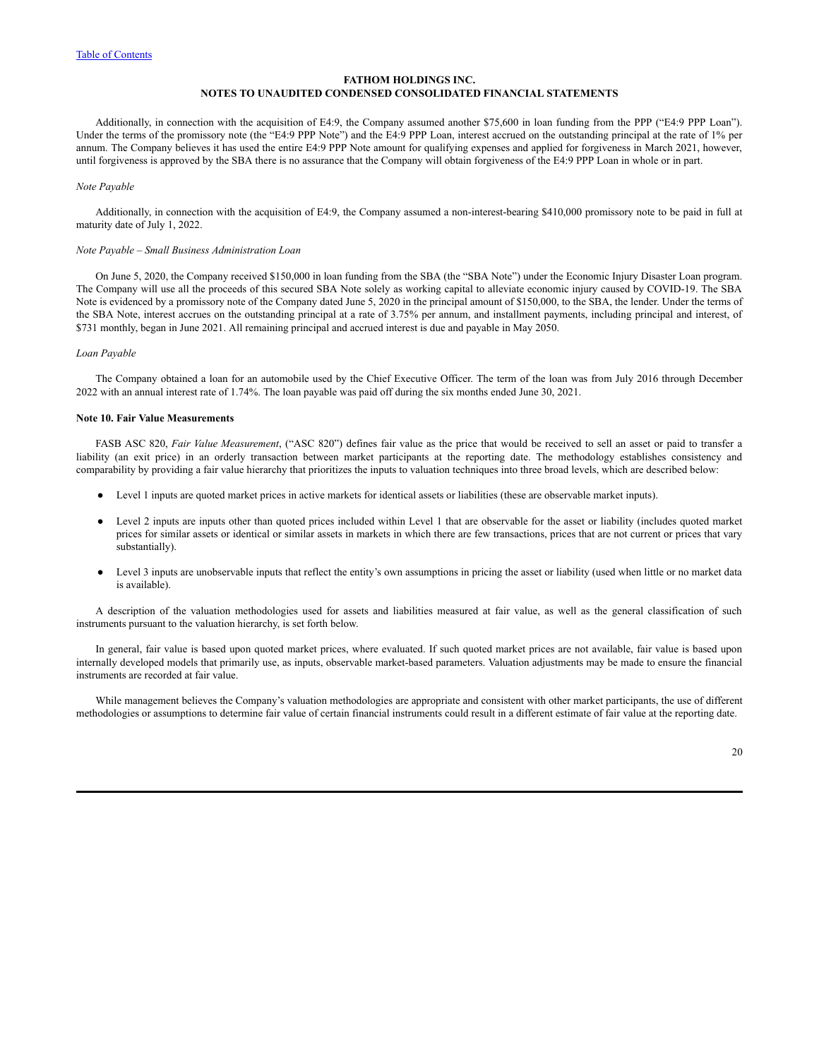Additionally, in connection with the acquisition of E4:9, the Company assumed another $75,600 in loan funding from the PPP ("E4:9 PPP Loan"). Under the terms of the promissory note (the "E4:9 PPP Note") and the E4:9 PPP Loan, interest accrued on the outstanding principal at the rate of 1% per annum. The Company believes it has used the entire E4:9 PPP Note amount for qualifying expenses and applied for forgiveness in March 2021, however, until forgiveness is approved by the SBA there is no assurance that the Company will obtain forgiveness of the E4:9 PPP Loan in whole or in part.

*Note Payable*

Additionally, in connection with the acquisition of E4:9, the Company assumed a non-interest-bearing $410,000 promissory note to be paid in full at maturity date of July 1, 2022.

*Note Payable – Small Business Administration Loan*

On June 5, 2020, the Company received $150,000 in loan funding from the SBA (the "SBA Note") under the Economic Injury Disaster Loan program. The Company will use all the proceeds of this secured SBA Note solely as working capital to alleviate economic injury caused by COVID-19. The SBA Note is evidenced by a promissory note of the Company dated June 5, 2020 in the principal amount of $150,000, to the SBA, the lender. Under the terms of the SBA Note, interest accrues on the outstanding principal at a rate of 3.75% per annum, and installment payments, including principal and interest, of $731 monthly, began in June 2021. All remaining principal and accrued interest is due and payable in May 2050.

*Loan Payable*

The Company obtained a loan for an automobile used by the Chief Executive Officer. The term of the loan was from July 2016 through December 2022 with an annual interest rate of 1.74%. The loan payable was paid off during the six months ended June 30, 2021.

**Note 10. Fair Value Measurements**

FASB ASC 820, *Fair Value Measurement*, ("ASC 820") defines fair value as the price that would be received to sell an asset or paid to transfer a liability (an exit price) in an orderly transaction between market participants at the reporting date. The methodology establishes consistency and comparability by providing a fair value hierarchy that prioritizes the inputs to valuation techniques into three broad levels, which are described below:

- Level 1 inputs are quoted market prices in active markets for identical assets or liabilities (these are observable market inputs).
- Level 2 inputs are inputs other than quoted prices included within Level 1 that are observable for the asset or liability (includes quoted market prices for similar assets or identical or similar assets in markets in which there are few transactions, prices that are not current or prices that vary substantially).
- Level 3 inputs are unobservable inputs that reflect the entity's own assumptions in pricing the asset or liability (used when little or no market data is available).

A description of the valuation methodologies used for assets and liabilities measured at fair value, as well as the general classification of such instruments pursuant to the valuation hierarchy, is set forth below.

In general, fair value is based upon quoted market prices, where evaluated. If such quoted market prices are not available, fair value is based upon internally developed models that primarily use, as inputs, observable market-based parameters. Valuation adjustments may be made to ensure the financial instruments are recorded at fair value.

While management believes the Company's valuation methodologies are appropriate and consistent with other market participants, the use of different methodologies or assumptions to determine fair value of certain financial instruments could result in a different estimate of fair value at the reporting date.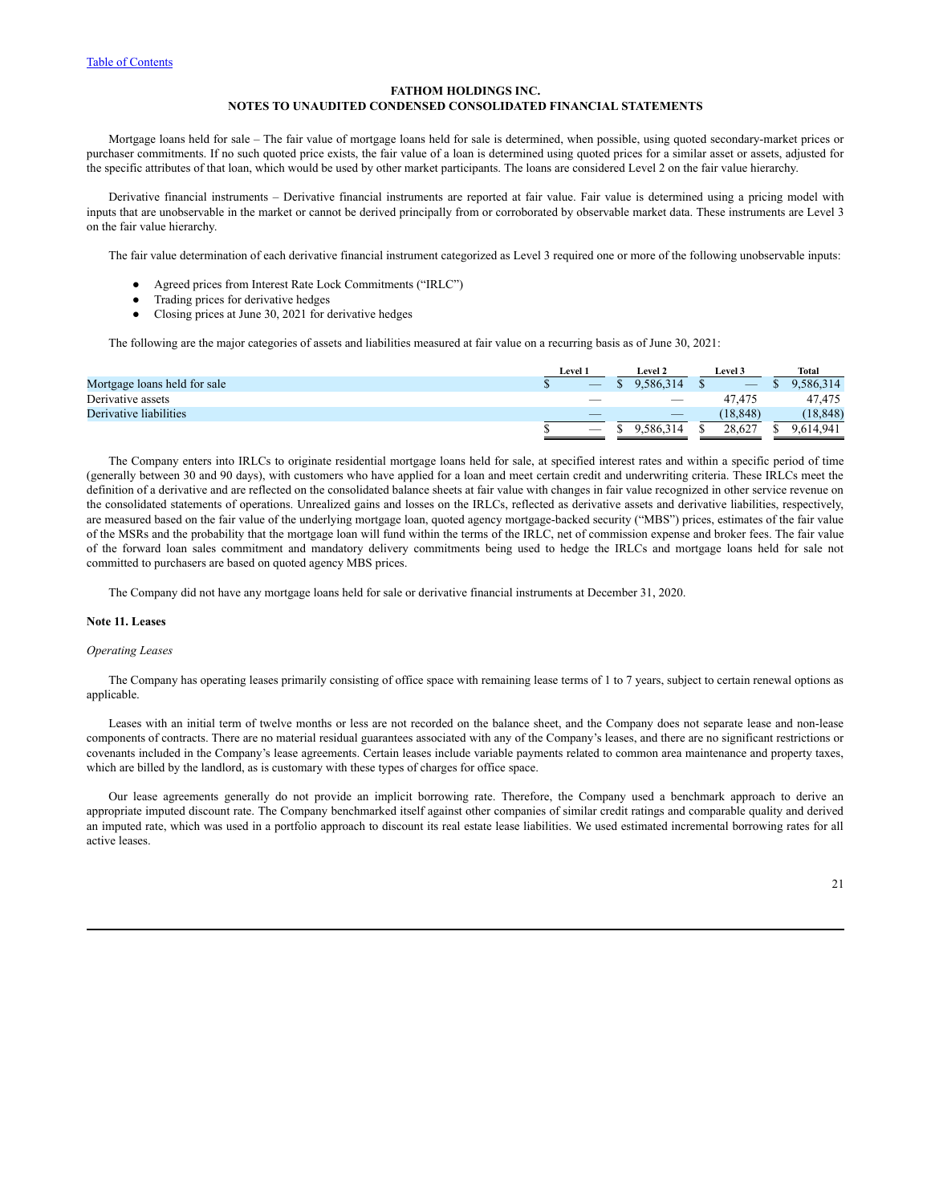FATHOM HOLDINGS INC.
NOTES TO UNAUDITED CONDENSED CONSOLIDATED FINANCIAL STATEMENTS

Mortgage loans held for sale – The fair value of mortgage loans held for sale is determined, when possible, using quoted secondary-market prices or purchaser commitments. If no such quoted price exists, the fair value of a loan is determined using quoted prices for a similar asset or assets, adjusted for the specific attributes of that loan, which would be used by other market participants. The loans are considered Level 2 on the fair value hierarchy.

Derivative financial instruments – Derivative financial instruments are reported at fair value. Fair value is determined using a pricing model with inputs that are unobservable in the market or cannot be derived principally from or corroborated by observable market data. These instruments are Level 3 on the fair value hierarchy.

The fair value determination of each derivative financial instrument categorized as Level 3 required one or more of the following unobservable inputs:

- Agreed prices from Interest Rate Lock Commitments ("IRLC")
- Trading prices for derivative hedges
- Closing prices at June 30, 2021 for derivative hedges

The following are the major categories of assets and liabilities measured at fair value on a recurring basis as of June 30, 2021:

| | Level 1 | Level 2 | Level 3 | Total |
|---|---|---|---|---|
| Mortgage loans held for sale | $ — | $ 9,586,314 | $ — | $ 9,586,314 |
| Derivative assets | — | — | 47,475 | 47,475 |
| Derivative liabilities | — | — | (18,848) | (18,848) |
| | $ — | $ 9,586,314 | $ 28,627 | $ 9,614,941 |

The Company enters into IRLCs to originate residential mortgage loans held for sale, at specified interest rates and within a specific period of time (generally between 30 and 90 days), with customers who have applied for a loan and meet certain credit and underwriting criteria. These IRLCs meet the definition of a derivative and are reflected on the consolidated balance sheets at fair value with changes in fair value recognized in other service revenue on the consolidated statements of operations. Unrealized gains and losses on the IRLCs, reflected as derivative assets and derivative liabilities, respectively, are measured based on the fair value of the underlying mortgage loan, quoted agency mortgage-backed security ("MBS") prices, estimates of the fair value of the MSRs and the probability that the mortgage loan will fund within the terms of the IRLC, net of commission expense and broker fees. The fair value of the forward loan sales commitment and mandatory delivery commitments being used to hedge the IRLCs and mortgage loans held for sale not committed to purchasers are based on quoted agency MBS prices.

The Company did not have any mortgage loans held for sale or derivative financial instruments at December 31, 2020.

**Note 11. Leases**

*Operating Leases*

The Company has operating leases primarily consisting of office space with remaining lease terms of 1 to 7 years, subject to certain renewal options as applicable.

Leases with an initial term of twelve months or less are not recorded on the balance sheet, and the Company does not separate lease and non-lease components of contracts. There are no material residual guarantees associated with any of the Company's leases, and there are no significant restrictions or covenants included in the Company's lease agreements. Certain leases include variable payments related to common area maintenance and property taxes, which are billed by the landlord, as is customary with these types of charges for office space.

Our lease agreements generally do not provide an implicit borrowing rate. Therefore, the Company used a benchmark approach to derive an appropriate imputed discount rate. The Company benchmarked itself against other companies of similar credit ratings and comparable quality and derived an imputed rate, which was used in a portfolio approach to discount its real estate lease liabilities. We used estimated incremental borrowing rates for all active leases.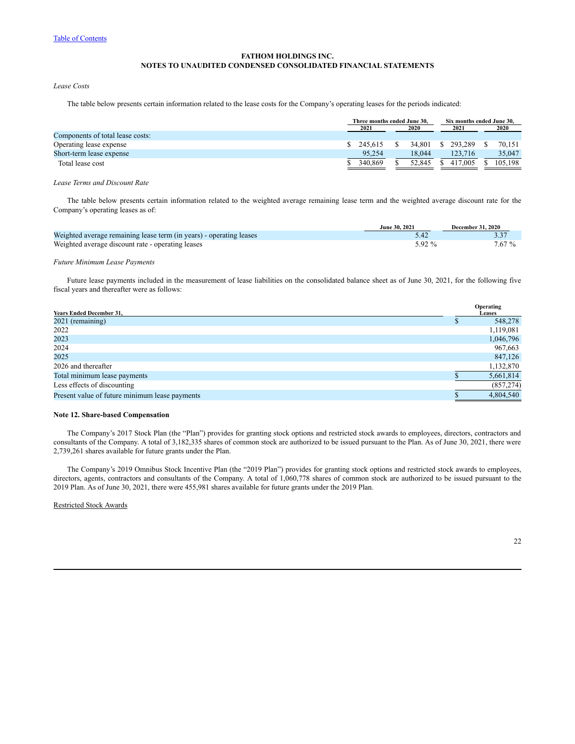[Table of Contents](#)

**FATHOM HOLDINGS INC.**
**NOTES TO UNAUDITED CONDENSED CONSOLIDATED FINANCIAL STATEMENTS**

*Lease Costs*

The table below presents certain information related to the lease costs for the Company's operating leases for the periods indicated:

| | Three months ended June 30, | | Six months ended June 30, | |
|---|---|---|---|---|
| | 2021 | 2020 | 2021 | 2020 |
| Components of total lease costs: | | | | |
| Operating lease expense | $ 245,615 | $ 34,801 | $ 293,289 | $ 70,151 |
| Short-term lease expense | 95,254 | 18,044 | 123,716 | 35,047 |
| Total lease cost | $ 340,869 | $ 52,845 | $ 417,005 | $ 105,198 |

*Lease Terms and Discount Rate*

The table below presents certain information related to the weighted average remaining lease term and the weighted average discount rate for the Company's operating leases as of:

| | June 30, 2021 | December 31, 2020 |
|---|---|---|
| Weighted average remaining lease term (in years) - operating leases | 5.42 | 3.37 |
| Weighted average discount rate - operating leases | 5.92 % | 7.67 % |

*Future Minimum Lease Payments*

Future lease payments included in the measurement of lease liabilities on the consolidated balance sheet as of June 30, 2021, for the following five fiscal years and thereafter were as follows:

| Years Ended December 31, | Operating Leases |
|---|---|
| 2021 (remaining) | $ 548,278 |
| 2022 | 1,119,081 |
| 2023 | 1,046,796 |
| 2024 | 967,663 |
| 2025 | 847,126 |
| 2026 and thereafter | 1,132,870 |
| Total minimum lease payments | $ 5,661,814 |
| Less effects of discounting | (857,274) |
| Present value of future minimum lease payments | $ 4,804,540 |

**Note 12. Share-based Compensation**

The Company's 2017 Stock Plan (the "Plan") provides for granting stock options and restricted stock awards to employees, directors, contractors and consultants of the Company. A total of 3,182,335 shares of common stock are authorized to be issued pursuant to the Plan. As of June 30, 2021, there were 2,739,261 shares available for future grants under the Plan.

The Company's 2019 Omnibus Stock Incentive Plan (the "2019 Plan") provides for granting stock options and restricted stock awards to employees, directors, agents, contractors and consultants of the Company. A total of 1,060,778 shares of common stock are authorized to be issued pursuant to the 2019 Plan. As of June 30, 2021, there were 455,981 shares available for future grants under the 2019 Plan.

Restricted Stock Awards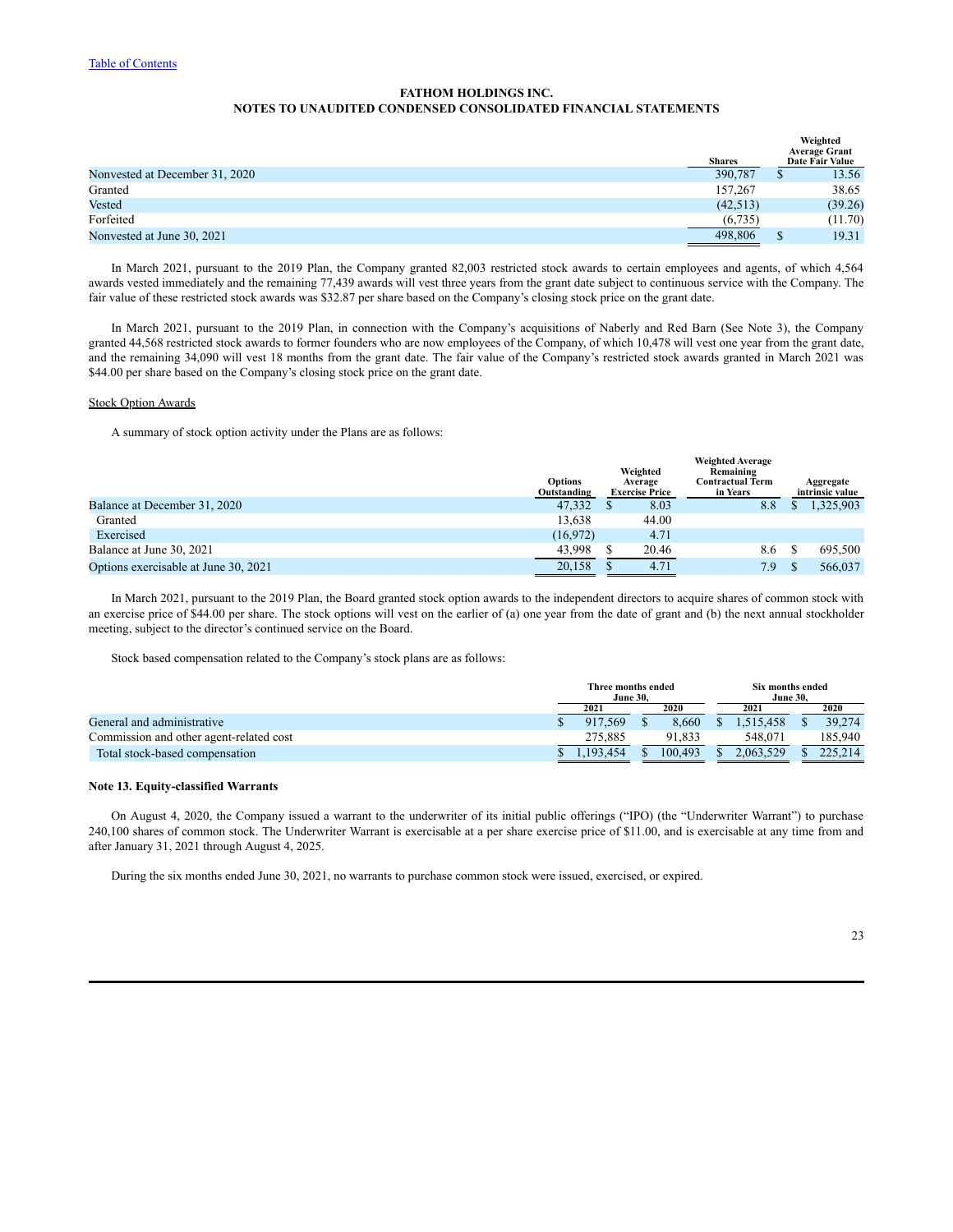**FATHOM HOLDINGS INC.**
**NOTES TO UNAUDITED CONDENSED CONSOLIDATED FINANCIAL STATEMENTS**

| | Shares | Weighted Average Grant Date Fair Value |
|---|---|---|
| Nonvested at December 31, 2020 | 390,787 | $ 13.56 |
| Granted | 157,267 | 38.65 |
| Vested | (42,513) | (39.26) |
| Forfeited | (6,735) | (11.70) |
| Nonvested at June 30, 2021 | 498,806 | $ 19.31 |

In March 2021, pursuant to the 2019 Plan, the Company granted 82,003 restricted stock awards to certain employees and agents, of which 4,564 awards vested immediately and the remaining 77,439 awards will vest three years from the grant date subject to continuous service with the Company. The fair value of these restricted stock awards was $32.87 per share based on the Company's closing stock price on the grant date.

In March 2021, pursuant to the 2019 Plan, in connection with the Company's acquisitions of Naberly and Red Barn (See Note 3), the Company granted 44,568 restricted stock awards to former founders who are now employees of the Company, of which 10,478 will vest one year from the grant date, and the remaining 34,090 will vest 18 months from the grant date. The fair value of the Company's restricted stock awards granted in March 2021 was $44.00 per share based on the Company's closing stock price on the grant date.

Stock Option Awards

A summary of stock option activity under the Plans are as follows:

| | Options Outstanding | Weighted Average Exercise Price | Weighted Average Remaining Contractual Term in Years | Aggregate intrinsic value |
|---|---|---|---|---|
| Balance at December 31, 2020 | 47,332 | $ 8.03 | 8.8 | $ 1,325,903 |
| Granted | 13,638 | 44.00 | | |
| Exercised | (16,972) | 4.71 | | |
| Balance at June 30, 2021 | 43,998 | $ 20.46 | 8.6 | $ 695,500 |
| Options exercisable at June 30, 2021 | 20,158 | $ 4.71 | 7.9 | $ 566,037 |

In March 2021, pursuant to the 2019 Plan, the Board granted stock option awards to the independent directors to acquire shares of common stock with an exercise price of $44.00 per share. The stock options will vest on the earlier of (a) one year from the date of grant and (b) the next annual stockholder meeting, subject to the director's continued service on the Board.

Stock based compensation related to the Company's stock plans are as follows:

| | Three months ended June 30, | | Six months ended June 30, | |
|---|---|---|---|---|
| | 2021 | 2020 | 2021 | 2020 |
| General and administrative | $ 917,569 | $ 8,660 | $ 1,515,458 | $ 39,274 |
| Commission and other agent-related cost | 275,885 | 91,833 | 548,071 | 185,940 |
| Total stock-based compensation | $ 1,193,454 | $ 100,493 | $ 2,063,529 | $ 225,214 |

**Note 13. Equity-classified Warrants**

On August 4, 2020, the Company issued a warrant to the underwriter of its initial public offerings ("IPO) (the "Underwriter Warrant") to purchase 240,100 shares of common stock. The Underwriter Warrant is exercisable at a per share exercise price of $11.00, and is exercisable at any time from and after January 31, 2021 through August 4, 2025.

During the six months ended June 30, 2021, no warrants to purchase common stock were issued, exercised, or expired.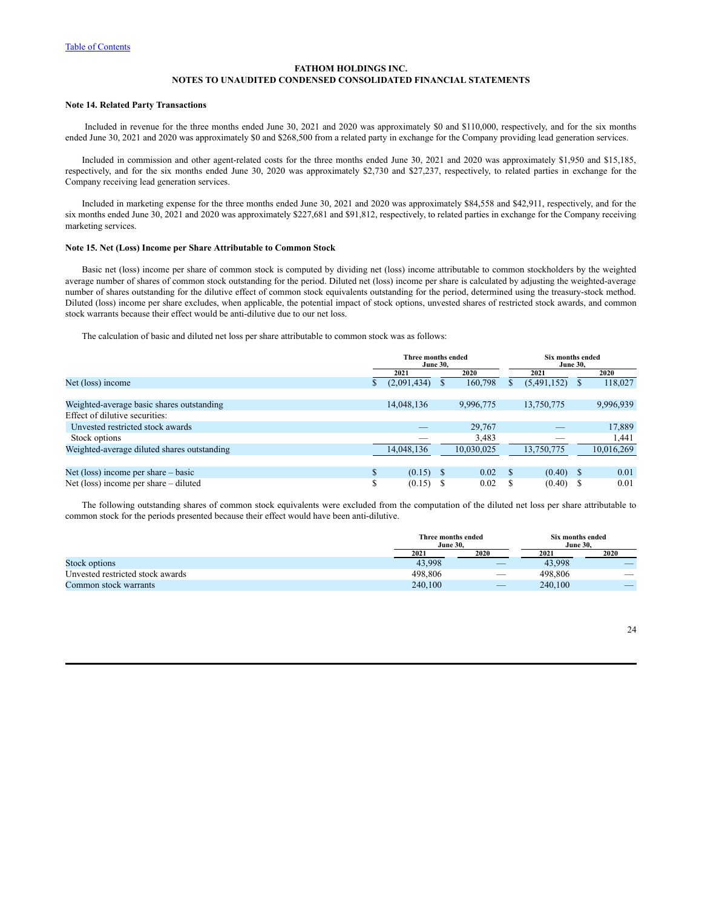**FATHOM HOLDINGS INC.**
**NOTES TO UNAUDITED CONDENSED CONSOLIDATED FINANCIAL STATEMENTS**

### Note 14. Related Party Transactions

Included in revenue for the three months ended June 30, 2021 and 2020 was approximately $0 and $110,000, respectively, and for the six months ended June 30, 2021 and 2020 was approximately $0 and $268,500 from a related party in exchange for the Company providing lead generation services.

Included in commission and other agent-related costs for the three months ended June 30, 2021 and 2020 was approximately $1,950 and $15,185, respectively, and for the six months ended June 30, 2020 was approximately $2,730 and $27,237, respectively, to related parties in exchange for the Company receiving lead generation services.

Included in marketing expense for the three months ended June 30, 2021 and 2020 was approximately $84,558 and $42,911, respectively, and for the six months ended June 30, 2021 and 2020 was approximately $227,681 and $91,812, respectively, to related parties in exchange for the Company receiving marketing services.

### Note 15. Net (Loss) Income per Share Attributable to Common Stock

Basic net (loss) income per share of common stock is computed by dividing net (loss) income attributable to common stockholders by the weighted average number of shares of common stock outstanding for the period. Diluted net (loss) income per share is calculated by adjusting the weighted-average number of shares outstanding for the dilutive effect of common stock equivalents outstanding for the period, determined using the treasury-stock method. Diluted (loss) income per share excludes, when applicable, the potential impact of stock options, unvested shares of restricted stock awards, and common stock warrants because their effect would be anti-dilutive due to our net loss.

The calculation of basic and diluted net loss per share attributable to common stock was as follows:

| | Three months ended June 30, | | Six months ended June 30, | |
|---|---|---|---|---|
| | 2021 | 2020 | 2021 | 2020 |
| Net (loss) income | $ (2,091,434) | $ 160,798 | $ (5,491,152) | $ 118,027 |
| Weighted-average basic shares outstanding | 14,048,136 | 9,996,775 | 13,750,775 | 9,996,939 |
| Effect of dilutive securities: | | | | |
| Unvested restricted stock awards | — | 29,767 | — | 17,889 |
| Stock options | — | 3,483 | — | 1,441 |
| Weighted-average diluted shares outstanding | 14,048,136 | 10,030,025 | 13,750,775 | 10,016,269 |
| Net (loss) income per share – basic | $ (0.15) | $ 0.02 | $ (0.40) | $ 0.01 |
| Net (loss) income per share – diluted | $ (0.15) | $ 0.02 | $ (0.40) | $ 0.01 |

The following outstanding shares of common stock equivalents were excluded from the computation of the diluted net loss per share attributable to common stock for the periods presented because their effect would have been anti-dilutive.

| | Three months ended June 30, | | Six months ended June 30, | |
|---|---|---|---|---|
| | 2021 | 2020 | 2021 | 2020 |
| Stock options | 43,998 | — | 43,998 | — |
| Unvested restricted stock awards | 498,806 | — | 498,806 | — |
| Common stock warrants | 240,100 | — | 240,100 | — |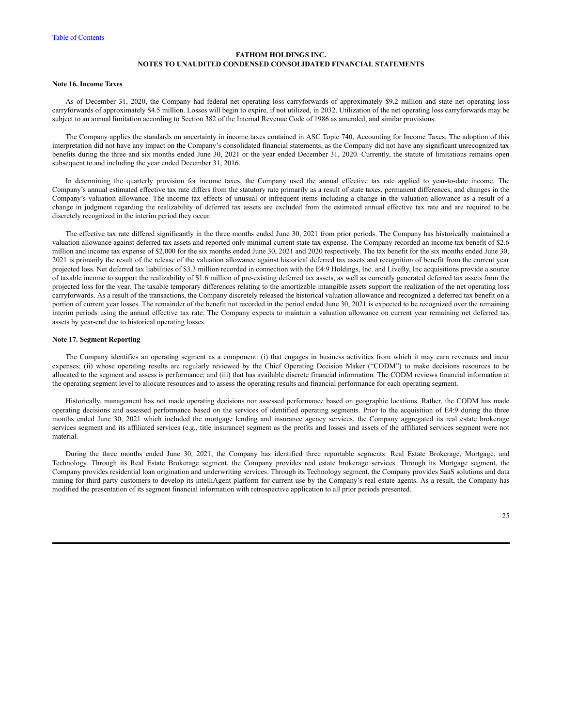**FATHOM HOLDINGS INC.**
**NOTES TO UNAUDITED CONDENSED CONSOLIDATED FINANCIAL STATEMENTS**

**Note 16. Income Taxes**

As of December 31, 2020, the Company had federal net operating loss carryforwards of approximately $9.2 million and state net operating loss carryforwards of approximately $4.5 million. Losses will begin to expire, if not utilized, in 2032. Utilization of the net operating loss carryforwards may be subject to an annual limitation according to Section 382 of the Internal Revenue Code of 1986 as amended, and similar provisions.

The Company applies the standards on uncertainty in income taxes contained in ASC Topic 740, Accounting for Income Taxes. The adoption of this interpretation did not have any impact on the Company's consolidated financial statements, as the Company did not have any significant unrecognized tax benefits during the three and six months ended June 30, 2021 or the year ended December 31, 2020. Currently, the statute of limitations remains open subsequent to and including the year ended December 31, 2016.

In determining the quarterly provision for income taxes, the Company used the annual effective tax rate applied to year-to-date income. The Company's annual estimated effective tax rate differs from the statutory rate primarily as a result of state taxes, permanent differences, and changes in the Company's valuation allowance. The income tax effects of unusual or infrequent items including a change in the valuation allowance as a result of a change in judgment regarding the realizability of deferred tax assets are excluded from the estimated annual effective tax rate and are required to be discretely recognized in the interim period they occur.

The effective tax rate differed significantly in the three months ended June 30, 2021 from prior periods. The Company has historically maintained a valuation allowance against deferred tax assets and reported only minimal current state tax expense. The Company recorded an income tax benefit of $2.6 million and income tax expense of $2,000 for the six months ended June 30, 2021 and 2020 respectively. The tax benefit for the six months ended June 30, 2021 is primarily the result of the release of the valuation allowance against historical deferred tax assets and recognition of benefit from the current year projected loss. Net deferred tax liabilities of $3.3 million recorded in connection with the E4:9 Holdings, Inc. and LiveBy, Inc acquisitions provide a source of taxable income to support the realizability of $1.6 million of pre-existing deferred tax assets, as well as currently generated deferred tax assets from the projected loss for the year. The taxable temporary differences relating to the amortizable intangible assets support the realization of the net operating loss carryforwards. As a result of the transactions, the Company discretely released the historical valuation allowance and recognized a deferred tax benefit on a portion of current year losses. The remainder of the benefit not recorded in the period ended June 30, 2021 is expected to be recognized over the remaining interim periods using the annual effective tax rate. The Company expects to maintain a valuation allowance on current year remaining net deferred tax assets by year-end due to historical operating losses.

**Note 17. Segment Reporting**

The Company identifies an operating segment as a component: (i) that engages in business activities from which it may earn revenues and incur expenses; (ii) whose operating results are regularly reviewed by the Chief Operating Decision Maker ("CODM") to make decisions resources to be allocated to the segment and assess is performance; and (iii) that has available discrete financial information. The CODM reviews financial information at the operating segment level to allocate resources and to assess the operating results and financial performance for each operating segment.

Historically, management has not made operating decisions nor assessed performance based on geographic locations. Rather, the CODM has made operating decisions and assessed performance based on the services of identified operating segments. Prior to the acquisition of E4:9 during the three months ended June 30, 2021 which included the mortgage lending and insurance agency services, the Company aggregated its real estate brokerage services segment and its affiliated services (e.g., title insurance) segment as the profits and losses and assets of the affiliated services segment were not material.

During the three months ended June 30, 2021, the Company has identified three reportable segments: Real Estate Brokerage, Mortgage, and Technology. Through its Real Estate Brokerage segment, the Company provides real estate brokerage services. Through its Mortgage segment, the Company provides residential loan origination and underwriting services. Through its Technology segment, the Company provides SaaS solutions and data mining for third party customers to develop its intelliAgent platform for current use by the Company's real estate agents. As a result, the Company has modified the presentation of its segment financial information with retrospective application to all prior periods presented.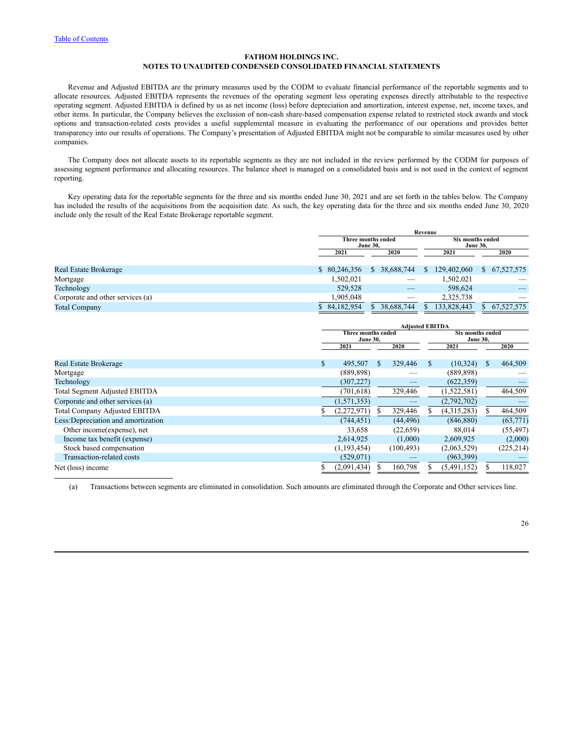FATHOM HOLDINGS INC.
NOTES TO UNAUDITED CONDENSED CONSOLIDATED FINANCIAL STATEMENTS

Revenue and Adjusted EBITDA are the primary measures used by the CODM to evaluate financial performance of the reportable segments and to allocate resources. Adjusted EBITDA represents the revenues of the operating segment less operating expenses directly attributable to the respective operating segment. Adjusted EBITDA is defined by us as net income (loss) before depreciation and amortization, interest expense, net, income taxes, and other items. In particular, the Company believes the exclusion of non-cash share-based compensation expense related to restricted stock awards and stock options and transaction-related costs provides a useful supplemental measure in evaluating the performance of our operations and provides better transparency into our results of operations. The Company's presentation of Adjusted EBITDA might not be comparable to similar measures used by other companies.

The Company does not allocate assets to its reportable segments as they are not included in the review performed by the CODM for purposes of assessing segment performance and allocating resources. The balance sheet is managed on a consolidated basis and is not used in the context of segment reporting.

Key operating data for the reportable segments for the three and six months ended June 30, 2021 and are set forth in the tables below. The Company has included the results of the acquisitions from the acquisition date. As such, the key operating data for the three and six months ended June 30, 2020 include only the result of the Real Estate Brokerage reportable segment.

| | Revenue | | | |
|---|---|---|---|---|
| | Three months ended June 30, | | Six months ended June 30, | |
| | 2021 | 2020 | 2021 | 2020 |
| Real Estate Brokerage | $ 80,246,356 | $ 38,688,744 | $ 129,402,060 | $ 67,527,575 |
| Mortgage | 1,502,021 | — | 1,502,021 | — |
| Technology | 529,528 | — | 598,624 | — |
| Corporate and other services (a) | 1,905,048 | — | 2,325,738 | — |
| Total Company | $ 84,182,954 | $ 38,688,744 | $ 133,828,443 | $ 67,527,575 |

| | Adjusted EBITDA | | | |
|---|---|---|---|---|
| | Three months ended June 30, | | Six months ended June 30, | |
| | 2021 | 2020 | 2021 | 2020 |
| Real Estate Brokerage | $ 495,507 | $ 329,446 | $ (10,324) | $ 464,509 |
| Mortgage | (889,898) | — | (889,898) | — |
| Technology | (307,227) | — | (622,359) | — |
| Total Segment Adjusted EBITDA | (701,618) | 329,446 | (1,522,581) | 464,509 |
| Corporate and other services (a) | (1,571,353) | — | (2,792,702) | — |
| Total Company Adjusted EBITDA | $ (2,272,971) | $ 329,446 | $ (4,315,283) | $ 464,509 |
| Less: Depreciation and amortization | (744,451) | (44,496) | (846,880) | (63,771) |
| Other income(expense), net | 33,658 | (22,659) | 88,014 | (55,497) |
| Income tax benefit (expense) | 2,614,925 | (1,000) | 2,609,925 | (2,000) |
| Stock based compensation | (1,193,454) | (100,493) | (2,063,529) | (225,214) |
| Transaction-related costs | (529,071) | — | (963,399) | — |
| Net (loss) income | $ (2,091,434) | $ 160,798 | $ (5,491,152) | $ 118,027 |

(a) Transactions between segments are eliminated in consolidation. Such amounts are eliminated through the Corporate and Other services line.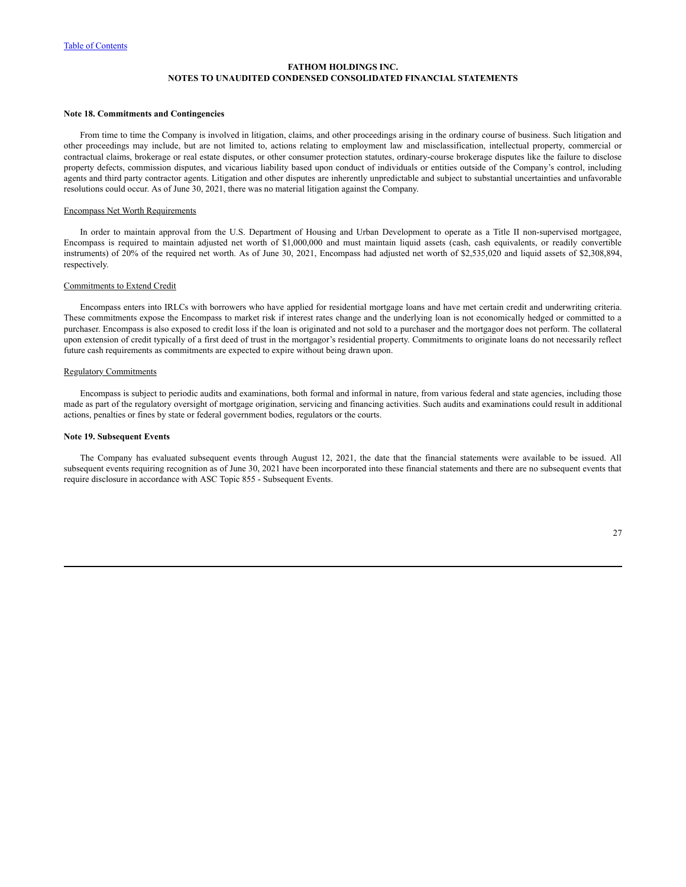**FATHOM HOLDINGS INC.**
**NOTES TO UNAUDITED CONDENSED CONSOLIDATED FINANCIAL STATEMENTS**

**Note 18. Commitments and Contingencies**

From time to time the Company is involved in litigation, claims, and other proceedings arising in the ordinary course of business. Such litigation and other proceedings may include, but are not limited to, actions relating to employment law and misclassification, intellectual property, commercial or contractual claims, brokerage or real estate disputes, or other consumer protection statutes, ordinary-course brokerage disputes like the failure to disclose property defects, commission disputes, and vicarious liability based upon conduct of individuals or entities outside of the Company's control, including agents and third party contractor agents. Litigation and other disputes are inherently unpredictable and subject to substantial uncertainties and unfavorable resolutions could occur. As of June 30, 2021, there was no material litigation against the Company.

Encompass Net Worth Requirements

In order to maintain approval from the U.S. Department of Housing and Urban Development to operate as a Title II non-supervised mortgagee, Encompass is required to maintain adjusted net worth of $1,000,000 and must maintain liquid assets (cash, cash equivalents, or readily convertible instruments) of 20% of the required net worth. As of June 30, 2021, Encompass had adjusted net worth of $2,535,020 and liquid assets of $2,308,894, respectively.

Commitments to Extend Credit

Encompass enters into IRLCs with borrowers who have applied for residential mortgage loans and have met certain credit and underwriting criteria. These commitments expose the Encompass to market risk if interest rates change and the underlying loan is not economically hedged or committed to a purchaser. Encompass is also exposed to credit loss if the loan is originated and not sold to a purchaser and the mortgagor does not perform. The collateral upon extension of credit typically of a first deed of trust in the mortgagor's residential property. Commitments to originate loans do not necessarily reflect future cash requirements as commitments are expected to expire without being drawn upon.

Regulatory Commitments

Encompass is subject to periodic audits and examinations, both formal and informal in nature, from various federal and state agencies, including those made as part of the regulatory oversight of mortgage origination, servicing and financing activities. Such audits and examinations could result in additional actions, penalties or fines by state or federal government bodies, regulators or the courts.

**Note 19. Subsequent Events**

The Company has evaluated subsequent events through August 12, 2021, the date that the financial statements were available to be issued. All subsequent events requiring recognition as of June 30, 2021 have been incorporated into these financial statements and there are no subsequent events that require disclosure in accordance with ASC Topic 855 - Subsequent Events.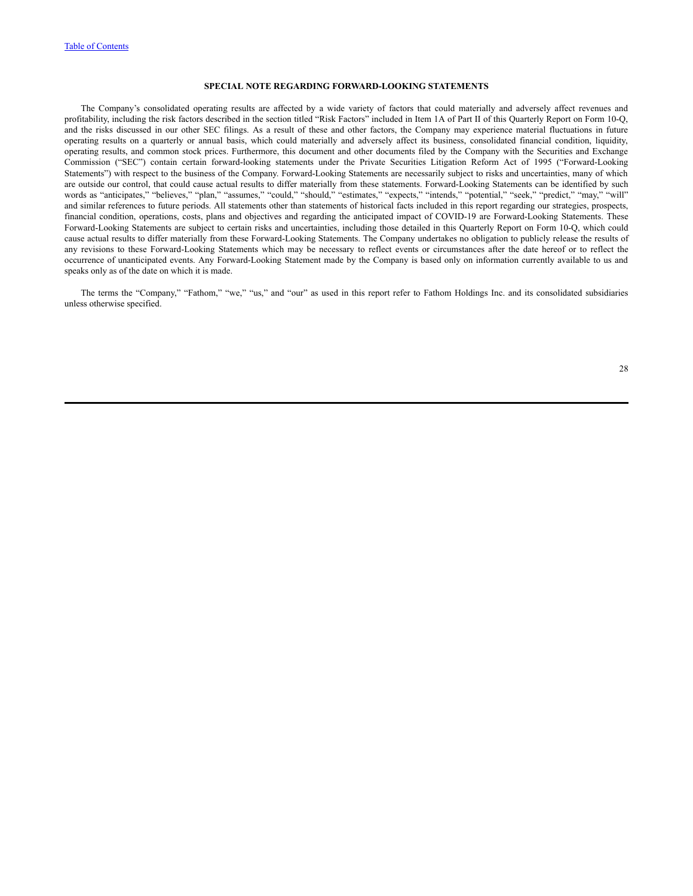## SPECIAL NOTE REGARDING FORWARD-LOOKING STATEMENTS

The Company's consolidated operating results are affected by a wide variety of factors that could materially and adversely affect revenues and profitability, including the risk factors described in the section titled "Risk Factors" included in Item 1A of Part II of this Quarterly Report on Form 10-Q, and the risks discussed in our other SEC filings. As a result of these and other factors, the Company may experience material fluctuations in future operating results on a quarterly or annual basis, which could materially and adversely affect its business, consolidated financial condition, liquidity, operating results, and common stock prices. Furthermore, this document and other documents filed by the Company with the Securities and Exchange Commission ("SEC") contain certain forward-looking statements under the Private Securities Litigation Reform Act of 1995 ("Forward-Looking Statements") with respect to the business of the Company. Forward-Looking Statements are necessarily subject to risks and uncertainties, many of which are outside our control, that could cause actual results to differ materially from these statements. Forward-Looking Statements can be identified by such words as "anticipates," "believes," "plan," "assumes," "could," "should," "estimates," "expects," "intends," "potential," "seek," "predict," "may," "will" and similar references to future periods. All statements other than statements of historical facts included in this report regarding our strategies, prospects, financial condition, operations, costs, plans and objectives and regarding the anticipated impact of COVID-19 are Forward-Looking Statements. These Forward-Looking Statements are subject to certain risks and uncertainties, including those detailed in this Quarterly Report on Form 10-Q, which could cause actual results to differ materially from these Forward-Looking Statements. The Company undertakes no obligation to publicly release the results of any revisions to these Forward-Looking Statements which may be necessary to reflect events or circumstances after the date hereof or to reflect the occurrence of unanticipated events. Any Forward-Looking Statement made by the Company is based only on information currently available to us and speaks only as of the date on which it is made.

The terms the "Company," "Fathom," "we," "us," and "our" as used in this report refer to Fathom Holdings Inc. and its consolidated subsidiaries unless otherwise specified.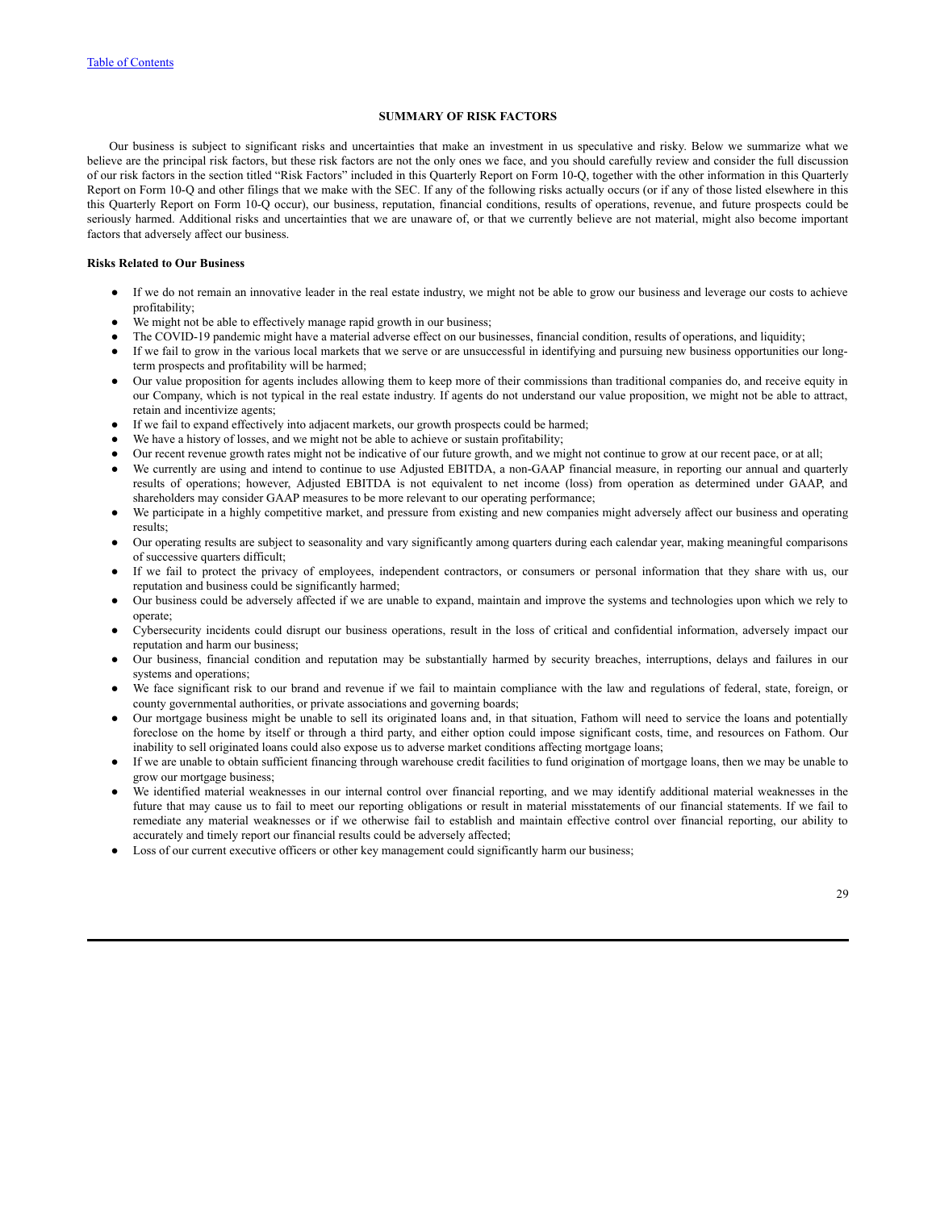## SUMMARY OF RISK FACTORS

Our business is subject to significant risks and uncertainties that make an investment in us speculative and risky. Below we summarize what we believe are the principal risk factors, but these risk factors are not the only ones we face, and you should carefully review and consider the full discussion of our risk factors in the section titled "Risk Factors" included in this Quarterly Report on Form 10-Q, together with the other information in this Quarterly Report on Form 10-Q and other filings that we make with the SEC. If any of the following risks actually occurs (or if any of those listed elsewhere in this this Quarterly Report on Form 10-Q occur), our business, reputation, financial conditions, results of operations, revenue, and future prospects could be seriously harmed. Additional risks and uncertainties that we are unaware of, or that we currently believe are not material, might also become important factors that adversely affect our business.

**Risks Related to Our Business**

- If we do not remain an innovative leader in the real estate industry, we might not be able to grow our business and leverage our costs to achieve profitability;
- We might not be able to effectively manage rapid growth in our business;
- The COVID-19 pandemic might have a material adverse effect on our businesses, financial condition, results of operations, and liquidity;
- If we fail to grow in the various local markets that we serve or are unsuccessful in identifying and pursuing new business opportunities our long-term prospects and profitability will be harmed;
- Our value proposition for agents includes allowing them to keep more of their commissions than traditional companies do, and receive equity in our Company, which is not typical in the real estate industry. If agents do not understand our value proposition, we might not be able to attract, retain and incentivize agents;
- If we fail to expand effectively into adjacent markets, our growth prospects could be harmed;
- We have a history of losses, and we might not be able to achieve or sustain profitability;
- Our recent revenue growth rates might not be indicative of our future growth, and we might not continue to grow at our recent pace, or at all;
- We currently are using and intend to continue to use Adjusted EBITDA, a non-GAAP financial measure, in reporting our annual and quarterly results of operations; however, Adjusted EBITDA is not equivalent to net income (loss) from operation as determined under GAAP, and shareholders may consider GAAP measures to be more relevant to our operating performance;
- We participate in a highly competitive market, and pressure from existing and new companies might adversely affect our business and operating results;
- Our operating results are subject to seasonality and vary significantly among quarters during each calendar year, making meaningful comparisons of successive quarters difficult;
- If we fail to protect the privacy of employees, independent contractors, or consumers or personal information that they share with us, our reputation and business could be significantly harmed;
- Our business could be adversely affected if we are unable to expand, maintain and improve the systems and technologies upon which we rely to operate;
- Cybersecurity incidents could disrupt our business operations, result in the loss of critical and confidential information, adversely impact our reputation and harm our business;
- Our business, financial condition and reputation may be substantially harmed by security breaches, interruptions, delays and failures in our systems and operations;
- We face significant risk to our brand and revenue if we fail to maintain compliance with the law and regulations of federal, state, foreign, or county governmental authorities, or private associations and governing boards;
- Our mortgage business might be unable to sell its originated loans and, in that situation, Fathom will need to service the loans and potentially foreclose on the home by itself or through a third party, and either option could impose significant costs, time, and resources on Fathom. Our inability to sell originated loans could also expose us to adverse market conditions affecting mortgage loans;
- If we are unable to obtain sufficient financing through warehouse credit facilities to fund origination of mortgage loans, then we may be unable to grow our mortgage business;
- We identified material weaknesses in our internal control over financial reporting, and we may identify additional material weaknesses in the future that may cause us to fail to meet our reporting obligations or result in material misstatements of our financial statements. If we fail to remediate any material weaknesses or if we otherwise fail to establish and maintain effective control over financial reporting, our ability to accurately and timely report our financial results could be adversely affected;
- Loss of our current executive officers or other key management could significantly harm our business;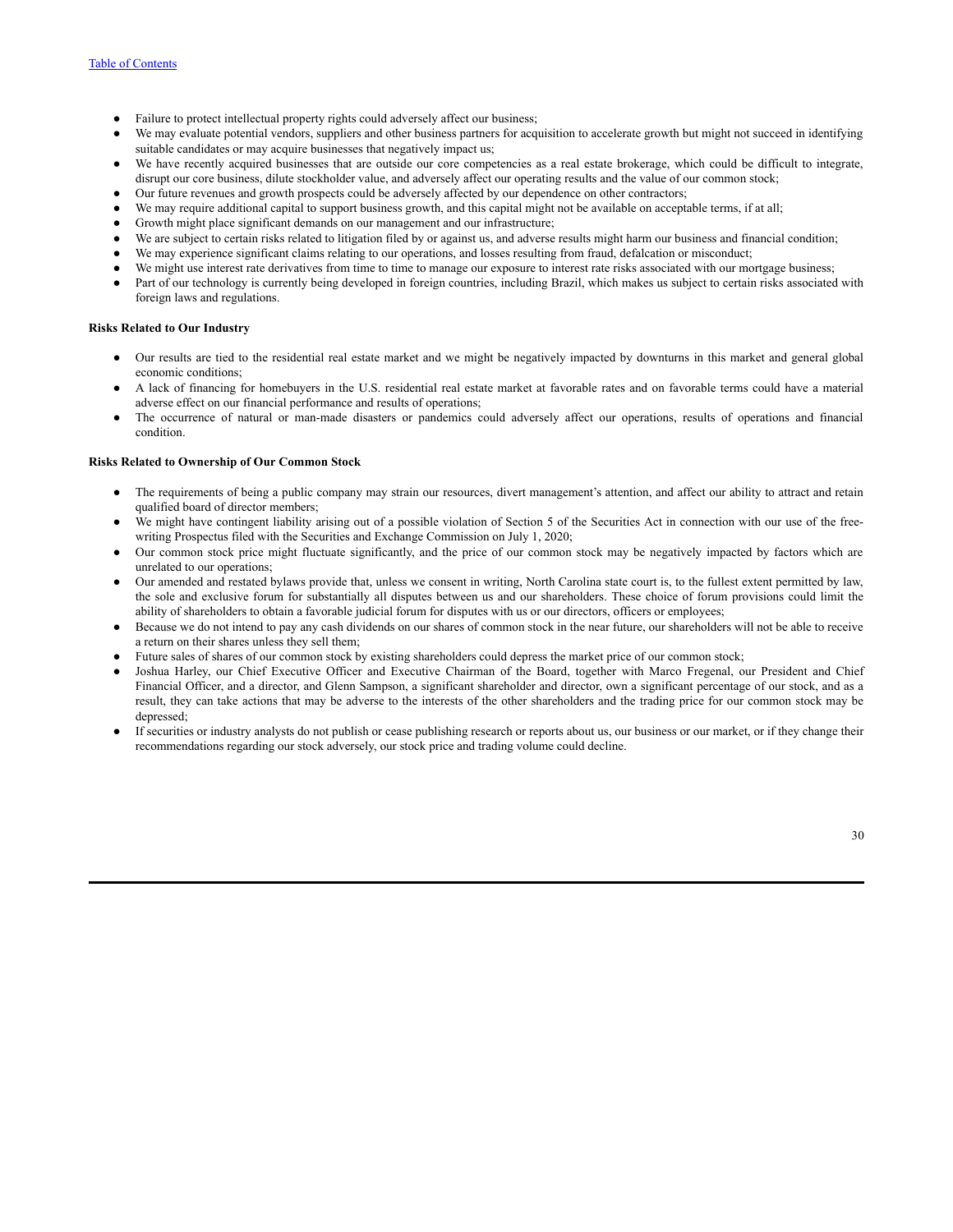- Failure to protect intellectual property rights could adversely affect our business;
- We may evaluate potential vendors, suppliers and other business partners for acquisition to accelerate growth but might not succeed in identifying suitable candidates or may acquire businesses that negatively impact us;
- We have recently acquired businesses that are outside our core competencies as a real estate brokerage, which could be difficult to integrate, disrupt our core business, dilute stockholder value, and adversely affect our operating results and the value of our common stock;
- Our future revenues and growth prospects could be adversely affected by our dependence on other contractors;
- We may require additional capital to support business growth, and this capital might not be available on acceptable terms, if at all;
- Growth might place significant demands on our management and our infrastructure;
- We are subject to certain risks related to litigation filed by or against us, and adverse results might harm our business and financial condition;
- We may experience significant claims relating to our operations, and losses resulting from fraud, defalcation or misconduct;
- We might use interest rate derivatives from time to time to manage our exposure to interest rate risks associated with our mortgage business;
- Part of our technology is currently being developed in foreign countries, including Brazil, which makes us subject to certain risks associated with foreign laws and regulations.

**Risks Related to Our Industry**

- Our results are tied to the residential real estate market and we might be negatively impacted by downturns in this market and general global economic conditions;
- A lack of financing for homebuyers in the U.S. residential real estate market at favorable rates and on favorable terms could have a material adverse effect on our financial performance and results of operations;
- The occurrence of natural or man-made disasters or pandemics could adversely affect our operations, results of operations and financial condition.

**Risks Related to Ownership of Our Common Stock**

- The requirements of being a public company may strain our resources, divert management's attention, and affect our ability to attract and retain qualified board of director members;
- We might have contingent liability arising out of a possible violation of Section 5 of the Securities Act in connection with our use of the free-writing Prospectus filed with the Securities and Exchange Commission on July 1, 2020;
- Our common stock price might fluctuate significantly, and the price of our common stock may be negatively impacted by factors which are unrelated to our operations;
- Our amended and restated bylaws provide that, unless we consent in writing, North Carolina state court is, to the fullest extent permitted by law, the sole and exclusive forum for substantially all disputes between us and our shareholders. These choice of forum provisions could limit the ability of shareholders to obtain a favorable judicial forum for disputes with us or our directors, officers or employees;
- Because we do not intend to pay any cash dividends on our shares of common stock in the near future, our shareholders will not be able to receive a return on their shares unless they sell them;
- Future sales of shares of our common stock by existing shareholders could depress the market price of our common stock;
- Joshua Harley, our Chief Executive Officer and Executive Chairman of the Board, together with Marco Fregenal, our President and Chief Financial Officer, and a director, and Glenn Sampson, a significant shareholder and director, own a significant percentage of our stock, and as a result, they can take actions that may be adverse to the interests of the other shareholders and the trading price for our common stock may be depressed;
- If securities or industry analysts do not publish or cease publishing research or reports about us, our business or our market, or if they change their recommendations regarding our stock adversely, our stock price and trading volume could decline.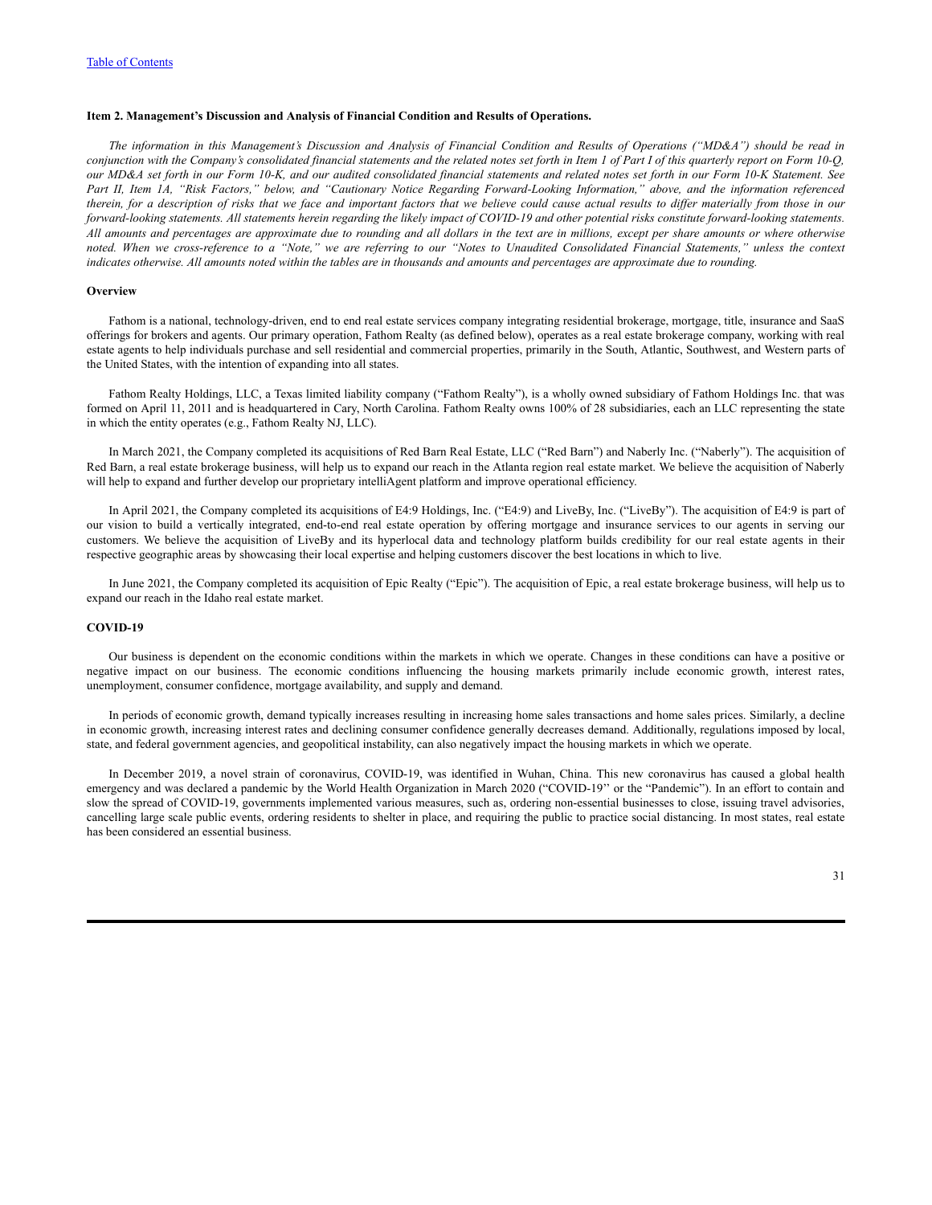[Table of Contents](#)

**Item 2. Management's Discussion and Analysis of Financial Condition and Results of Operations.**

*The information in this Management's Discussion and Analysis of Financial Condition and Results of Operations ("MD&A") should be read in conjunction with the Company's consolidated financial statements and the related notes set forth in Item 1 of Part I of this quarterly report on Form 10-Q, our MD&A set forth in our Form 10-K, and our audited consolidated financial statements and related notes set forth in our Form 10-K Statement. See Part II, Item 1A, "Risk Factors," below, and "Cautionary Notice Regarding Forward-Looking Information," above, and the information referenced therein, for a description of risks that we face and important factors that we believe could cause actual results to differ materially from those in our forward-looking statements. All statements herein regarding the likely impact of COVID-19 and other potential risks constitute forward-looking statements. All amounts and percentages are approximate due to rounding and all dollars in the text are in millions, except per share amounts or where otherwise noted. When we cross-reference to a "Note," we are referring to our "Notes to Unaudited Consolidated Financial Statements," unless the context indicates otherwise. All amounts noted within the tables are in thousands and amounts and percentages are approximate due to rounding.*

**Overview**

Fathom is a national, technology-driven, end to end real estate services company integrating residential brokerage, mortgage, title, insurance and SaaS offerings for brokers and agents. Our primary operation, Fathom Realty (as defined below), operates as a real estate brokerage company, working with real estate agents to help individuals purchase and sell residential and commercial properties, primarily in the South, Atlantic, Southwest, and Western parts of the United States, with the intention of expanding into all states.

Fathom Realty Holdings, LLC, a Texas limited liability company ("Fathom Realty"), is a wholly owned subsidiary of Fathom Holdings Inc. that was formed on April 11, 2011 and is headquartered in Cary, North Carolina. Fathom Realty owns 100% of 28 subsidiaries, each an LLC representing the state in which the entity operates (e.g., Fathom Realty NJ, LLC).

In March 2021, the Company completed its acquisitions of Red Barn Real Estate, LLC ("Red Barn") and Naberly Inc. ("Naberly"). The acquisition of Red Barn, a real estate brokerage business, will help us to expand our reach in the Atlanta region real estate market. We believe the acquisition of Naberly will help to expand and further develop our proprietary intelliAgent platform and improve operational efficiency.

In April 2021, the Company completed its acquisitions of E4:9 Holdings, Inc. ("E4:9) and LiveBy, Inc. ("LiveBy"). The acquisition of E4:9 is part of our vision to build a vertically integrated, end-to-end real estate operation by offering mortgage and insurance services to our agents in serving our customers. We believe the acquisition of LiveBy and its hyperlocal data and technology platform builds credibility for our real estate agents in their respective geographic areas by showcasing their local expertise and helping customers discover the best locations in which to live.

In June 2021, the Company completed its acquisition of Epic Realty ("Epic"). The acquisition of Epic, a real estate brokerage business, will help us to expand our reach in the Idaho real estate market.

**COVID-19**

Our business is dependent on the economic conditions within the markets in which we operate. Changes in these conditions can have a positive or negative impact on our business. The economic conditions influencing the housing markets primarily include economic growth, interest rates, unemployment, consumer confidence, mortgage availability, and supply and demand.

In periods of economic growth, demand typically increases resulting in increasing home sales transactions and home sales prices. Similarly, a decline in economic growth, increasing interest rates and declining consumer confidence generally decreases demand. Additionally, regulations imposed by local, state, and federal government agencies, and geopolitical instability, can also negatively impact the housing markets in which we operate.

In December 2019, a novel strain of coronavirus, COVID-19, was identified in Wuhan, China. This new coronavirus has caused a global health emergency and was declared a pandemic by the World Health Organization in March 2020 ("COVID-19" or the "Pandemic"). In an effort to contain and slow the spread of COVID-19, governments implemented various measures, such as, ordering non-essential businesses to close, issuing travel advisories, cancelling large scale public events, ordering residents to shelter in place, and requiring the public to practice social distancing. In most states, real estate has been considered an essential business.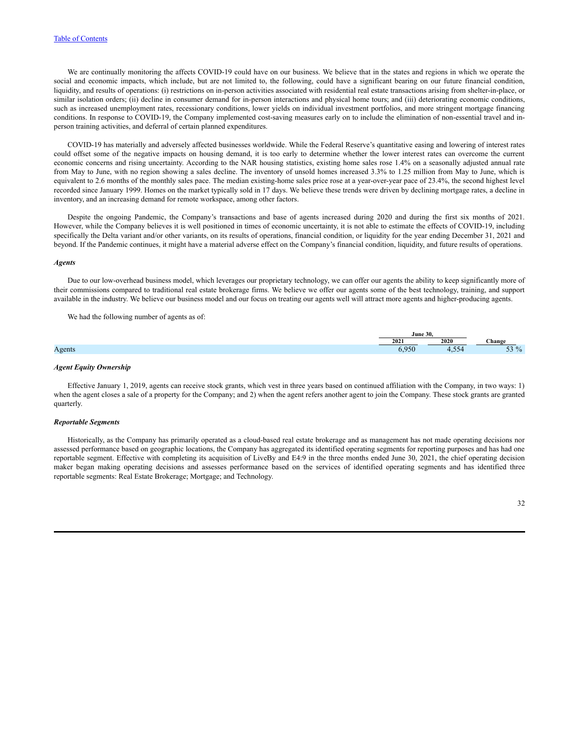We are continually monitoring the affects COVID-19 could have on our business. We believe that in the states and regions in which we operate the social and economic impacts, which include, but are not limited to, the following, could have a significant bearing on our future financial condition, liquidity, and results of operations: (i) restrictions on in-person activities associated with residential real estate transactions arising from shelter-in-place, or similar isolation orders; (ii) decline in consumer demand for in-person interactions and physical home tours; and (iii) deteriorating economic conditions, such as increased unemployment rates, recessionary conditions, lower yields on individual investment portfolios, and more stringent mortgage financing conditions. In response to COVID-19, the Company implemented cost-saving measures early on to include the elimination of non-essential travel and in-person training activities, and deferral of certain planned expenditures.

COVID-19 has materially and adversely affected businesses worldwide. While the Federal Reserve's quantitative easing and lowering of interest rates could offset some of the negative impacts on housing demand, it is too early to determine whether the lower interest rates can overcome the current economic concerns and rising uncertainty. According to the NAR housing statistics, existing home sales rose 1.4% on a seasonally adjusted annual rate from May to June, with no region showing a sales decline. The inventory of unsold homes increased 3.3% to 1.25 million from May to June, which is equivalent to 2.6 months of the monthly sales pace. The median existing-home sales price rose at a year-over-year pace of 23.4%, the second highest level recorded since January 1999. Homes on the market typically sold in 17 days. We believe these trends were driven by declining mortgage rates, a decline in inventory, and an increasing demand for remote workspace, among other factors.

Despite the ongoing Pandemic, the Company's transactions and base of agents increased during 2020 and during the first six months of 2021. However, while the Company believes it is well positioned in times of economic uncertainty, it is not able to estimate the effects of COVID-19, including specifically the Delta variant and/or other variants, on its results of operations, financial condition, or liquidity for the year ending December 31, 2021 and beyond. If the Pandemic continues, it might have a material adverse effect on the Company's financial condition, liquidity, and future results of operations.

***Agents***

Due to our low-overhead business model, which leverages our proprietary technology, we can offer our agents the ability to keep significantly more of their commissions compared to traditional real estate brokerage firms. We believe we offer our agents some of the best technology, training, and support available in the industry. We believe our business model and our focus on treating our agents well will attract more agents and higher-producing agents.

We had the following number of agents as of:

| | June 30, | | |
|---|---|---|---|
| | 2021 | 2020 | Change |
| Agents | 6,950 | 4,554 | 53 % |

***Agent Equity Ownership***

Effective January 1, 2019, agents can receive stock grants, which vest in three years based on continued affiliation with the Company, in two ways: 1) when the agent closes a sale of a property for the Company; and 2) when the agent refers another agent to join the Company. These stock grants are granted quarterly.

***Reportable Segments***

Historically, as the Company has primarily operated as a cloud-based real estate brokerage and as management has not made operating decisions nor assessed performance based on geographic locations, the Company has aggregated its identified operating segments for reporting purposes and has had one reportable segment. Effective with completing its acquisition of LiveBy and E4:9 in the three months ended June 30, 2021, the chief operating decision maker began making operating decisions and assesses performance based on the services of identified operating segments and has identified three reportable segments: Real Estate Brokerage; Mortgage; and Technology.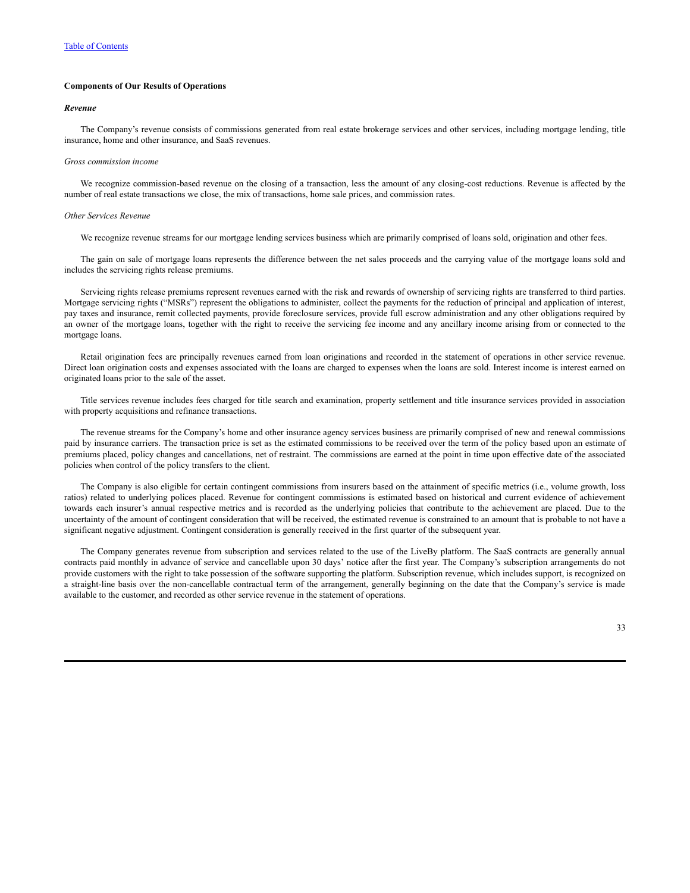## Components of Our Results of Operations

### *Revenue*

The Company's revenue consists of commissions generated from real estate brokerage services and other services, including mortgage lending, title insurance, home and other insurance, and SaaS revenues.

*Gross commission income*

We recognize commission-based revenue on the closing of a transaction, less the amount of any closing-cost reductions. Revenue is affected by the number of real estate transactions we close, the mix of transactions, home sale prices, and commission rates.

*Other Services Revenue*

We recognize revenue streams for our mortgage lending services business which are primarily comprised of loans sold, origination and other fees.

The gain on sale of mortgage loans represents the difference between the net sales proceeds and the carrying value of the mortgage loans sold and includes the servicing rights release premiums.

Servicing rights release premiums represent revenues earned with the risk and rewards of ownership of servicing rights are transferred to third parties. Mortgage servicing rights ("MSRs") represent the obligations to administer, collect the payments for the reduction of principal and application of interest, pay taxes and insurance, remit collected payments, provide foreclosure services, provide full escrow administration and any other obligations required by an owner of the mortgage loans, together with the right to receive the servicing fee income and any ancillary income arising from or connected to the mortgage loans.

Retail origination fees are principally revenues earned from loan originations and recorded in the statement of operations in other service revenue. Direct loan origination costs and expenses associated with the loans are charged to expenses when the loans are sold. Interest income is interest earned on originated loans prior to the sale of the asset.

Title services revenue includes fees charged for title search and examination, property settlement and title insurance services provided in association with property acquisitions and refinance transactions.

The revenue streams for the Company's home and other insurance agency services business are primarily comprised of new and renewal commissions paid by insurance carriers. The transaction price is set as the estimated commissions to be received over the term of the policy based upon an estimate of premiums placed, policy changes and cancellations, net of restraint. The commissions are earned at the point in time upon effective date of the associated policies when control of the policy transfers to the client.

The Company is also eligible for certain contingent commissions from insurers based on the attainment of specific metrics (i.e., volume growth, loss ratios) related to underlying polices placed. Revenue for contingent commissions is estimated based on historical and current evidence of achievement towards each insurer's annual respective metrics and is recorded as the underlying policies that contribute to the achievement are placed. Due to the uncertainty of the amount of contingent consideration that will be received, the estimated revenue is constrained to an amount that is probable to not have a significant negative adjustment. Contingent consideration is generally received in the first quarter of the subsequent year.

The Company generates revenue from subscription and services related to the use of the LiveBy platform. The SaaS contracts are generally annual contracts paid monthly in advance of service and cancellable upon 30 days' notice after the first year. The Company's subscription arrangements do not provide customers with the right to take possession of the software supporting the platform. Subscription revenue, which includes support, is recognized on a straight-line basis over the non-cancellable contractual term of the arrangement, generally beginning on the date that the Company's service is made available to the customer, and recorded as other service revenue in the statement of operations.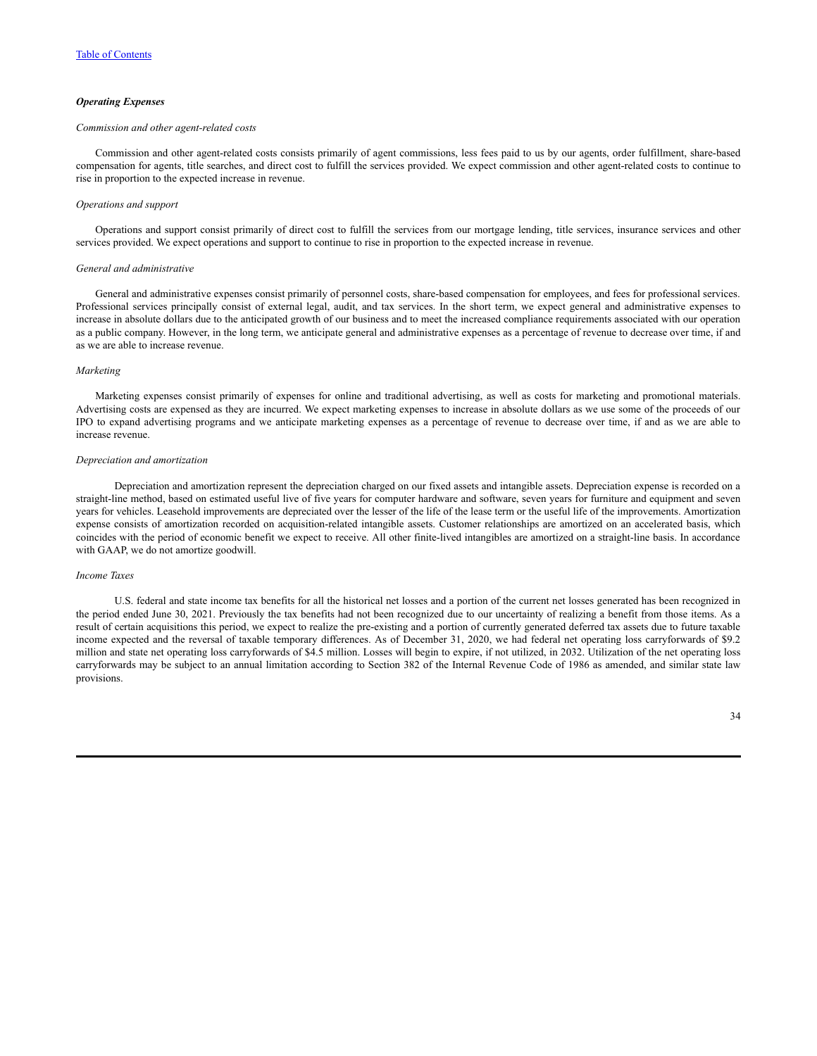### *Operating Expenses*

*Commission and other agent-related costs*

Commission and other agent-related costs consists primarily of agent commissions, less fees paid to us by our agents, order fulfillment, share-based compensation for agents, title searches, and direct cost to fulfill the services provided. We expect commission and other agent-related costs to continue to rise in proportion to the expected increase in revenue.

*Operations and support*

Operations and support consist primarily of direct cost to fulfill the services from our mortgage lending, title services, insurance services and other services provided. We expect operations and support to continue to rise in proportion to the expected increase in revenue.

*General and administrative*

General and administrative expenses consist primarily of personnel costs, share-based compensation for employees, and fees for professional services. Professional services principally consist of external legal, audit, and tax services. In the short term, we expect general and administrative expenses to increase in absolute dollars due to the anticipated growth of our business and to meet the increased compliance requirements associated with our operation as a public company. However, in the long term, we anticipate general and administrative expenses as a percentage of revenue to decrease over time, if and as we are able to increase revenue.

*Marketing*

Marketing expenses consist primarily of expenses for online and traditional advertising, as well as costs for marketing and promotional materials. Advertising costs are expensed as they are incurred. We expect marketing expenses to increase in absolute dollars as we use some of the proceeds of our IPO to expand advertising programs and we anticipate marketing expenses as a percentage of revenue to decrease over time, if and as we are able to increase revenue.

*Depreciation and amortization*

Depreciation and amortization represent the depreciation charged on our fixed assets and intangible assets. Depreciation expense is recorded on a straight-line method, based on estimated useful live of five years for computer hardware and software, seven years for furniture and equipment and seven years for vehicles. Leasehold improvements are depreciated over the lesser of the life of the lease term or the useful life of the improvements. Amortization expense consists of amortization recorded on acquisition-related intangible assets. Customer relationships are amortized on an accelerated basis, which coincides with the period of economic benefit we expect to receive. All other finite-lived intangibles are amortized on a straight-line basis. In accordance with GAAP, we do not amortize goodwill.

*Income Taxes*

U.S. federal and state income tax benefits for all the historical net losses and a portion of the current net losses generated has been recognized in the period ended June 30, 2021. Previously the tax benefits had not been recognized due to our uncertainty of realizing a benefit from those items. As a result of certain acquisitions this period, we expect to realize the pre-existing and a portion of currently generated deferred tax assets due to future taxable income expected and the reversal of taxable temporary differences. As of December 31, 2020, we had federal net operating loss carryforwards of $9.2 million and state net operating loss carryforwards of $4.5 million. Losses will begin to expire, if not utilized, in 2032. Utilization of the net operating loss carryforwards may be subject to an annual limitation according to Section 382 of the Internal Revenue Code of 1986 as amended, and similar state law provisions.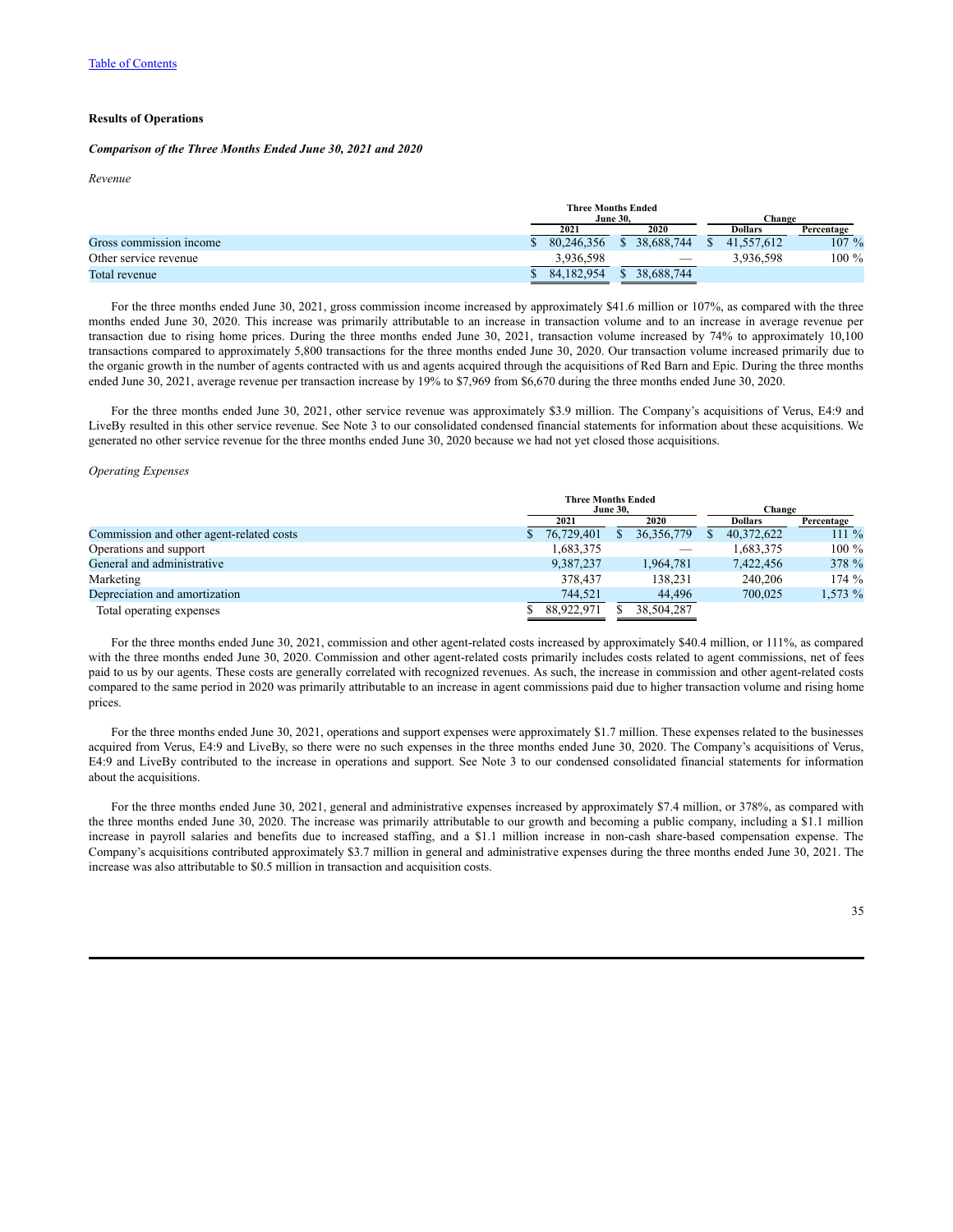Table of Contents

### Results of Operations

#### *Comparison of the Three Months Ended June 30, 2021 and 2020*

*Revenue*

| | Three Months Ended June 30, | | Change | |
|---|---|---|---|---|
| | 2021 | 2020 | Dollars | Percentage |
| Gross commission income | $ 80,246,356 | $ 38,688,744 | $ 41,557,612 | 107 % |
| Other service revenue | 3,936,598 | — | 3,936,598 | 100 % |
| Total revenue | $ 84,182,954 | $ 38,688,744 | | |

For the three months ended June 30, 2021, gross commission income increased by approximately $41.6 million or 107%, as compared with the three months ended June 30, 2020. This increase was primarily attributable to an increase in transaction volume and to an increase in average revenue per transaction due to rising home prices. During the three months ended June 30, 2021, transaction volume increased by 74% to approximately 10,100 transactions compared to approximately 5,800 transactions for the three months ended June 30, 2020. Our transaction volume increased primarily due to the organic growth in the number of agents contracted with us and agents acquired through the acquisitions of Red Barn and Epic. During the three months ended June 30, 2021, average revenue per transaction increase by 19% to $7,969 from $6,670 during the three months ended June 30, 2020.

For the three months ended June 30, 2021, other service revenue was approximately $3.9 million. The Company's acquisitions of Verus, E4:9 and LiveBy resulted in this other service revenue. See Note 3 to our consolidated condensed financial statements for information about these acquisitions. We generated no other service revenue for the three months ended June 30, 2020 because we had not yet closed those acquisitions.

*Operating Expenses*

| | Three Months Ended June 30, | | Change | |
|---|---|---|---|---|
| | 2021 | 2020 | Dollars | Percentage |
| Commission and other agent-related costs | $ 76,729,401 | $ 36,356,779 | $ 40,372,622 | 111 % |
| Operations and support | 1,683,375 | — | 1,683,375 | 100 % |
| General and administrative | 9,387,237 | 1,964,781 | 7,422,456 | 378 % |
| Marketing | 378,437 | 138,231 | 240,206 | 174 % |
| Depreciation and amortization | 744,521 | 44,496 | 700,025 | 1,573 % |
| Total operating expenses | $ 88,922,971 | $ 38,504,287 | | |

For the three months ended June 30, 2021, commission and other agent-related costs increased by approximately $40.4 million, or 111%, as compared with the three months ended June 30, 2020. Commission and other agent-related costs primarily includes costs related to agent commissions, net of fees paid to us by our agents. These costs are generally correlated with recognized revenues. As such, the increase in commission and other agent-related costs compared to the same period in 2020 was primarily attributable to an increase in agent commissions paid due to higher transaction volume and rising home prices.

For the three months ended June 30, 2021, operations and support expenses were approximately $1.7 million. These expenses related to the businesses acquired from Verus, E4:9 and LiveBy, so there were no such expenses in the three months ended June 30, 2020. The Company's acquisitions of Verus, E4:9 and LiveBy contributed to the increase in operations and support. See Note 3 to our condensed consolidated financial statements for information about the acquisitions.

For the three months ended June 30, 2021, general and administrative expenses increased by approximately $7.4 million, or 378%, as compared with the three months ended June 30, 2020. The increase was primarily attributable to our growth and becoming a public company, including a $1.1 million increase in payroll salaries and benefits due to increased staffing, and a $1.1 million increase in non-cash share-based compensation expense. The Company's acquisitions contributed approximately $3.7 million in general and administrative expenses during the three months ended June 30, 2021. The increase was also attributable to $0.5 million in transaction and acquisition costs.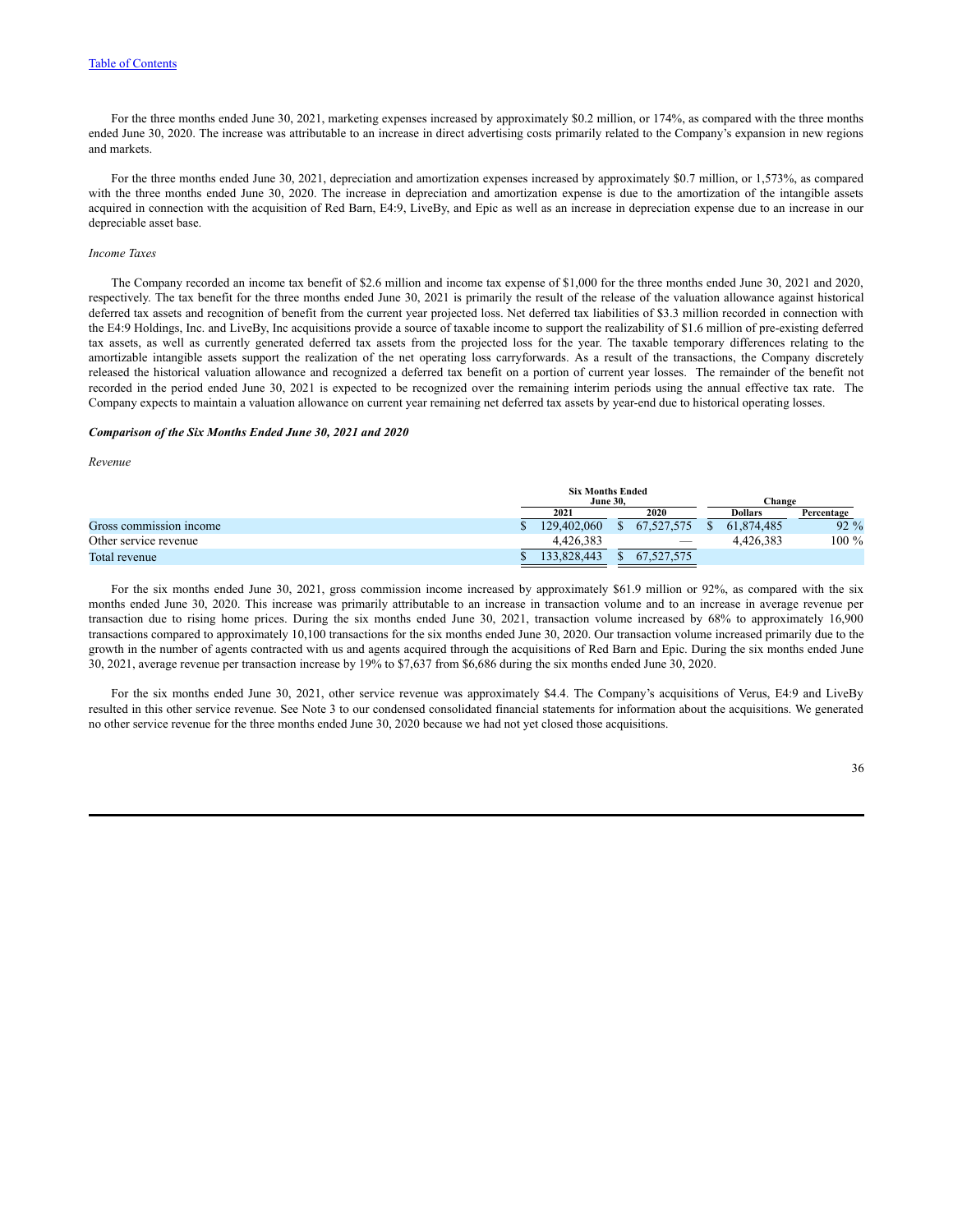[Table of Contents](#)

For the three months ended June 30, 2021, marketing expenses increased by approximately $0.2 million, or 174%, as compared with the three months ended June 30, 2020. The increase was attributable to an increase in direct advertising costs primarily related to the Company's expansion in new regions and markets.

For the three months ended June 30, 2021, depreciation and amortization expenses increased by approximately $0.7 million, or 1,573%, as compared with the three months ended June 30, 2020. The increase in depreciation and amortization expense is due to the amortization of the intangible assets acquired in connection with the acquisition of Red Barn, E4:9, LiveBy, and Epic as well as an increase in depreciation expense due to an increase in our depreciable asset base.

*Income Taxes*

The Company recorded an income tax benefit of $2.6 million and income tax expense of $1,000 for the three months ended June 30, 2021 and 2020, respectively. The tax benefit for the three months ended June 30, 2021 is primarily the result of the release of the valuation allowance against historical deferred tax assets and recognition of benefit from the current year projected loss. Net deferred tax liabilities of $3.3 million recorded in connection with the E4:9 Holdings, Inc. and LiveBy, Inc acquisitions provide a source of taxable income to support the realizability of $1.6 million of pre-existing deferred tax assets, as well as currently generated deferred tax assets from the projected loss for the year. The taxable temporary differences relating to the amortizable intangible assets support the realization of the net operating loss carryforwards. As a result of the transactions, the Company discretely released the historical valuation allowance and recognized a deferred tax benefit on a portion of current year losses. The remainder of the benefit not recorded in the period ended June 30, 2021 is expected to be recognized over the remaining interim periods using the annual effective tax rate. The Company expects to maintain a valuation allowance on current year remaining net deferred tax assets by year-end due to historical operating losses.

***Comparison of the Six Months Ended June 30, 2021 and 2020***

*Revenue*

| | Six Months Ended June 30, | | Change | |
|---|---|---|---|---|
| | 2021 | 2020 | Dollars | Percentage |
| Gross commission income | $ 129,402,060 | $ 67,527,575 | $ 61,874,485 | 92 % |
| Other service revenue | 4,426,383 | — | 4,426,383 | 100 % |
| Total revenue | $ 133,828,443 | $ 67,527,575 | | |

For the six months ended June 30, 2021, gross commission income increased by approximately $61.9 million or 92%, as compared with the six months ended June 30, 2020. This increase was primarily attributable to an increase in transaction volume and to an increase in average revenue per transaction due to rising home prices. During the six months ended June 30, 2021, transaction volume increased by 68% to approximately 16,900 transactions compared to approximately 10,100 transactions for the six months ended June 30, 2020. Our transaction volume increased primarily due to the growth in the number of agents contracted with us and agents acquired through the acquisitions of Red Barn and Epic. During the six months ended June 30, 2021, average revenue per transaction increase by 19% to $7,637 from $6,686 during the six months ended June 30, 2020.

For the six months ended June 30, 2021, other service revenue was approximately $4.4. The Company's acquisitions of Verus, E4:9 and LiveBy resulted in this other service revenue. See Note 3 to our condensed consolidated financial statements for information about the acquisitions. We generated no other service revenue for the three months ended June 30, 2020 because we had not yet closed those acquisitions.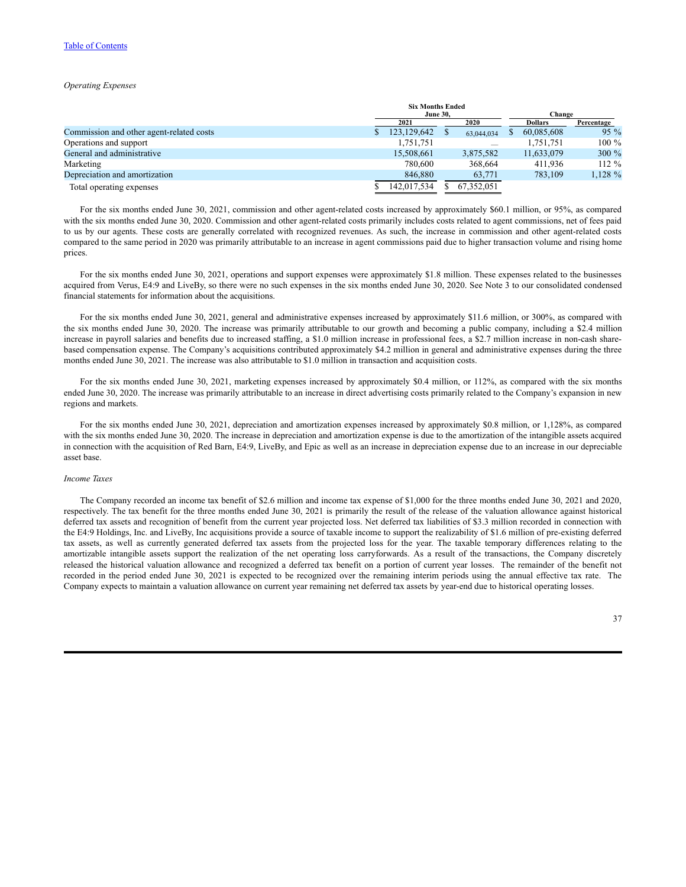[Table of Contents](#)

*Operating Expenses*

| | Six Months Ended June 30, | | Change | |
|---|---|---|---|---|
| | 2021 | 2020 | Dollars | Percentage |
| Commission and other agent-related costs | $ 123,129,642 | $ 63,044,034 | $ 60,085,608 | 95 % |
| Operations and support | 1,751,751 | — | 1,751,751 | 100 % |
| General and administrative | 15,508,661 | 3,875,582 | 11,633,079 | 300 % |
| Marketing | 780,600 | 368,664 | 411,936 | 112 % |
| Depreciation and amortization | 846,880 | 63,771 | 783,109 | 1,128 % |
| Total operating expenses | $ 142,017,534 | $ 67,352,051 | | |

For the six months ended June 30, 2021, commission and other agent-related costs increased by approximately $60.1 million, or 95%, as compared with the six months ended June 30, 2020. Commission and other agent-related costs primarily includes costs related to agent commissions, net of fees paid to us by our agents. These costs are generally correlated with recognized revenues. As such, the increase in commission and other agent-related costs compared to the same period in 2020 was primarily attributable to an increase in agent commissions paid due to higher transaction volume and rising home prices.

For the six months ended June 30, 2021, operations and support expenses were approximately $1.8 million. These expenses related to the businesses acquired from Verus, E4:9 and LiveBy, so there were no such expenses in the six months ended June 30, 2020. See Note 3 to our consolidated condensed financial statements for information about the acquisitions.

For the six months ended June 30, 2021, general and administrative expenses increased by approximately $11.6 million, or 300%, as compared with the six months ended June 30, 2020. The increase was primarily attributable to our growth and becoming a public company, including a $2.4 million increase in payroll salaries and benefits due to increased staffing, a $1.0 million increase in professional fees, a $2.7 million increase in non-cash share-based compensation expense. The Company's acquisitions contributed approximately $4.2 million in general and administrative expenses during the three months ended June 30, 2021. The increase was also attributable to $1.0 million in transaction and acquisition costs.

For the six months ended June 30, 2021, marketing expenses increased by approximately $0.4 million, or 112%, as compared with the six months ended June 30, 2020. The increase was primarily attributable to an increase in direct advertising costs primarily related to the Company's expansion in new regions and markets.

For the six months ended June 30, 2021, depreciation and amortization expenses increased by approximately $0.8 million, or 1,128%, as compared with the six months ended June 30, 2020. The increase in depreciation and amortization expense is due to the amortization of the intangible assets acquired in connection with the acquisition of Red Barn, E4:9, LiveBy, and Epic as well as an increase in depreciation expense due to an increase in our depreciable asset base.

*Income Taxes*

The Company recorded an income tax benefit of $2.6 million and income tax expense of $1,000 for the three months ended June 30, 2021 and 2020, respectively. The tax benefit for the three months ended June 30, 2021 is primarily the result of the release of the valuation allowance against historical deferred tax assets and recognition of benefit from the current year projected loss. Net deferred tax liabilities of $3.3 million recorded in connection with the E4:9 Holdings, Inc. and LiveBy, Inc acquisitions provide a source of taxable income to support the realizability of $1.6 million of pre-existing deferred tax assets, as well as currently generated deferred tax assets from the projected loss for the year. The taxable temporary differences relating to the amortizable intangible assets support the realization of the net operating loss carryforwards. As a result of the transactions, the Company discretely released the historical valuation allowance and recognized a deferred tax benefit on a portion of current year losses. The remainder of the benefit not recorded in the period ended June 30, 2021 is expected to be recognized over the remaining interim periods using the annual effective tax rate. The Company expects to maintain a valuation allowance on current year remaining net deferred tax assets by year-end due to historical operating losses.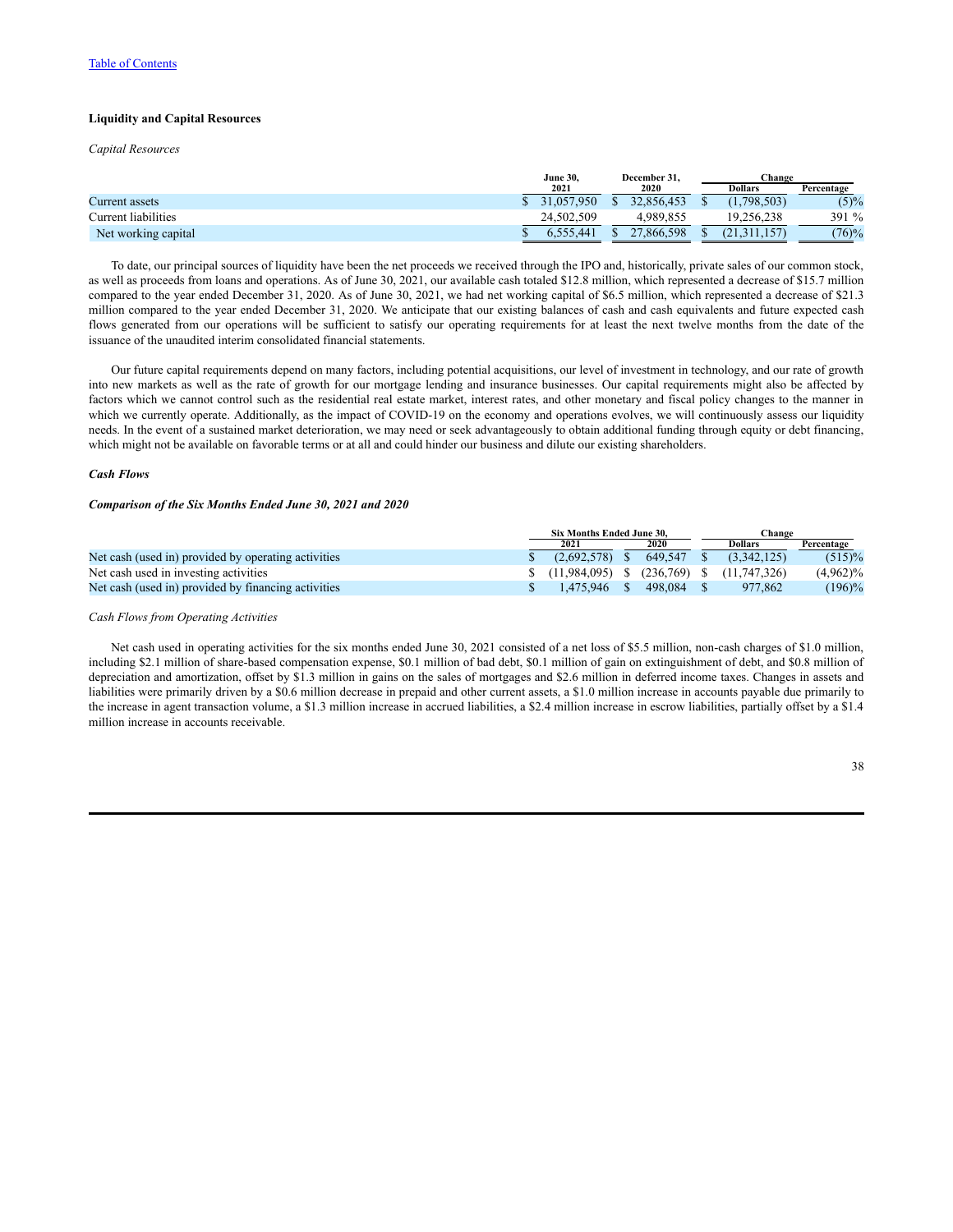[Table of Contents](#)

**Liquidity and Capital Resources**

*Capital Resources*

| | June 30, 2021 | December 31, 2020 | Change Dollars | Change Percentage |
|---|---|---|---|---|
| Current assets | $ 31,057,950 | $ 32,856,453 | $ (1,798,503) | (5)% |
| Current liabilities | 24,502,509 | 4,989,855 | 19,256,238 | 391 % |
| Net working capital | $ 6,555,441 | $ 27,866,598 | $ (21,311,157) | (76)% |

To date, our principal sources of liquidity have been the net proceeds we received through the IPO and, historically, private sales of our common stock, as well as proceeds from loans and operations. As of June 30, 2021, our available cash totaled $12.8 million, which represented a decrease of $15.7 million compared to the year ended December 31, 2020. As of June 30, 2021, we had net working capital of $6.5 million, which represented a decrease of $21.3 million compared to the year ended December 31, 2020. We anticipate that our existing balances of cash and cash equivalents and future expected cash flows generated from our operations will be sufficient to satisfy our operating requirements for at least the next twelve months from the date of the issuance of the unaudited interim consolidated financial statements.

Our future capital requirements depend on many factors, including potential acquisitions, our level of investment in technology, and our rate of growth into new markets as well as the rate of growth for our mortgage lending and insurance businesses. Our capital requirements might also be affected by factors which we cannot control such as the residential real estate market, interest rates, and other monetary and fiscal policy changes to the manner in which we currently operate. Additionally, as the impact of COVID-19 on the economy and operations evolves, we will continuously assess our liquidity needs. In the event of a sustained market deterioration, we may need or seek advantageously to obtain additional funding through equity or debt financing, which might not be available on favorable terms or at all and could hinder our business and dilute our existing shareholders.

***Cash Flows***

***Comparison of the Six Months Ended June 30, 2021 and 2020***

| | Six Months Ended June 30, 2021 | Six Months Ended June 30, 2020 | Change Dollars | Change Percentage |
|---|---|---|---|---|
| Net cash (used in) provided by operating activities | $ (2,692,578) | $ 649,547 | $ (3,342,125) | (515)% |
| Net cash used in investing activities | $ (11,984,095) | $ (236,769) | $ (11,747,326) | (4,962)% |
| Net cash (used in) provided by financing activities | $ 1,475,946 | $ 498,084 | $ 977,862 | (196)% |

*Cash Flows from Operating Activities*

Net cash used in operating activities for the six months ended June 30, 2021 consisted of a net loss of $5.5 million, non-cash charges of $1.0 million, including $2.1 million of share-based compensation expense, $0.1 million of bad debt, $0.1 million of gain on extinguishment of debt, and $0.8 million of depreciation and amortization, offset by $1.3 million in gains on the sales of mortgages and $2.6 million in deferred income taxes. Changes in assets and liabilities were primarily driven by a $0.6 million decrease in prepaid and other current assets, a $1.0 million increase in accounts payable due primarily to the increase in agent transaction volume, a $1.3 million increase in accrued liabilities, a $2.4 million increase in escrow liabilities, partially offset by a $1.4 million increase in accounts receivable.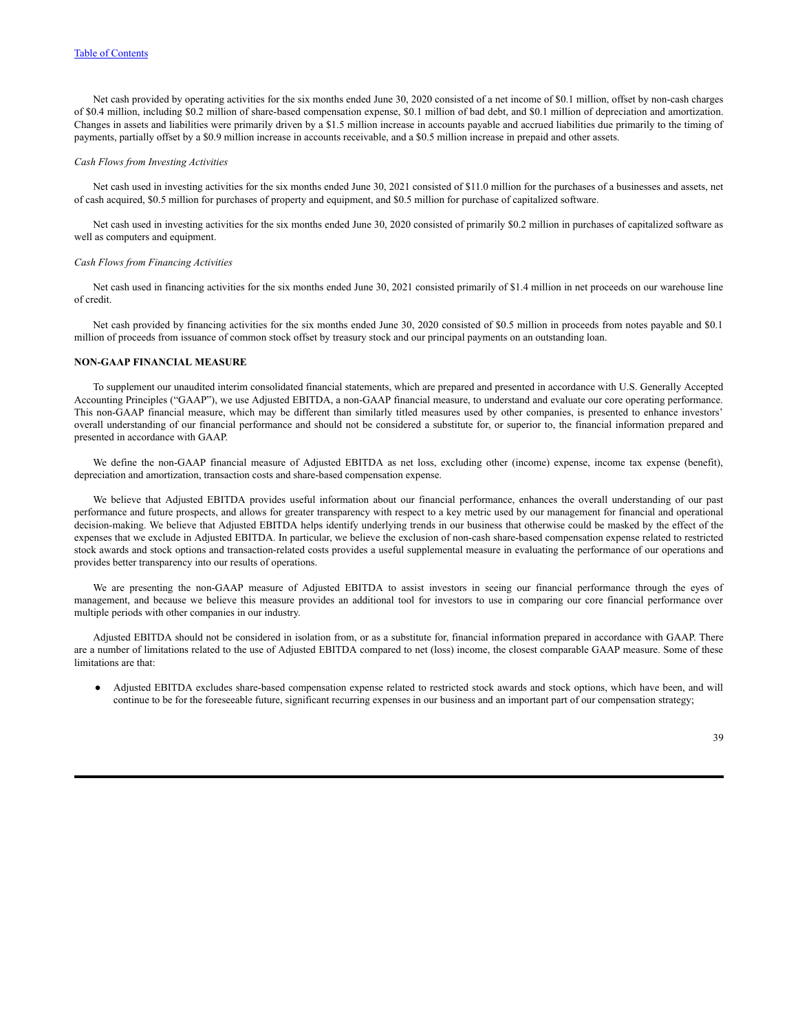Net cash provided by operating activities for the six months ended June 30, 2020 consisted of a net income of $0.1 million, offset by non-cash charges of $0.4 million, including $0.2 million of share-based compensation expense, $0.1 million of bad debt, and $0.1 million of depreciation and amortization. Changes in assets and liabilities were primarily driven by a $1.5 million increase in accounts payable and accrued liabilities due primarily to the timing of payments, partially offset by a $0.9 million increase in accounts receivable, and a $0.5 million increase in prepaid and other assets.

*Cash Flows from Investing Activities*

Net cash used in investing activities for the six months ended June 30, 2021 consisted of $11.0 million for the purchases of a businesses and assets, net of cash acquired, $0.5 million for purchases of property and equipment, and $0.5 million for purchase of capitalized software.

Net cash used in investing activities for the six months ended June 30, 2020 consisted of primarily $0.2 million in purchases of capitalized software as well as computers and equipment.

*Cash Flows from Financing Activities*

Net cash used in financing activities for the six months ended June 30, 2021 consisted primarily of $1.4 million in net proceeds on our warehouse line of credit.

Net cash provided by financing activities for the six months ended June 30, 2020 consisted of $0.5 million in proceeds from notes payable and $0.1 million of proceeds from issuance of common stock offset by treasury stock and our principal payments on an outstanding loan.

## NON-GAAP FINANCIAL MEASURE

To supplement our unaudited interim consolidated financial statements, which are prepared and presented in accordance with U.S. Generally Accepted Accounting Principles ("GAAP"), we use Adjusted EBITDA, a non-GAAP financial measure, to understand and evaluate our core operating performance. This non-GAAP financial measure, which may be different than similarly titled measures used by other companies, is presented to enhance investors' overall understanding of our financial performance and should not be considered a substitute for, or superior to, the financial information prepared and presented in accordance with GAAP.

We define the non-GAAP financial measure of Adjusted EBITDA as net loss, excluding other (income) expense, income tax expense (benefit), depreciation and amortization, transaction costs and share-based compensation expense.

We believe that Adjusted EBITDA provides useful information about our financial performance, enhances the overall understanding of our past performance and future prospects, and allows for greater transparency with respect to a key metric used by our management for financial and operational decision-making. We believe that Adjusted EBITDA helps identify underlying trends in our business that otherwise could be masked by the effect of the expenses that we exclude in Adjusted EBITDA. In particular, we believe the exclusion of non-cash share-based compensation expense related to restricted stock awards and stock options and transaction-related costs provides a useful supplemental measure in evaluating the performance of our operations and provides better transparency into our results of operations.

We are presenting the non-GAAP measure of Adjusted EBITDA to assist investors in seeing our financial performance through the eyes of management, and because we believe this measure provides an additional tool for investors to use in comparing our core financial performance over multiple periods with other companies in our industry.

Adjusted EBITDA should not be considered in isolation from, or as a substitute for, financial information prepared in accordance with GAAP. There are a number of limitations related to the use of Adjusted EBITDA compared to net (loss) income, the closest comparable GAAP measure. Some of these limitations are that:

- Adjusted EBITDA excludes share-based compensation expense related to restricted stock awards and stock options, which have been, and will continue to be for the foreseeable future, significant recurring expenses in our business and an important part of our compensation strategy;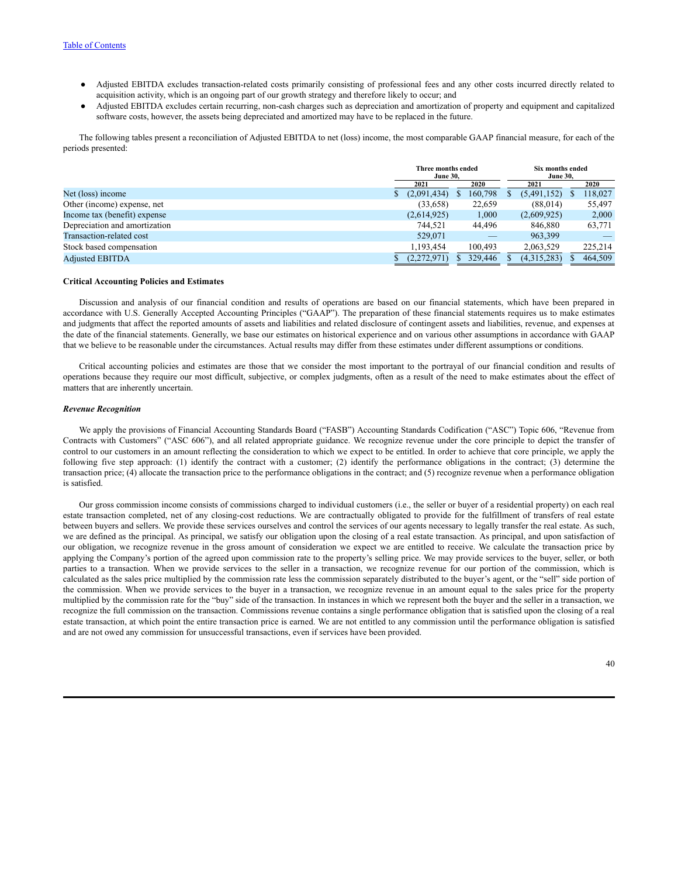[Table of Contents](#)

- Adjusted EBITDA excludes transaction-related costs primarily consisting of professional fees and any other costs incurred directly related to acquisition activity, which is an ongoing part of our growth strategy and therefore likely to occur; and
- Adjusted EBITDA excludes certain recurring, non-cash charges such as depreciation and amortization of property and equipment and capitalized software costs, however, the assets being depreciated and amortized may have to be replaced in the future.

The following tables present a reconciliation of Adjusted EBITDA to net (loss) income, the most comparable GAAP financial measure, for each of the periods presented:

| | Three months ended June 30, | | Six months ended June 30, | |
|---|---|---|---|---|
| | 2021 | 2020 | 2021 | 2020 |
| Net (loss) income | $ (2,091,434) | $ 160,798 | $ (5,491,152) | $ 118,027 |
| Other (income) expense, net | (33,658) | 22,659 | (88,014) | 55,497 |
| Income tax (benefit) expense | (2,614,925) | 1,000 | (2,609,925) | 2,000 |
| Depreciation and amortization | 744,521 | 44,496 | 846,880 | 63,771 |
| Transaction-related cost | 529,071 | — | 963,399 | — |
| Stock based compensation | 1,193,454 | 100,493 | 2,063,529 | 225,214 |
| Adjusted EBITDA | $ (2,272,971) | $ 329,446 | $ (4,315,283) | $ 464,509 |

**Critical Accounting Policies and Estimates**

Discussion and analysis of our financial condition and results of operations are based on our financial statements, which have been prepared in accordance with U.S. Generally Accepted Accounting Principles ("GAAP"). The preparation of these financial statements requires us to make estimates and judgments that affect the reported amounts of assets and liabilities and related disclosure of contingent assets and liabilities, revenue, and expenses at the date of the financial statements. Generally, we base our estimates on historical experience and on various other assumptions in accordance with GAAP that we believe to be reasonable under the circumstances. Actual results may differ from these estimates under different assumptions or conditions.

Critical accounting policies and estimates are those that we consider the most important to the portrayal of our financial condition and results of operations because they require our most difficult, subjective, or complex judgments, often as a result of the need to make estimates about the effect of matters that are inherently uncertain.

***Revenue Recognition***

We apply the provisions of Financial Accounting Standards Board ("FASB") Accounting Standards Codification ("ASC") Topic 606, "Revenue from Contracts with Customers" ("ASC 606"), and all related appropriate guidance. We recognize revenue under the core principle to depict the transfer of control to our customers in an amount reflecting the consideration to which we expect to be entitled. In order to achieve that core principle, we apply the following five step approach: (1) identify the contract with a customer; (2) identify the performance obligations in the contract; (3) determine the transaction price; (4) allocate the transaction price to the performance obligations in the contract; and (5) recognize revenue when a performance obligation is satisfied.

Our gross commission income consists of commissions charged to individual customers (i.e., the seller or buyer of a residential property) on each real estate transaction completed, net of any closing-cost reductions. We are contractually obligated to provide for the fulfillment of transfers of real estate between buyers and sellers. We provide these services ourselves and control the services of our agents necessary to legally transfer the real estate. As such, we are defined as the principal. As principal, we satisfy our obligation upon the closing of a real estate transaction. As principal, and upon satisfaction of our obligation, we recognize revenue in the gross amount of consideration we expect we are entitled to receive. We calculate the transaction price by applying the Company's portion of the agreed upon commission rate to the property's selling price. We may provide services to the buyer, seller, or both parties to a transaction. When we provide services to the seller in a transaction, we recognize revenue for our portion of the commission, which is calculated as the sales price multiplied by the commission rate less the commission separately distributed to the buyer's agent, or the "sell" side portion of the commission. When we provide services to the buyer in a transaction, we recognize revenue in an amount equal to the sales price for the property multiplied by the commission rate for the "buy" side of the transaction. In instances in which we represent both the buyer and the seller in a transaction, we recognize the full commission on the transaction. Commissions revenue contains a single performance obligation that is satisfied upon the closing of a real estate transaction, at which point the entire transaction price is earned. We are not entitled to any commission until the performance obligation is satisfied and are not owed any commission for unsuccessful transactions, even if services have been provided.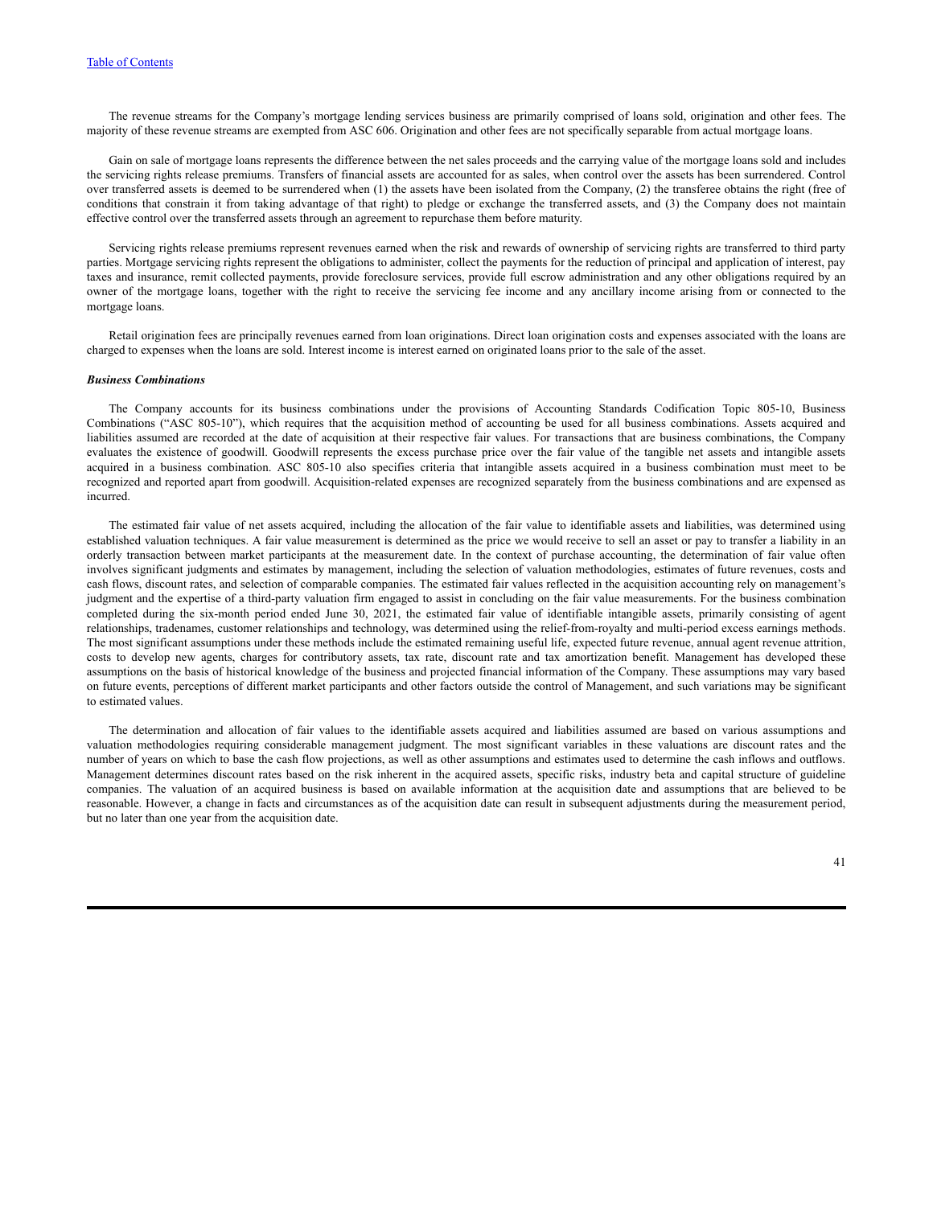The revenue streams for the Company's mortgage lending services business are primarily comprised of loans sold, origination and other fees. The majority of these revenue streams are exempted from ASC 606. Origination and other fees are not specifically separable from actual mortgage loans.

Gain on sale of mortgage loans represents the difference between the net sales proceeds and the carrying value of the mortgage loans sold and includes the servicing rights release premiums. Transfers of financial assets are accounted for as sales, when control over the assets has been surrendered. Control over transferred assets is deemed to be surrendered when (1) the assets have been isolated from the Company, (2) the transferee obtains the right (free of conditions that constrain it from taking advantage of that right) to pledge or exchange the transferred assets, and (3) the Company does not maintain effective control over the transferred assets through an agreement to repurchase them before maturity.

Servicing rights release premiums represent revenues earned when the risk and rewards of ownership of servicing rights are transferred to third party parties. Mortgage servicing rights represent the obligations to administer, collect the payments for the reduction of principal and application of interest, pay taxes and insurance, remit collected payments, provide foreclosure services, provide full escrow administration and any other obligations required by an owner of the mortgage loans, together with the right to receive the servicing fee income and any ancillary income arising from or connected to the mortgage loans.

Retail origination fees are principally revenues earned from loan originations. Direct loan origination costs and expenses associated with the loans are charged to expenses when the loans are sold. Interest income is interest earned on originated loans prior to the sale of the asset.

***Business Combinations***

The Company accounts for its business combinations under the provisions of Accounting Standards Codification Topic 805-10, Business Combinations ("ASC 805-10"), which requires that the acquisition method of accounting be used for all business combinations. Assets acquired and liabilities assumed are recorded at the date of acquisition at their respective fair values. For transactions that are business combinations, the Company evaluates the existence of goodwill. Goodwill represents the excess purchase price over the fair value of the tangible net assets and intangible assets acquired in a business combination. ASC 805-10 also specifies criteria that intangible assets acquired in a business combination must meet to be recognized and reported apart from goodwill. Acquisition-related expenses are recognized separately from the business combinations and are expensed as incurred.

The estimated fair value of net assets acquired, including the allocation of the fair value to identifiable assets and liabilities, was determined using established valuation techniques. A fair value measurement is determined as the price we would receive to sell an asset or pay to transfer a liability in an orderly transaction between market participants at the measurement date. In the context of purchase accounting, the determination of fair value often involves significant judgments and estimates by management, including the selection of valuation methodologies, estimates of future revenues, costs and cash flows, discount rates, and selection of comparable companies. The estimated fair values reflected in the acquisition accounting rely on management's judgment and the expertise of a third-party valuation firm engaged to assist in concluding on the fair value measurements. For the business combination completed during the six-month period ended June 30, 2021, the estimated fair value of identifiable intangible assets, primarily consisting of agent relationships, tradenames, customer relationships and technology, was determined using the relief-from-royalty and multi-period excess earnings methods. The most significant assumptions under these methods include the estimated remaining useful life, expected future revenue, annual agent revenue attrition, costs to develop new agents, charges for contributory assets, tax rate, discount rate and tax amortization benefit. Management has developed these assumptions on the basis of historical knowledge of the business and projected financial information of the Company. These assumptions may vary based on future events, perceptions of different market participants and other factors outside the control of Management, and such variations may be significant to estimated values.

The determination and allocation of fair values to the identifiable assets acquired and liabilities assumed are based on various assumptions and valuation methodologies requiring considerable management judgment. The most significant variables in these valuations are discount rates and the number of years on which to base the cash flow projections, as well as other assumptions and estimates used to determine the cash inflows and outflows. Management determines discount rates based on the risk inherent in the acquired assets, specific risks, industry beta and capital structure of guideline companies. The valuation of an acquired business is based on available information at the acquisition date and assumptions that are believed to be reasonable. However, a change in facts and circumstances as of the acquisition date can result in subsequent adjustments during the measurement period, but no later than one year from the acquisition date.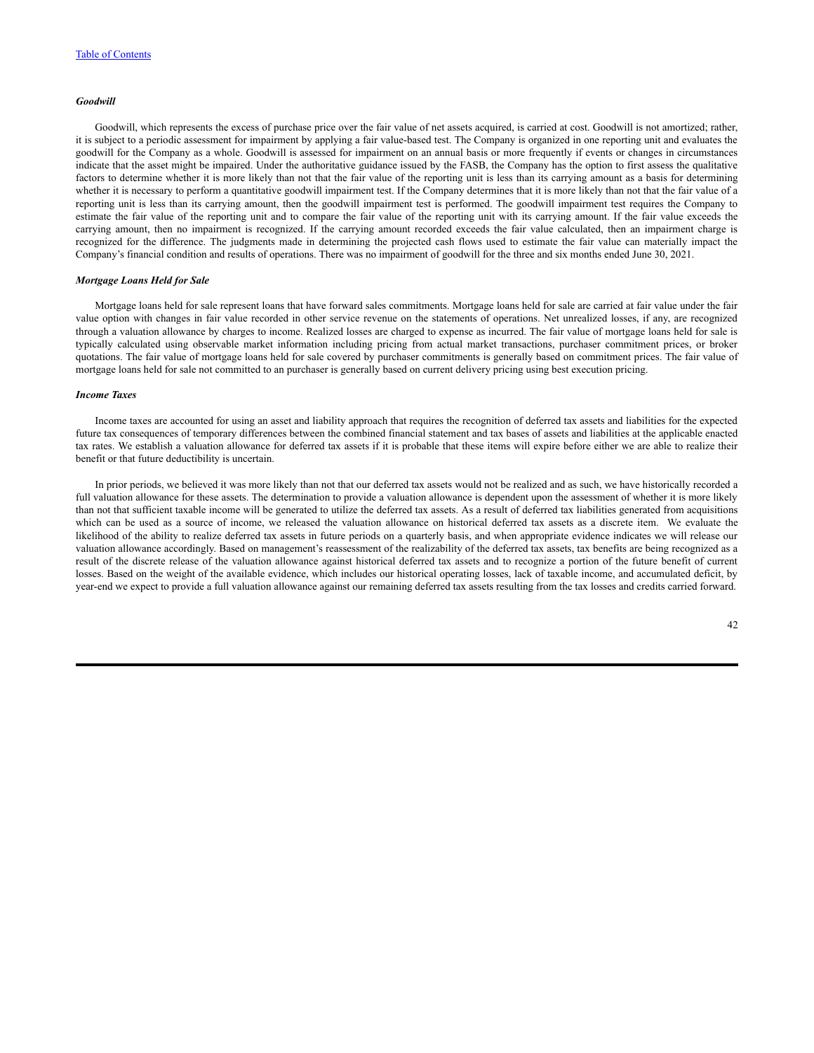*Goodwill*

Goodwill, which represents the excess of purchase price over the fair value of net assets acquired, is carried at cost. Goodwill is not amortized; rather, it is subject to a periodic assessment for impairment by applying a fair value-based test. The Company is organized in one reporting unit and evaluates the goodwill for the Company as a whole. Goodwill is assessed for impairment on an annual basis or more frequently if events or changes in circumstances indicate that the asset might be impaired. Under the authoritative guidance issued by the FASB, the Company has the option to first assess the qualitative factors to determine whether it is more likely than not that the fair value of the reporting unit is less than its carrying amount as a basis for determining whether it is necessary to perform a quantitative goodwill impairment test. If the Company determines that it is more likely than not that the fair value of a reporting unit is less than its carrying amount, then the goodwill impairment test is performed. The goodwill impairment test requires the Company to estimate the fair value of the reporting unit and to compare the fair value of the reporting unit with its carrying amount. If the fair value exceeds the carrying amount, then no impairment is recognized. If the carrying amount recorded exceeds the fair value calculated, then an impairment charge is recognized for the difference. The judgments made in determining the projected cash flows used to estimate the fair value can materially impact the Company's financial condition and results of operations. There was no impairment of goodwill for the three and six months ended June 30, 2021.

*Mortgage Loans Held for Sale*

Mortgage loans held for sale represent loans that have forward sales commitments. Mortgage loans held for sale are carried at fair value under the fair value option with changes in fair value recorded in other service revenue on the statements of operations. Net unrealized losses, if any, are recognized through a valuation allowance by charges to income. Realized losses are charged to expense as incurred. The fair value of mortgage loans held for sale is typically calculated using observable market information including pricing from actual market transactions, purchaser commitment prices, or broker quotations. The fair value of mortgage loans held for sale covered by purchaser commitments is generally based on commitment prices. The fair value of mortgage loans held for sale not committed to an purchaser is generally based on current delivery pricing using best execution pricing.

*Income Taxes*

Income taxes are accounted for using an asset and liability approach that requires the recognition of deferred tax assets and liabilities for the expected future tax consequences of temporary differences between the combined financial statement and tax bases of assets and liabilities at the applicable enacted tax rates. We establish a valuation allowance for deferred tax assets if it is probable that these items will expire before either we are able to realize their benefit or that future deductibility is uncertain.

In prior periods, we believed it was more likely than not that our deferred tax assets would not be realized and as such, we have historically recorded a full valuation allowance for these assets. The determination to provide a valuation allowance is dependent upon the assessment of whether it is more likely than not that sufficient taxable income will be generated to utilize the deferred tax assets. As a result of deferred tax liabilities generated from acquisitions which can be used as a source of income, we released the valuation allowance on historical deferred tax assets as a discrete item. We evaluate the likelihood of the ability to realize deferred tax assets in future periods on a quarterly basis, and when appropriate evidence indicates we will release our valuation allowance accordingly. Based on management's reassessment of the realizability of the deferred tax assets, tax benefits are being recognized as a result of the discrete release of the valuation allowance against historical deferred tax assets and to recognize a portion of the future benefit of current losses. Based on the weight of the available evidence, which includes our historical operating losses, lack of taxable income, and accumulated deficit, by year-end we expect to provide a full valuation allowance against our remaining deferred tax assets resulting from the tax losses and credits carried forward.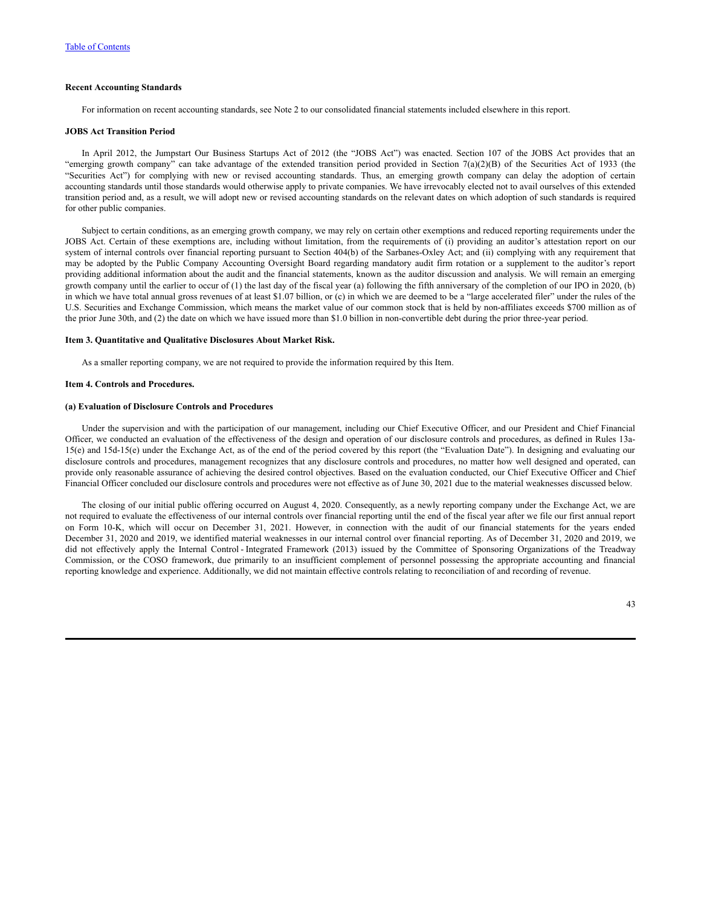**Recent Accounting Standards**

For information on recent accounting standards, see Note 2 to our consolidated financial statements included elsewhere in this report.

**JOBS Act Transition Period**

In April 2012, the Jumpstart Our Business Startups Act of 2012 (the "JOBS Act") was enacted. Section 107 of the JOBS Act provides that an "emerging growth company" can take advantage of the extended transition period provided in Section 7(a)(2)(B) of the Securities Act of 1933 (the "Securities Act") for complying with new or revised accounting standards. Thus, an emerging growth company can delay the adoption of certain accounting standards until those standards would otherwise apply to private companies. We have irrevocably elected not to avail ourselves of this extended transition period and, as a result, we will adopt new or revised accounting standards on the relevant dates on which adoption of such standards is required for other public companies.

Subject to certain conditions, as an emerging growth company, we may rely on certain other exemptions and reduced reporting requirements under the JOBS Act. Certain of these exemptions are, including without limitation, from the requirements of (i) providing an auditor's attestation report on our system of internal controls over financial reporting pursuant to Section 404(b) of the Sarbanes-Oxley Act; and (ii) complying with any requirement that may be adopted by the Public Company Accounting Oversight Board regarding mandatory audit firm rotation or a supplement to the auditor's report providing additional information about the audit and the financial statements, known as the auditor discussion and analysis. We will remain an emerging growth company until the earlier to occur of (1) the last day of the fiscal year (a) following the fifth anniversary of the completion of our IPO in 2020, (b) in which we have total annual gross revenues of at least $1.07 billion, or (c) in which we are deemed to be a "large accelerated filer" under the rules of the U.S. Securities and Exchange Commission, which means the market value of our common stock that is held by non-affiliates exceeds $700 million as of the prior June 30th, and (2) the date on which we have issued more than $1.0 billion in non-convertible debt during the prior three-year period.

**Item 3. Quantitative and Qualitative Disclosures About Market Risk.**

As a smaller reporting company, we are not required to provide the information required by this Item.

**Item 4. Controls and Procedures.**

**(a) Evaluation of Disclosure Controls and Procedures**

Under the supervision and with the participation of our management, including our Chief Executive Officer, and our President and Chief Financial Officer, we conducted an evaluation of the effectiveness of the design and operation of our disclosure controls and procedures, as defined in Rules 13a-15(e) and 15d-15(e) under the Exchange Act, as of the end of the period covered by this report (the "Evaluation Date"). In designing and evaluating our disclosure controls and procedures, management recognizes that any disclosure controls and procedures, no matter how well designed and operated, can provide only reasonable assurance of achieving the desired control objectives. Based on the evaluation conducted, our Chief Executive Officer and Chief Financial Officer concluded our disclosure controls and procedures were not effective as of June 30, 2021 due to the material weaknesses discussed below.

The closing of our initial public offering occurred on August 4, 2020. Consequently, as a newly reporting company under the Exchange Act, we are not required to evaluate the effectiveness of our internal controls over financial reporting until the end of the fiscal year after we file our first annual report on Form 10-K, which will occur on December 31, 2021. However, in connection with the audit of our financial statements for the years ended December 31, 2020 and 2019, we identified material weaknesses in our internal control over financial reporting. As of December 31, 2020 and 2019, we did not effectively apply the Internal Control - Integrated Framework (2013) issued by the Committee of Sponsoring Organizations of the Treadway Commission, or the COSO framework, due primarily to an insufficient complement of personnel possessing the appropriate accounting and financial reporting knowledge and experience. Additionally, we did not maintain effective controls relating to reconciliation of and recording of revenue.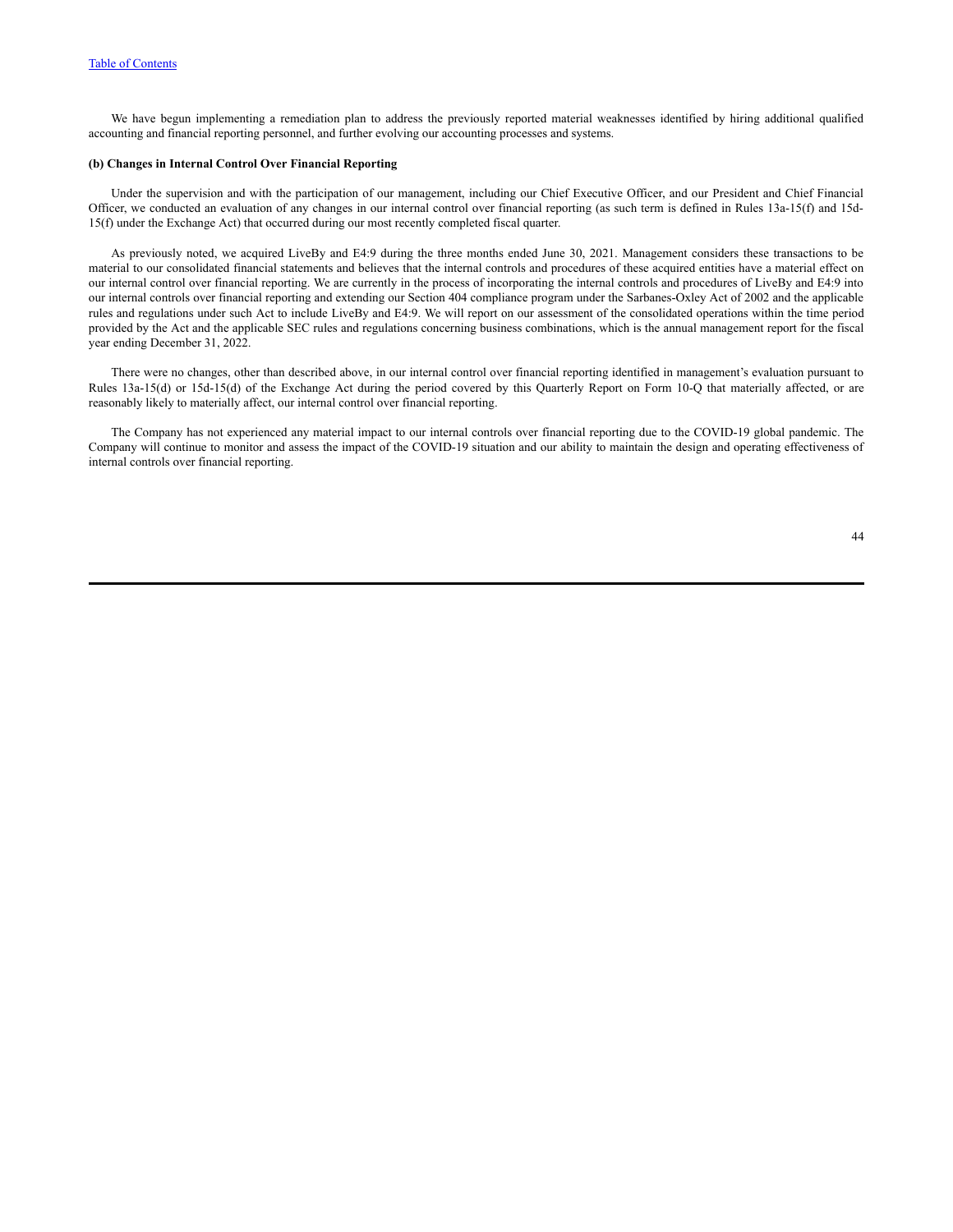We have begun implementing a remediation plan to address the previously reported material weaknesses identified by hiring additional qualified accounting and financial reporting personnel, and further evolving our accounting processes and systems.

**(b) Changes in Internal Control Over Financial Reporting**

Under the supervision and with the participation of our management, including our Chief Executive Officer, and our President and Chief Financial Officer, we conducted an evaluation of any changes in our internal control over financial reporting (as such term is defined in Rules 13a-15(f) and 15d-15(f) under the Exchange Act) that occurred during our most recently completed fiscal quarter.

As previously noted, we acquired LiveBy and E4:9 during the three months ended June 30, 2021. Management considers these transactions to be material to our consolidated financial statements and believes that the internal controls and procedures of these acquired entities have a material effect on our internal control over financial reporting. We are currently in the process of incorporating the internal controls and procedures of LiveBy and E4:9 into our internal controls over financial reporting and extending our Section 404 compliance program under the Sarbanes-Oxley Act of 2002 and the applicable rules and regulations under such Act to include LiveBy and E4:9. We will report on our assessment of the consolidated operations within the time period provided by the Act and the applicable SEC rules and regulations concerning business combinations, which is the annual management report for the fiscal year ending December 31, 2022.

There were no changes, other than described above, in our internal control over financial reporting identified in management's evaluation pursuant to Rules 13a-15(d) or 15d-15(d) of the Exchange Act during the period covered by this Quarterly Report on Form 10-Q that materially affected, or are reasonably likely to materially affect, our internal control over financial reporting.

The Company has not experienced any material impact to our internal controls over financial reporting due to the COVID-19 global pandemic. The Company will continue to monitor and assess the impact of the COVID-19 situation and our ability to maintain the design and operating effectiveness of internal controls over financial reporting.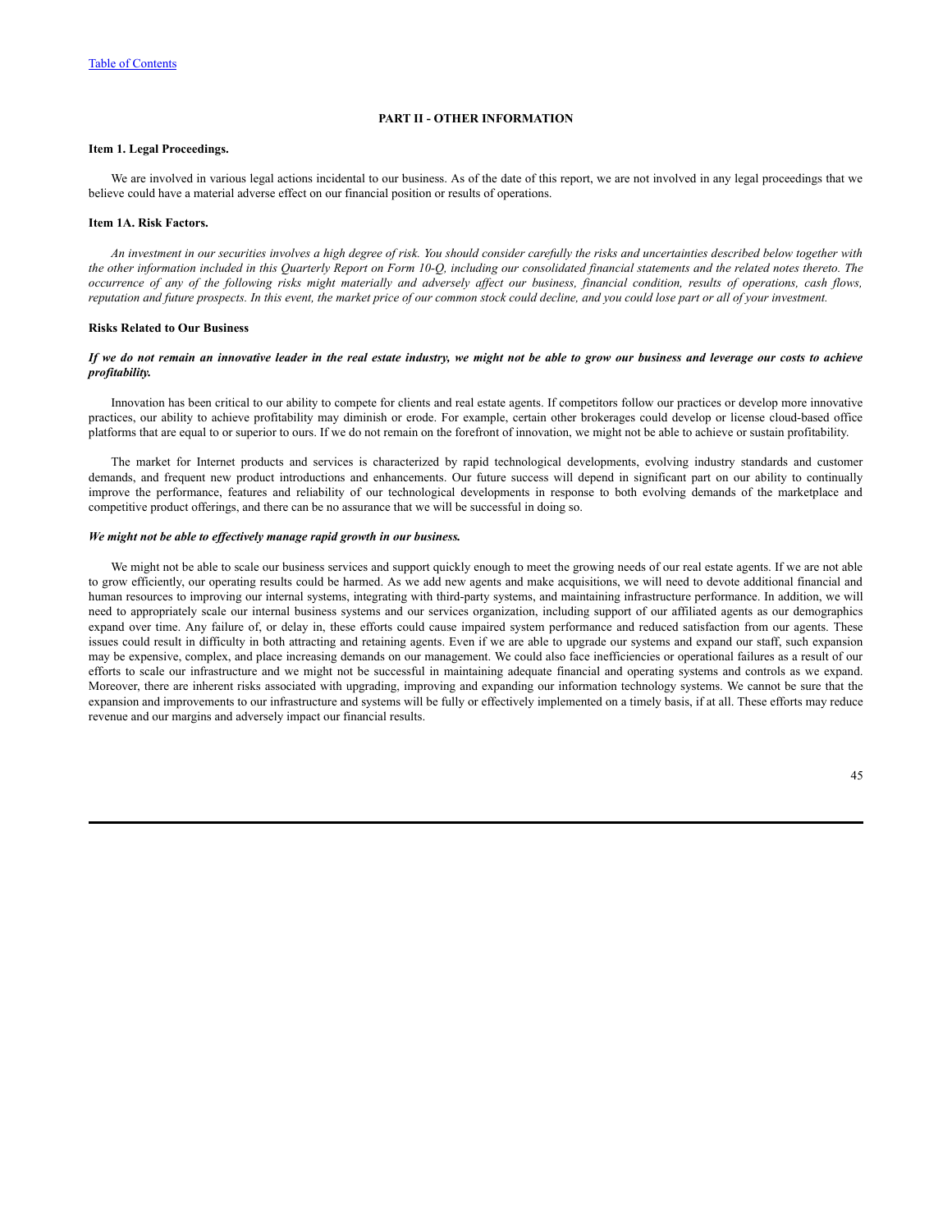## PART II - OTHER INFORMATION

### Item 1. Legal Proceedings.

We are involved in various legal actions incidental to our business. As of the date of this report, we are not involved in any legal proceedings that we believe could have a material adverse effect on our financial position or results of operations.

### Item 1A. Risk Factors.

*An investment in our securities involves a high degree of risk. You should consider carefully the risks and uncertainties described below together with the other information included in this Quarterly Report on Form 10-Q, including our consolidated financial statements and the related notes thereto. The occurrence of any of the following risks might materially and adversely affect our business, financial condition, results of operations, cash flows, reputation and future prospects. In this event, the market price of our common stock could decline, and you could lose part or all of your investment.*

#### Risks Related to Our Business

***If we do not remain an innovative leader in the real estate industry, we might not be able to grow our business and leverage our costs to achieve profitability.***

Innovation has been critical to our ability to compete for clients and real estate agents. If competitors follow our practices or develop more innovative practices, our ability to achieve profitability may diminish or erode. For example, certain other brokerages could develop or license cloud-based office platforms that are equal to or superior to ours. If we do not remain on the forefront of innovation, we might not be able to achieve or sustain profitability.

The market for Internet products and services is characterized by rapid technological developments, evolving industry standards and customer demands, and frequent new product introductions and enhancements. Our future success will depend in significant part on our ability to continually improve the performance, features and reliability of our technological developments in response to both evolving demands of the marketplace and competitive product offerings, and there can be no assurance that we will be successful in doing so.

***We might not be able to effectively manage rapid growth in our business.***

We might not be able to scale our business services and support quickly enough to meet the growing needs of our real estate agents. If we are not able to grow efficiently, our operating results could be harmed. As we add new agents and make acquisitions, we will need to devote additional financial and human resources to improving our internal systems, integrating with third-party systems, and maintaining infrastructure performance. In addition, we will need to appropriately scale our internal business systems and our services organization, including support of our affiliated agents as our demographics expand over time. Any failure of, or delay in, these efforts could cause impaired system performance and reduced satisfaction from our agents. These issues could result in difficulty in both attracting and retaining agents. Even if we are able to upgrade our systems and expand our staff, such expansion may be expensive, complex, and place increasing demands on our management. We could also face inefficiencies or operational failures as a result of our efforts to scale our infrastructure and we might not be successful in maintaining adequate financial and operating systems and controls as we expand. Moreover, there are inherent risks associated with upgrading, improving and expanding our information technology systems. We cannot be sure that the expansion and improvements to our infrastructure and systems will be fully or effectively implemented on a timely basis, if at all. These efforts may reduce revenue and our margins and adversely impact our financial results.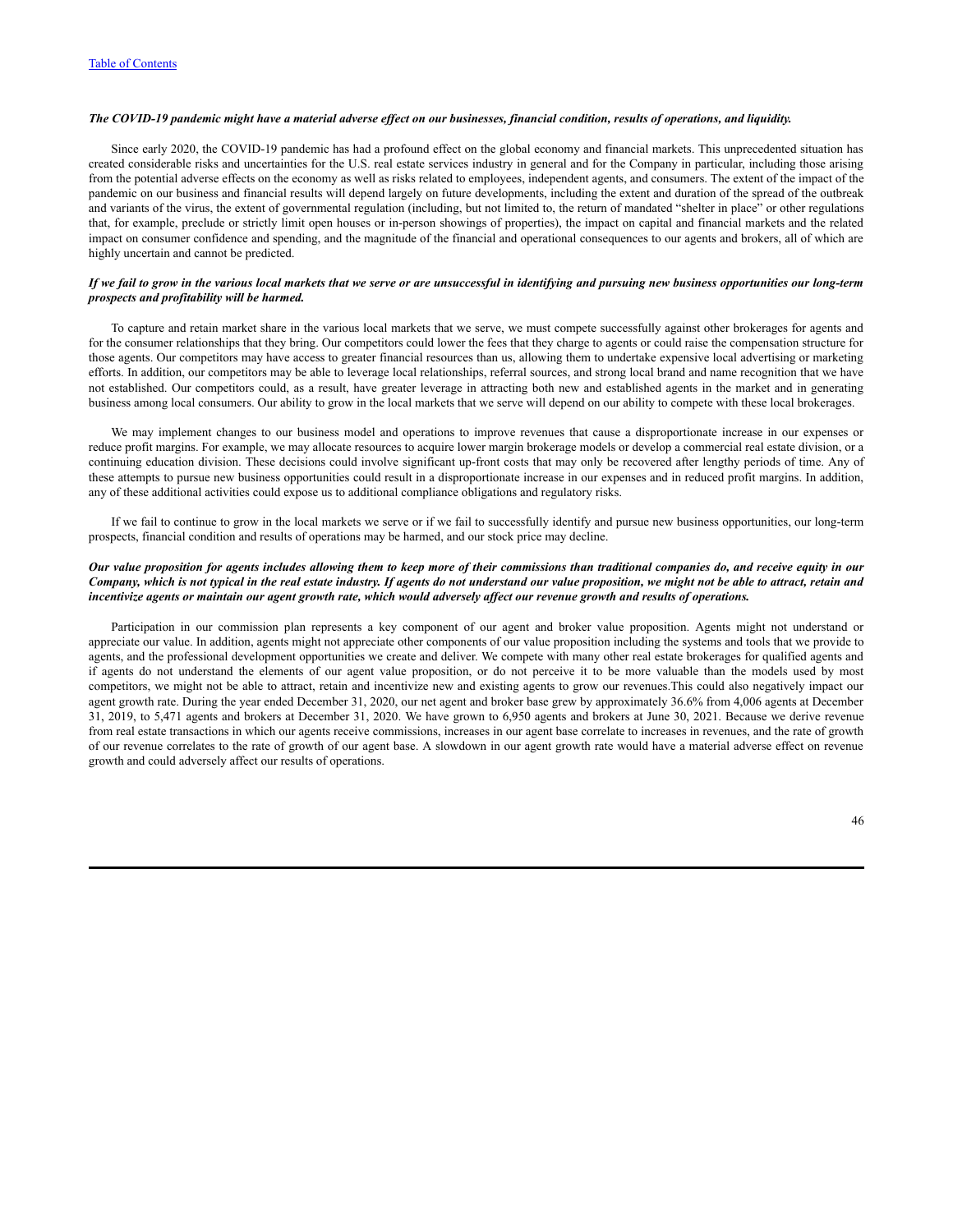***The COVID-19 pandemic might have a material adverse effect on our businesses, financial condition, results of operations, and liquidity.***

Since early 2020, the COVID-19 pandemic has had a profound effect on the global economy and financial markets. This unprecedented situation has created considerable risks and uncertainties for the U.S. real estate services industry in general and for the Company in particular, including those arising from the potential adverse effects on the economy as well as risks related to employees, independent agents, and consumers. The extent of the impact of the pandemic on our business and financial results will depend largely on future developments, including the extent and duration of the spread of the outbreak and variants of the virus, the extent of governmental regulation (including, but not limited to, the return of mandated "shelter in place" or other regulations that, for example, preclude or strictly limit open houses or in-person showings of properties), the impact on capital and financial markets and the related impact on consumer confidence and spending, and the magnitude of the financial and operational consequences to our agents and brokers, all of which are highly uncertain and cannot be predicted.

***If we fail to grow in the various local markets that we serve or are unsuccessful in identifying and pursuing new business opportunities our long-term prospects and profitability will be harmed.***

To capture and retain market share in the various local markets that we serve, we must compete successfully against other brokerages for agents and for the consumer relationships that they bring. Our competitors could lower the fees that they charge to agents or could raise the compensation structure for those agents. Our competitors may have access to greater financial resources than us, allowing them to undertake expensive local advertising or marketing efforts. In addition, our competitors may be able to leverage local relationships, referral sources, and strong local brand and name recognition that we have not established. Our competitors could, as a result, have greater leverage in attracting both new and established agents in the market and in generating business among local consumers. Our ability to grow in the local markets that we serve will depend on our ability to compete with these local brokerages.

We may implement changes to our business model and operations to improve revenues that cause a disproportionate increase in our expenses or reduce profit margins. For example, we may allocate resources to acquire lower margin brokerage models or develop a commercial real estate division, or a continuing education division. These decisions could involve significant up-front costs that may only be recovered after lengthy periods of time. Any of these attempts to pursue new business opportunities could result in a disproportionate increase in our expenses and in reduced profit margins. In addition, any of these additional activities could expose us to additional compliance obligations and regulatory risks.

If we fail to continue to grow in the local markets we serve or if we fail to successfully identify and pursue new business opportunities, our long-term prospects, financial condition and results of operations may be harmed, and our stock price may decline.

***Our value proposition for agents includes allowing them to keep more of their commissions than traditional companies do, and receive equity in our Company, which is not typical in the real estate industry. If agents do not understand our value proposition, we might not be able to attract, retain and incentivize agents or maintain our agent growth rate, which would adversely affect our revenue growth and results of operations.***

Participation in our commission plan represents a key component of our agent and broker value proposition. Agents might not understand or appreciate our value. In addition, agents might not appreciate other components of our value proposition including the systems and tools that we provide to agents, and the professional development opportunities we create and deliver. We compete with many other real estate brokerages for qualified agents and if agents do not understand the elements of our agent value proposition, or do not perceive it to be more valuable than the models used by most competitors, we might not be able to attract, retain and incentivize new and existing agents to grow our revenues.This could also negatively impact our agent growth rate. During the year ended December 31, 2020, our net agent and broker base grew by approximately 36.6% from 4,006 agents at December 31, 2019, to 5,471 agents and brokers at December 31, 2020. We have grown to 6,950 agents and brokers at June 30, 2021. Because we derive revenue from real estate transactions in which our agents receive commissions, increases in our agent base correlate to increases in revenues, and the rate of growth of our revenue correlates to the rate of growth of our agent base. A slowdown in our agent growth rate would have a material adverse effect on revenue growth and could adversely affect our results of operations.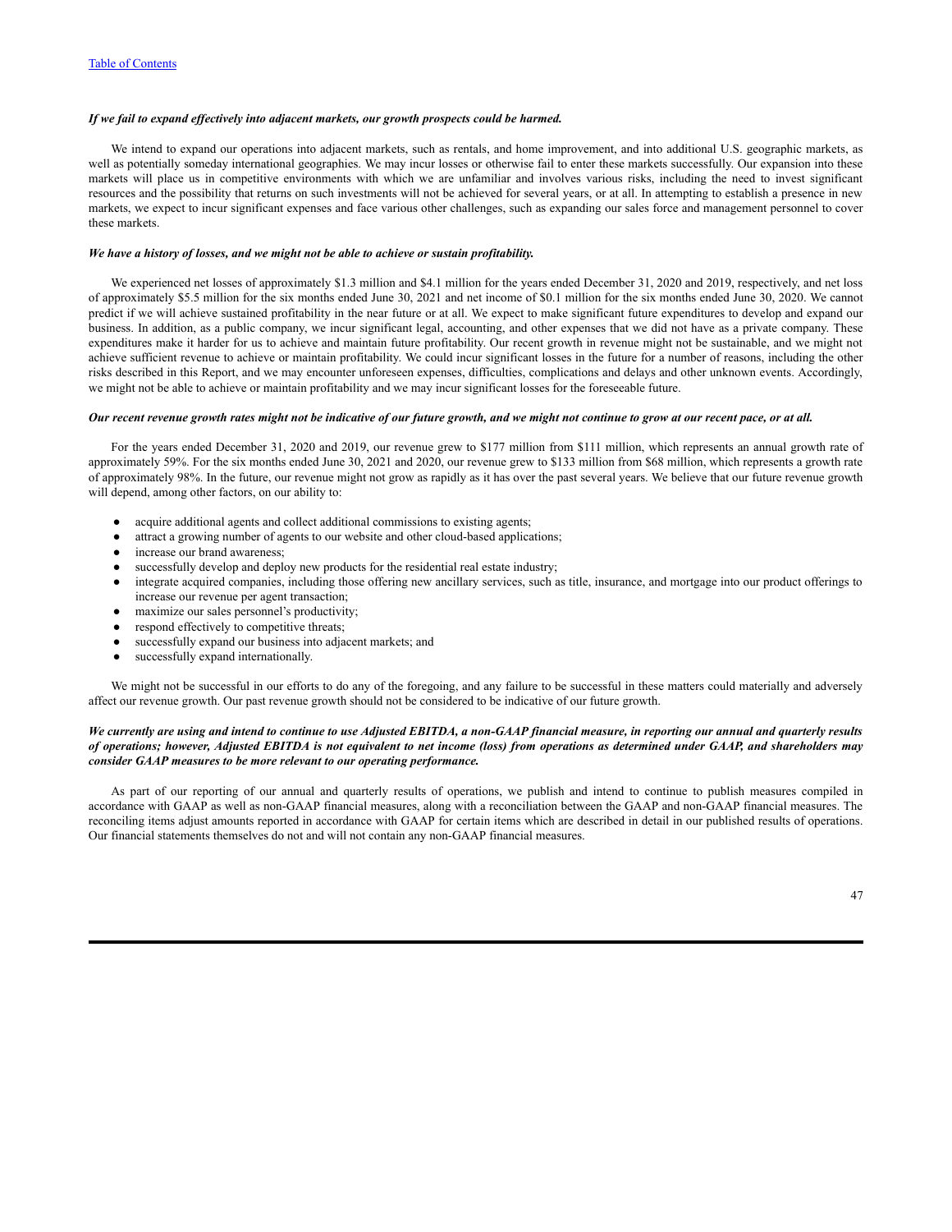*If we fail to expand effectively into adjacent markets, our growth prospects could be harmed.*

We intend to expand our operations into adjacent markets, such as rentals, and home improvement, and into additional U.S. geographic markets, as well as potentially someday international geographies. We may incur losses or otherwise fail to enter these markets successfully. Our expansion into these markets will place us in competitive environments with which we are unfamiliar and involves various risks, including the need to invest significant resources and the possibility that returns on such investments will not be achieved for several years, or at all. In attempting to establish a presence in new markets, we expect to incur significant expenses and face various other challenges, such as expanding our sales force and management personnel to cover these markets.

*We have a history of losses, and we might not be able to achieve or sustain profitability.*

We experienced net losses of approximately $1.3 million and $4.1 million for the years ended December 31, 2020 and 2019, respectively, and net loss of approximately $5.5 million for the six months ended June 30, 2021 and net income of $0.1 million for the six months ended June 30, 2020. We cannot predict if we will achieve sustained profitability in the near future or at all. We expect to make significant future expenditures to develop and expand our business. In addition, as a public company, we incur significant legal, accounting, and other expenses that we did not have as a private company. These expenditures make it harder for us to achieve and maintain future profitability. Our recent growth in revenue might not be sustainable, and we might not achieve sufficient revenue to achieve or maintain profitability. We could incur significant losses in the future for a number of reasons, including the other risks described in this Report, and we may encounter unforeseen expenses, difficulties, complications and delays and other unknown events. Accordingly, we might not be able to achieve or maintain profitability and we may incur significant losses for the foreseeable future.

*Our recent revenue growth rates might not be indicative of our future growth, and we might not continue to grow at our recent pace, or at all.*

For the years ended December 31, 2020 and 2019, our revenue grew to $177 million from $111 million, which represents an annual growth rate of approximately 59%. For the six months ended June 30, 2021 and 2020, our revenue grew to $133 million from $68 million, which represents a growth rate of approximately 98%. In the future, our revenue might not grow as rapidly as it has over the past several years. We believe that our future revenue growth will depend, among other factors, on our ability to:

- acquire additional agents and collect additional commissions to existing agents;
- attract a growing number of agents to our website and other cloud-based applications;
- increase our brand awareness;
- successfully develop and deploy new products for the residential real estate industry;
- integrate acquired companies, including those offering new ancillary services, such as title, insurance, and mortgage into our product offerings to increase our revenue per agent transaction;
- maximize our sales personnel's productivity;
- respond effectively to competitive threats;
- successfully expand our business into adjacent markets; and
- successfully expand internationally.

We might not be successful in our efforts to do any of the foregoing, and any failure to be successful in these matters could materially and adversely affect our revenue growth. Our past revenue growth should not be considered to be indicative of our future growth.

*We currently are using and intend to continue to use Adjusted EBITDA, a non-GAAP financial measure, in reporting our annual and quarterly results of operations; however, Adjusted EBITDA is not equivalent to net income (loss) from operations as determined under GAAP, and shareholders may consider GAAP measures to be more relevant to our operating performance.*

As part of our reporting of our annual and quarterly results of operations, we publish and intend to continue to publish measures compiled in accordance with GAAP as well as non-GAAP financial measures, along with a reconciliation between the GAAP and non-GAAP financial measures. The reconciling items adjust amounts reported in accordance with GAAP for certain items which are described in detail in our published results of operations. Our financial statements themselves do not and will not contain any non-GAAP financial measures.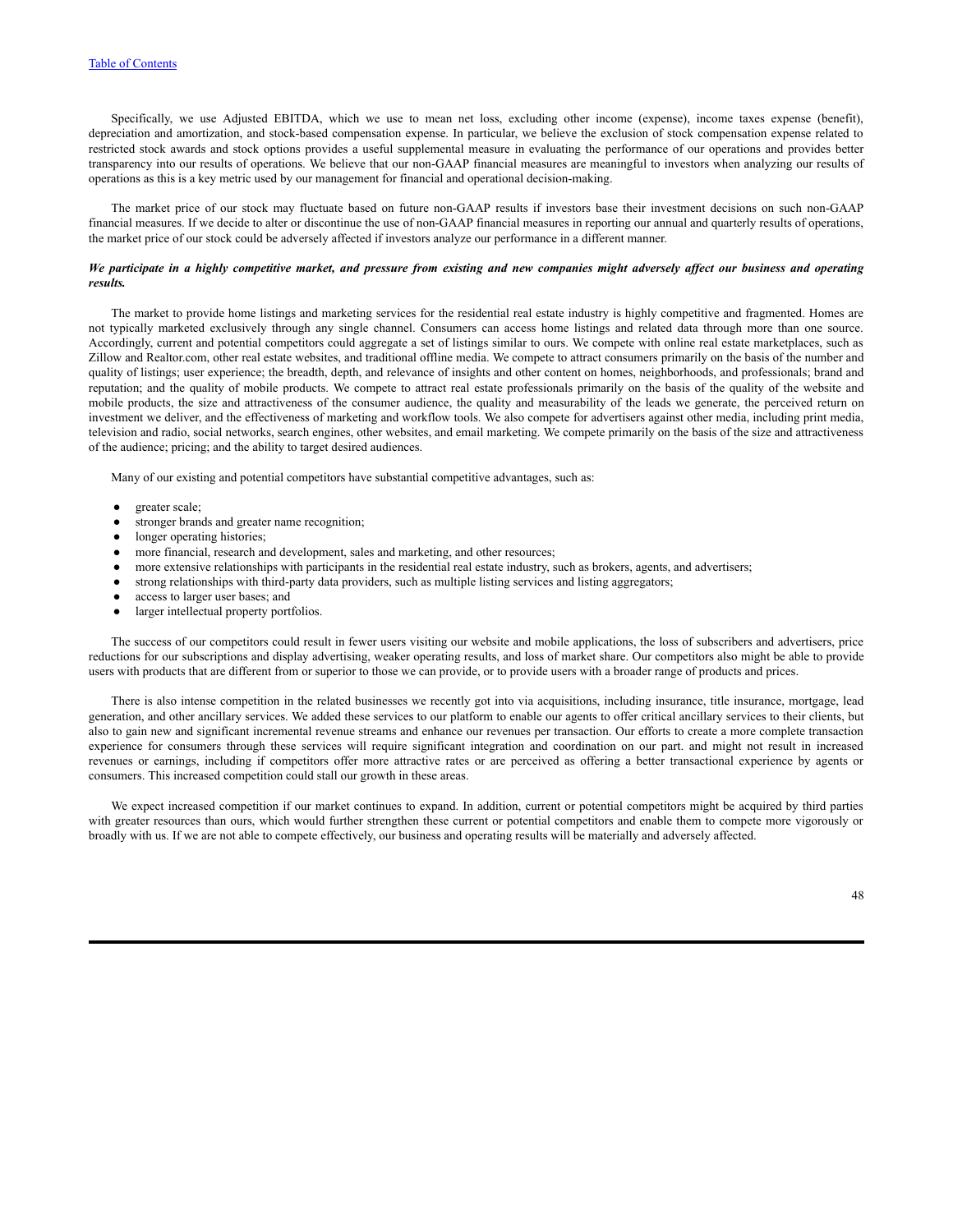Specifically, we use Adjusted EBITDA, which we use to mean net loss, excluding other income (expense), income taxes expense (benefit), depreciation and amortization, and stock-based compensation expense. In particular, we believe the exclusion of stock compensation expense related to restricted stock awards and stock options provides a useful supplemental measure in evaluating the performance of our operations and provides better transparency into our results of operations. We believe that our non-GAAP financial measures are meaningful to investors when analyzing our results of operations as this is a key metric used by our management for financial and operational decision-making.

The market price of our stock may fluctuate based on future non-GAAP results if investors base their investment decisions on such non-GAAP financial measures. If we decide to alter or discontinue the use of non-GAAP financial measures in reporting our annual and quarterly results of operations, the market price of our stock could be adversely affected if investors analyze our performance in a different manner.

***We participate in a highly competitive market, and pressure from existing and new companies might adversely affect our business and operating results.***

The market to provide home listings and marketing services for the residential real estate industry is highly competitive and fragmented. Homes are not typically marketed exclusively through any single channel. Consumers can access home listings and related data through more than one source. Accordingly, current and potential competitors could aggregate a set of listings similar to ours. We compete with online real estate marketplaces, such as Zillow and Realtor.com, other real estate websites, and traditional offline media. We compete to attract consumers primarily on the basis of the number and quality of listings; user experience; the breadth, depth, and relevance of insights and other content on homes, neighborhoods, and professionals; brand and reputation; and the quality of mobile products. We compete to attract real estate professionals primarily on the basis of the quality of the website and mobile products, the size and attractiveness of the consumer audience, the quality and measurability of the leads we generate, the perceived return on investment we deliver, and the effectiveness of marketing and workflow tools. We also compete for advertisers against other media, including print media, television and radio, social networks, search engines, other websites, and email marketing. We compete primarily on the basis of the size and attractiveness of the audience; pricing; and the ability to target desired audiences.

Many of our existing and potential competitors have substantial competitive advantages, such as:

- greater scale;
- stronger brands and greater name recognition;
- longer operating histories;
- more financial, research and development, sales and marketing, and other resources;
- more extensive relationships with participants in the residential real estate industry, such as brokers, agents, and advertisers;
- strong relationships with third-party data providers, such as multiple listing services and listing aggregators;
- access to larger user bases; and
- larger intellectual property portfolios.

The success of our competitors could result in fewer users visiting our website and mobile applications, the loss of subscribers and advertisers, price reductions for our subscriptions and display advertising, weaker operating results, and loss of market share. Our competitors also might be able to provide users with products that are different from or superior to those we can provide, or to provide users with a broader range of products and prices.

There is also intense competition in the related businesses we recently got into via acquisitions, including insurance, title insurance, mortgage, lead generation, and other ancillary services. We added these services to our platform to enable our agents to offer critical ancillary services to their clients, but also to gain new and significant incremental revenue streams and enhance our revenues per transaction. Our efforts to create a more complete transaction experience for consumers through these services will require significant integration and coordination on our part. and might not result in increased revenues or earnings, including if competitors offer more attractive rates or are perceived as offering a better transactional experience by agents or consumers. This increased competition could stall our growth in these areas.

We expect increased competition if our market continues to expand. In addition, current or potential competitors might be acquired by third parties with greater resources than ours, which would further strengthen these current or potential competitors and enable them to compete more vigorously or broadly with us. If we are not able to compete effectively, our business and operating results will be materially and adversely affected.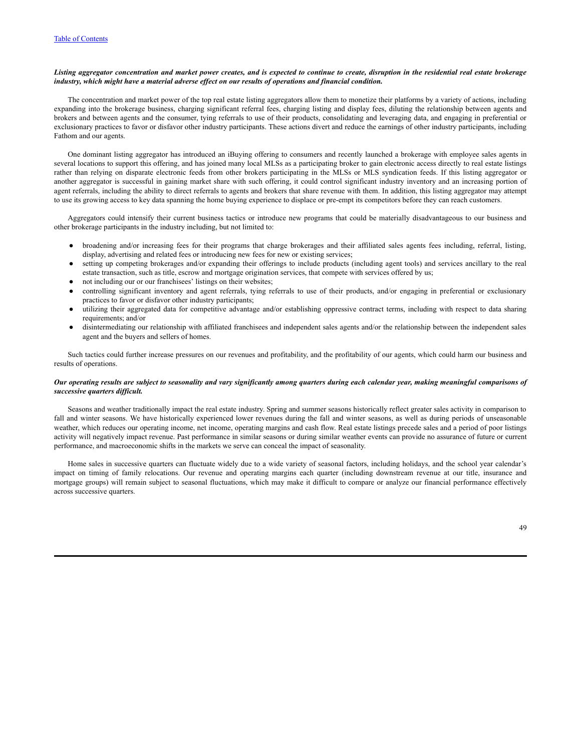[Table of Contents](#)

***Listing aggregator concentration and market power creates, and is expected to continue to create, disruption in the residential real estate brokerage industry, which might have a material adverse effect on our results of operations and financial condition.***

The concentration and market power of the top real estate listing aggregators allow them to monetize their platforms by a variety of actions, including expanding into the brokerage business, charging significant referral fees, charging listing and display fees, diluting the relationship between agents and brokers and between agents and the consumer, tying referrals to use of their products, consolidating and leveraging data, and engaging in preferential or exclusionary practices to favor or disfavor other industry participants. These actions divert and reduce the earnings of other industry participants, including Fathom and our agents.

One dominant listing aggregator has introduced an iBuying offering to consumers and recently launched a brokerage with employee sales agents in several locations to support this offering, and has joined many local MLSs as a participating broker to gain electronic access directly to real estate listings rather than relying on disparate electronic feeds from other brokers participating in the MLSs or MLS syndication feeds. If this listing aggregator or another aggregator is successful in gaining market share with such offering, it could control significant industry inventory and an increasing portion of agent referrals, including the ability to direct referrals to agents and brokers that share revenue with them. In addition, this listing aggregator may attempt to use its growing access to key data spanning the home buying experience to displace or pre-empt its competitors before they can reach customers.

Aggregators could intensify their current business tactics or introduce new programs that could be materially disadvantageous to our business and other brokerage participants in the industry including, but not limited to:

- broadening and/or increasing fees for their programs that charge brokerages and their affiliated sales agents fees including, referral, listing, display, advertising and related fees or introducing new fees for new or existing services;
- setting up competing brokerages and/or expanding their offerings to include products (including agent tools) and services ancillary to the real estate transaction, such as title, escrow and mortgage origination services, that compete with services offered by us;
- not including our or our franchisees' listings on their websites;
- controlling significant inventory and agent referrals, tying referrals to use of their products, and/or engaging in preferential or exclusionary practices to favor or disfavor other industry participants;
- utilizing their aggregated data for competitive advantage and/or establishing oppressive contract terms, including with respect to data sharing requirements; and/or
- disintermediating our relationship with affiliated franchisees and independent sales agents and/or the relationship between the independent sales agent and the buyers and sellers of homes.

Such tactics could further increase pressures on our revenues and profitability, and the profitability of our agents, which could harm our business and results of operations.

***Our operating results are subject to seasonality and vary significantly among quarters during each calendar year, making meaningful comparisons of successive quarters difficult.***

Seasons and weather traditionally impact the real estate industry. Spring and summer seasons historically reflect greater sales activity in comparison to fall and winter seasons. We have historically experienced lower revenues during the fall and winter seasons, as well as during periods of unseasonable weather, which reduces our operating income, net income, operating margins and cash flow. Real estate listings precede sales and a period of poor listings activity will negatively impact revenue. Past performance in similar seasons or during similar weather events can provide no assurance of future or current performance, and macroeconomic shifts in the markets we serve can conceal the impact of seasonality.

Home sales in successive quarters can fluctuate widely due to a wide variety of seasonal factors, including holidays, and the school year calendar's impact on timing of family relocations. Our revenue and operating margins each quarter (including downstream revenue at our title, insurance and mortgage groups) will remain subject to seasonal fluctuations, which may make it difficult to compare or analyze our financial performance effectively across successive quarters.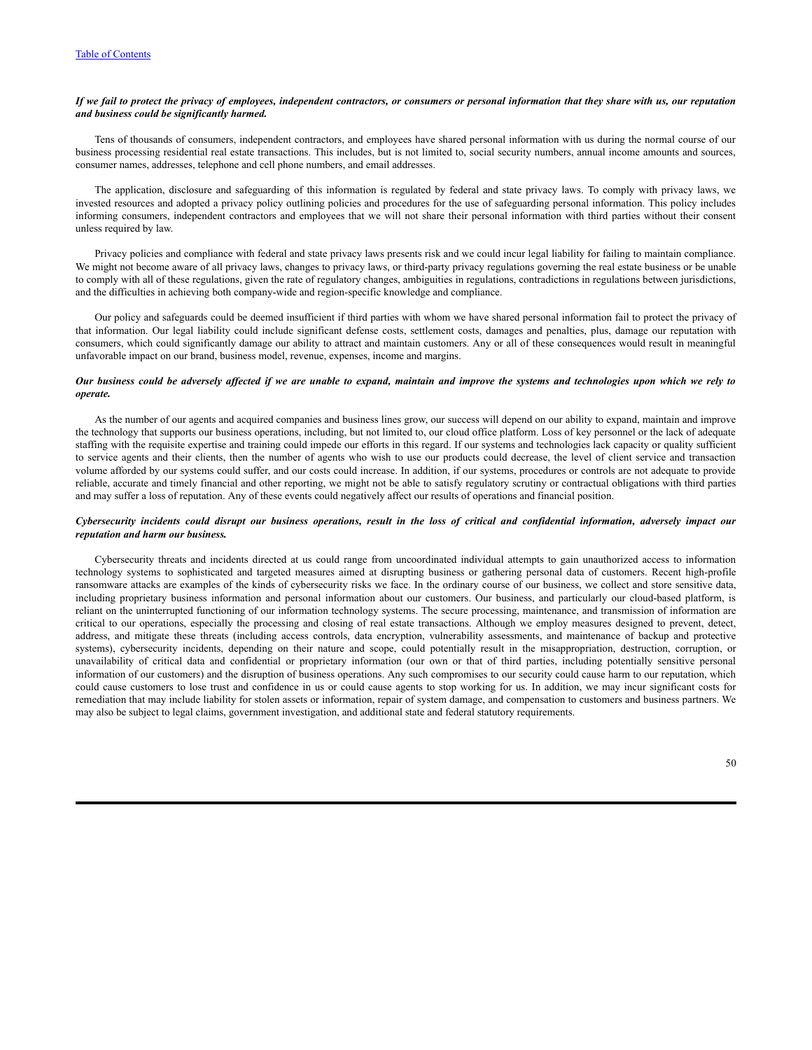***If we fail to protect the privacy of employees, independent contractors, or consumers or personal information that they share with us, our reputation and business could be significantly harmed.***

Tens of thousands of consumers, independent contractors, and employees have shared personal information with us during the normal course of our business processing residential real estate transactions. This includes, but is not limited to, social security numbers, annual income amounts and sources, consumer names, addresses, telephone and cell phone numbers, and email addresses.

The application, disclosure and safeguarding of this information is regulated by federal and state privacy laws. To comply with privacy laws, we invested resources and adopted a privacy policy outlining policies and procedures for the use of safeguarding personal information. This policy includes informing consumers, independent contractors and employees that we will not share their personal information with third parties without their consent unless required by law.

Privacy policies and compliance with federal and state privacy laws presents risk and we could incur legal liability for failing to maintain compliance. We might not become aware of all privacy laws, changes to privacy laws, or third-party privacy regulations governing the real estate business or be unable to comply with all of these regulations, given the rate of regulatory changes, ambiguities in regulations, contradictions in regulations between jurisdictions, and the difficulties in achieving both company-wide and region-specific knowledge and compliance.

Our policy and safeguards could be deemed insufficient if third parties with whom we have shared personal information fail to protect the privacy of that information. Our legal liability could include significant defense costs, settlement costs, damages and penalties, plus, damage our reputation with consumers, which could significantly damage our ability to attract and maintain customers. Any or all of these consequences would result in meaningful unfavorable impact on our brand, business model, revenue, expenses, income and margins.

***Our business could be adversely affected if we are unable to expand, maintain and improve the systems and technologies upon which we rely to operate.***

As the number of our agents and acquired companies and business lines grow, our success will depend on our ability to expand, maintain and improve the technology that supports our business operations, including, but not limited to, our cloud office platform. Loss of key personnel or the lack of adequate staffing with the requisite expertise and training could impede our efforts in this regard. If our systems and technologies lack capacity or quality sufficient to service agents and their clients, then the number of agents who wish to use our products could decrease, the level of client service and transaction volume afforded by our systems could suffer, and our costs could increase. In addition, if our systems, procedures or controls are not adequate to provide reliable, accurate and timely financial and other reporting, we might not be able to satisfy regulatory scrutiny or contractual obligations with third parties and may suffer a loss of reputation. Any of these events could negatively affect our results of operations and financial position.

***Cybersecurity incidents could disrupt our business operations, result in the loss of critical and confidential information, adversely impact our reputation and harm our business.***

Cybersecurity threats and incidents directed at us could range from uncoordinated individual attempts to gain unauthorized access to information technology systems to sophisticated and targeted measures aimed at disrupting business or gathering personal data of customers. Recent high-profile ransomware attacks are examples of the kinds of cybersecurity risks we face. In the ordinary course of our business, we collect and store sensitive data, including proprietary business information and personal information about our customers. Our business, and particularly our cloud-based platform, is reliant on the uninterrupted functioning of our information technology systems. The secure processing, maintenance, and transmission of information are critical to our operations, especially the processing and closing of real estate transactions. Although we employ measures designed to prevent, detect, address, and mitigate these threats (including access controls, data encryption, vulnerability assessments, and maintenance of backup and protective systems), cybersecurity incidents, depending on their nature and scope, could potentially result in the misappropriation, destruction, corruption, or unavailability of critical data and confidential or proprietary information (our own or that of third parties, including potentially sensitive personal information of our customers) and the disruption of business operations. Any such compromises to our security could cause harm to our reputation, which could cause customers to lose trust and confidence in us or could cause agents to stop working for us. In addition, we may incur significant costs for remediation that may include liability for stolen assets or information, repair of system damage, and compensation to customers and business partners. We may also be subject to legal claims, government investigation, and additional state and federal statutory requirements.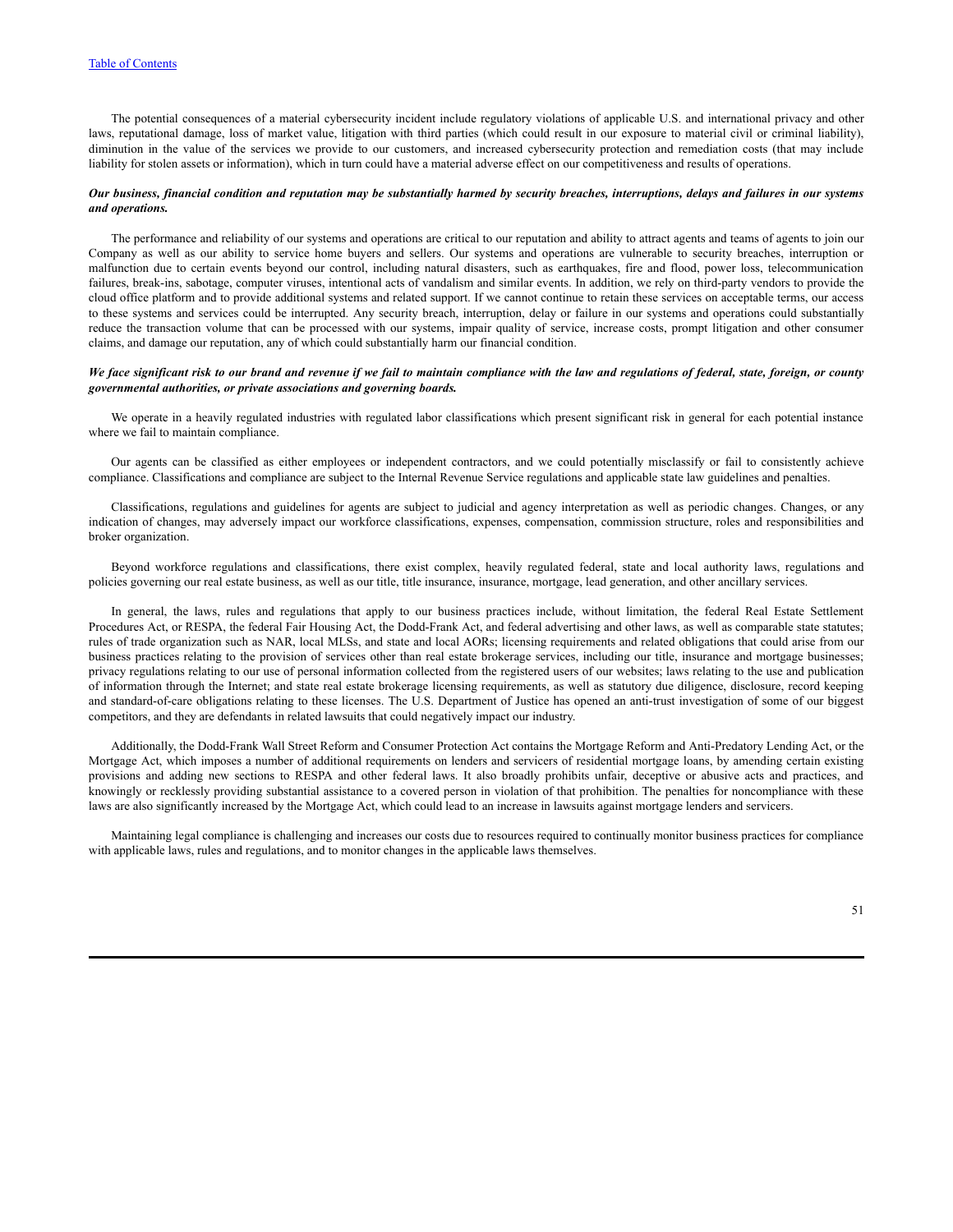The potential consequences of a material cybersecurity incident include regulatory violations of applicable U.S. and international privacy and other laws, reputational damage, loss of market value, litigation with third parties (which could result in our exposure to material civil or criminal liability), diminution in the value of the services we provide to our customers, and increased cybersecurity protection and remediation costs (that may include liability for stolen assets or information), which in turn could have a material adverse effect on our competitiveness and results of operations.

***Our business, financial condition and reputation may be substantially harmed by security breaches, interruptions, delays and failures in our systems and operations.***

The performance and reliability of our systems and operations are critical to our reputation and ability to attract agents and teams of agents to join our Company as well as our ability to service home buyers and sellers. Our systems and operations are vulnerable to security breaches, interruption or malfunction due to certain events beyond our control, including natural disasters, such as earthquakes, fire and flood, power loss, telecommunication failures, break-ins, sabotage, computer viruses, intentional acts of vandalism and similar events. In addition, we rely on third-party vendors to provide the cloud office platform and to provide additional systems and related support. If we cannot continue to retain these services on acceptable terms, our access to these systems and services could be interrupted. Any security breach, interruption, delay or failure in our systems and operations could substantially reduce the transaction volume that can be processed with our systems, impair quality of service, increase costs, prompt litigation and other consumer claims, and damage our reputation, any of which could substantially harm our financial condition.

***We face significant risk to our brand and revenue if we fail to maintain compliance with the law and regulations of federal, state, foreign, or county governmental authorities, or private associations and governing boards.***

We operate in a heavily regulated industries with regulated labor classifications which present significant risk in general for each potential instance where we fail to maintain compliance.

Our agents can be classified as either employees or independent contractors, and we could potentially misclassify or fail to consistently achieve compliance. Classifications and compliance are subject to the Internal Revenue Service regulations and applicable state law guidelines and penalties.

Classifications, regulations and guidelines for agents are subject to judicial and agency interpretation as well as periodic changes. Changes, or any indication of changes, may adversely impact our workforce classifications, expenses, compensation, commission structure, roles and responsibilities and broker organization.

Beyond workforce regulations and classifications, there exist complex, heavily regulated federal, state and local authority laws, regulations and policies governing our real estate business, as well as our title, title insurance, insurance, mortgage, lead generation, and other ancillary services.

In general, the laws, rules and regulations that apply to our business practices include, without limitation, the federal Real Estate Settlement Procedures Act, or RESPA, the federal Fair Housing Act, the Dodd-Frank Act, and federal advertising and other laws, as well as comparable state statutes; rules of trade organization such as NAR, local MLSs, and state and local AORs; licensing requirements and related obligations that could arise from our business practices relating to the provision of services other than real estate brokerage services, including our title, insurance and mortgage businesses; privacy regulations relating to our use of personal information collected from the registered users of our websites; laws relating to the use and publication of information through the Internet; and state real estate brokerage licensing requirements, as well as statutory due diligence, disclosure, record keeping and standard-of-care obligations relating to these licenses. The U.S. Department of Justice has opened an anti-trust investigation of some of our biggest competitors, and they are defendants in related lawsuits that could negatively impact our industry.

Additionally, the Dodd-Frank Wall Street Reform and Consumer Protection Act contains the Mortgage Reform and Anti-Predatory Lending Act, or the Mortgage Act, which imposes a number of additional requirements on lenders and servicers of residential mortgage loans, by amending certain existing provisions and adding new sections to RESPA and other federal laws. It also broadly prohibits unfair, deceptive or abusive acts and practices, and knowingly or recklessly providing substantial assistance to a covered person in violation of that prohibition. The penalties for noncompliance with these laws are also significantly increased by the Mortgage Act, which could lead to an increase in lawsuits against mortgage lenders and servicers.

Maintaining legal compliance is challenging and increases our costs due to resources required to continually monitor business practices for compliance with applicable laws, rules and regulations, and to monitor changes in the applicable laws themselves.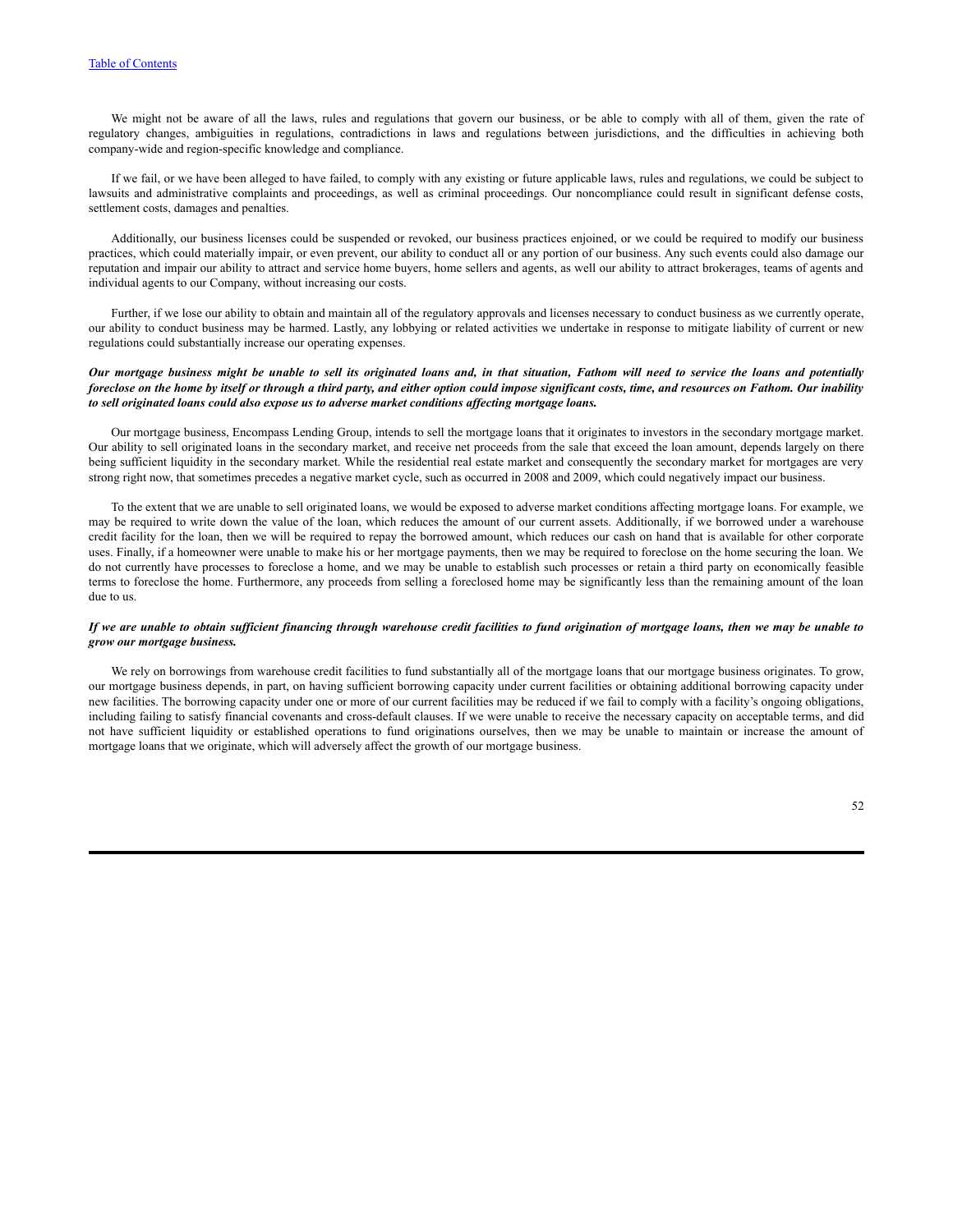We might not be aware of all the laws, rules and regulations that govern our business, or be able to comply with all of them, given the rate of regulatory changes, ambiguities in regulations, contradictions in laws and regulations between jurisdictions, and the difficulties in achieving both company-wide and region-specific knowledge and compliance.

If we fail, or we have been alleged to have failed, to comply with any existing or future applicable laws, rules and regulations, we could be subject to lawsuits and administrative complaints and proceedings, as well as criminal proceedings. Our noncompliance could result in significant defense costs, settlement costs, damages and penalties.

Additionally, our business licenses could be suspended or revoked, our business practices enjoined, or we could be required to modify our business practices, which could materially impair, or even prevent, our ability to conduct all or any portion of our business. Any such events could also damage our reputation and impair our ability to attract and service home buyers, home sellers and agents, as well our ability to attract brokerages, teams of agents and individual agents to our Company, without increasing our costs.

Further, if we lose our ability to obtain and maintain all of the regulatory approvals and licenses necessary to conduct business as we currently operate, our ability to conduct business may be harmed. Lastly, any lobbying or related activities we undertake in response to mitigate liability of current or new regulations could substantially increase our operating expenses.

***Our mortgage business might be unable to sell its originated loans and, in that situation, Fathom will need to service the loans and potentially foreclose on the home by itself or through a third party, and either option could impose significant costs, time, and resources on Fathom. Our inability to sell originated loans could also expose us to adverse market conditions affecting mortgage loans.***

Our mortgage business, Encompass Lending Group, intends to sell the mortgage loans that it originates to investors in the secondary mortgage market. Our ability to sell originated loans in the secondary market, and receive net proceeds from the sale that exceed the loan amount, depends largely on there being sufficient liquidity in the secondary market. While the residential real estate market and consequently the secondary market for mortgages are very strong right now, that sometimes precedes a negative market cycle, such as occurred in 2008 and 2009, which could negatively impact our business.

To the extent that we are unable to sell originated loans, we would be exposed to adverse market conditions affecting mortgage loans. For example, we may be required to write down the value of the loan, which reduces the amount of our current assets. Additionally, if we borrowed under a warehouse credit facility for the loan, then we will be required to repay the borrowed amount, which reduces our cash on hand that is available for other corporate uses. Finally, if a homeowner were unable to make his or her mortgage payments, then we may be required to foreclose on the home securing the loan. We do not currently have processes to foreclose a home, and we may be unable to establish such processes or retain a third party on economically feasible terms to foreclose the home. Furthermore, any proceeds from selling a foreclosed home may be significantly less than the remaining amount of the loan due to us.

***If we are unable to obtain sufficient financing through warehouse credit facilities to fund origination of mortgage loans, then we may be unable to grow our mortgage business.***

We rely on borrowings from warehouse credit facilities to fund substantially all of the mortgage loans that our mortgage business originates. To grow, our mortgage business depends, in part, on having sufficient borrowing capacity under current facilities or obtaining additional borrowing capacity under new facilities. The borrowing capacity under one or more of our current facilities may be reduced if we fail to comply with a facility's ongoing obligations, including failing to satisfy financial covenants and cross-default clauses. If we were unable to receive the necessary capacity on acceptable terms, and did not have sufficient liquidity or established operations to fund originations ourselves, then we may be unable to maintain or increase the amount of mortgage loans that we originate, which will adversely affect the growth of our mortgage business.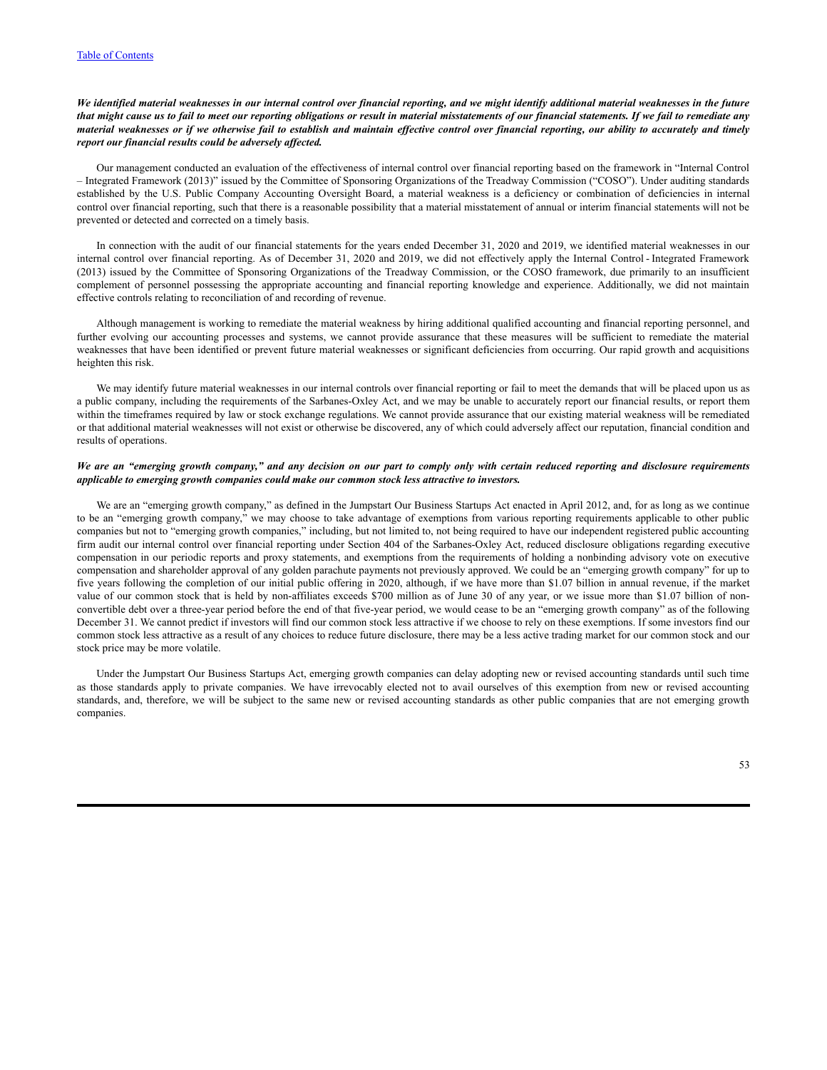*We identified material weaknesses in our internal control over financial reporting, and we might identify additional material weaknesses in the future that might cause us to fail to meet our reporting obligations or result in material misstatements of our financial statements. If we fail to remediate any material weaknesses or if we otherwise fail to establish and maintain effective control over financial reporting, our ability to accurately and timely report our financial results could be adversely affected.*

Our management conducted an evaluation of the effectiveness of internal control over financial reporting based on the framework in "Internal Control – Integrated Framework (2013)" issued by the Committee of Sponsoring Organizations of the Treadway Commission ("COSO"). Under auditing standards established by the U.S. Public Company Accounting Oversight Board, a material weakness is a deficiency or combination of deficiencies in internal control over financial reporting, such that there is a reasonable possibility that a material misstatement of annual or interim financial statements will not be prevented or detected and corrected on a timely basis.

In connection with the audit of our financial statements for the years ended December 31, 2020 and 2019, we identified material weaknesses in our internal control over financial reporting. As of December 31, 2020 and 2019, we did not effectively apply the Internal Control - Integrated Framework (2013) issued by the Committee of Sponsoring Organizations of the Treadway Commission, or the COSO framework, due primarily to an insufficient complement of personnel possessing the appropriate accounting and financial reporting knowledge and experience. Additionally, we did not maintain effective controls relating to reconciliation of and recording of revenue.

Although management is working to remediate the material weakness by hiring additional qualified accounting and financial reporting personnel, and further evolving our accounting processes and systems, we cannot provide assurance that these measures will be sufficient to remediate the material weaknesses that have been identified or prevent future material weaknesses or significant deficiencies from occurring. Our rapid growth and acquisitions heighten this risk.

We may identify future material weaknesses in our internal controls over financial reporting or fail to meet the demands that will be placed upon us as a public company, including the requirements of the Sarbanes-Oxley Act, and we may be unable to accurately report our financial results, or report them within the timeframes required by law or stock exchange regulations. We cannot provide assurance that our existing material weakness will be remediated or that additional material weaknesses will not exist or otherwise be discovered, any of which could adversely affect our reputation, financial condition and results of operations.

*We are an "emerging growth company," and any decision on our part to comply only with certain reduced reporting and disclosure requirements applicable to emerging growth companies could make our common stock less attractive to investors.*

We are an "emerging growth company," as defined in the Jumpstart Our Business Startups Act enacted in April 2012, and, for as long as we continue to be an "emerging growth company," we may choose to take advantage of exemptions from various reporting requirements applicable to other public companies but not to "emerging growth companies," including, but not limited to, not being required to have our independent registered public accounting firm audit our internal control over financial reporting under Section 404 of the Sarbanes-Oxley Act, reduced disclosure obligations regarding executive compensation in our periodic reports and proxy statements, and exemptions from the requirements of holding a nonbinding advisory vote on executive compensation and shareholder approval of any golden parachute payments not previously approved. We could be an "emerging growth company" for up to five years following the completion of our initial public offering in 2020, although, if we have more than $1.07 billion in annual revenue, if the market value of our common stock that is held by non-affiliates exceeds $700 million as of June 30 of any year, or we issue more than $1.07 billion of non-convertible debt over a three-year period before the end of that five-year period, we would cease to be an "emerging growth company" as of the following December 31. We cannot predict if investors will find our common stock less attractive if we choose to rely on these exemptions. If some investors find our common stock less attractive as a result of any choices to reduce future disclosure, there may be a less active trading market for our common stock and our stock price may be more volatile.

Under the Jumpstart Our Business Startups Act, emerging growth companies can delay adopting new or revised accounting standards until such time as those standards apply to private companies. We have irrevocably elected not to avail ourselves of this exemption from new or revised accounting standards, and, therefore, we will be subject to the same new or revised accounting standards as other public companies that are not emerging growth companies.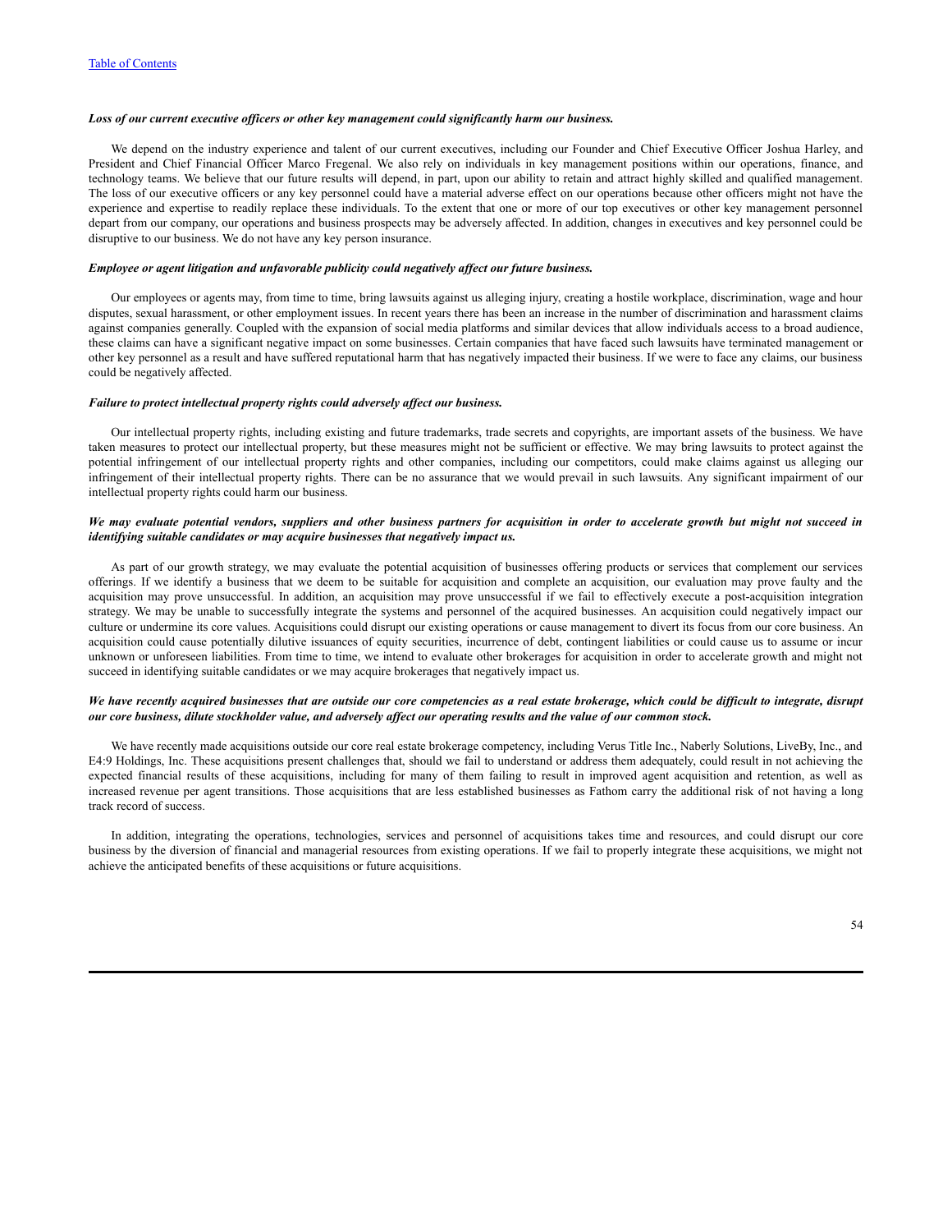***Loss of our current executive officers or other key management could significantly harm our business.***

We depend on the industry experience and talent of our current executives, including our Founder and Chief Executive Officer Joshua Harley, and President and Chief Financial Officer Marco Fregenal. We also rely on individuals in key management positions within our operations, finance, and technology teams. We believe that our future results will depend, in part, upon our ability to retain and attract highly skilled and qualified management. The loss of our executive officers or any key personnel could have a material adverse effect on our operations because other officers might not have the experience and expertise to readily replace these individuals. To the extent that one or more of our top executives or other key management personnel depart from our company, our operations and business prospects may be adversely affected. In addition, changes in executives and key personnel could be disruptive to our business. We do not have any key person insurance.

***Employee or agent litigation and unfavorable publicity could negatively affect our future business.***

Our employees or agents may, from time to time, bring lawsuits against us alleging injury, creating a hostile workplace, discrimination, wage and hour disputes, sexual harassment, or other employment issues. In recent years there has been an increase in the number of discrimination and harassment claims against companies generally. Coupled with the expansion of social media platforms and similar devices that allow individuals access to a broad audience, these claims can have a significant negative impact on some businesses. Certain companies that have faced such lawsuits have terminated management or other key personnel as a result and have suffered reputational harm that has negatively impacted their business. If we were to face any claims, our business could be negatively affected.

***Failure to protect intellectual property rights could adversely affect our business.***

Our intellectual property rights, including existing and future trademarks, trade secrets and copyrights, are important assets of the business. We have taken measures to protect our intellectual property, but these measures might not be sufficient or effective. We may bring lawsuits to protect against the potential infringement of our intellectual property rights and other companies, including our competitors, could make claims against us alleging our infringement of their intellectual property rights. There can be no assurance that we would prevail in such lawsuits. Any significant impairment of our intellectual property rights could harm our business.

***We may evaluate potential vendors, suppliers and other business partners for acquisition in order to accelerate growth but might not succeed in identifying suitable candidates or may acquire businesses that negatively impact us.***

As part of our growth strategy, we may evaluate the potential acquisition of businesses offering products or services that complement our services offerings. If we identify a business that we deem to be suitable for acquisition and complete an acquisition, our evaluation may prove faulty and the acquisition may prove unsuccessful. In addition, an acquisition may prove unsuccessful if we fail to effectively execute a post-acquisition integration strategy. We may be unable to successfully integrate the systems and personnel of the acquired businesses. An acquisition could negatively impact our culture or undermine its core values. Acquisitions could disrupt our existing operations or cause management to divert its focus from our core business. An acquisition could cause potentially dilutive issuances of equity securities, incurrence of debt, contingent liabilities or could cause us to assume or incur unknown or unforeseen liabilities. From time to time, we intend to evaluate other brokerages for acquisition in order to accelerate growth and might not succeed in identifying suitable candidates or we may acquire brokerages that negatively impact us.

***We have recently acquired businesses that are outside our core competencies as a real estate brokerage, which could be difficult to integrate, disrupt our core business, dilute stockholder value, and adversely affect our operating results and the value of our common stock.***

We have recently made acquisitions outside our core real estate brokerage competency, including Verus Title Inc., Naberly Solutions, LiveBy, Inc., and E4:9 Holdings, Inc. These acquisitions present challenges that, should we fail to understand or address them adequately, could result in not achieving the expected financial results of these acquisitions, including for many of them failing to result in improved agent acquisition and retention, as well as increased revenue per agent transitions. Those acquisitions that are less established businesses as Fathom carry the additional risk of not having a long track record of success.

In addition, integrating the operations, technologies, services and personnel of acquisitions takes time and resources, and could disrupt our core business by the diversion of financial and managerial resources from existing operations. If we fail to properly integrate these acquisitions, we might not achieve the anticipated benefits of these acquisitions or future acquisitions.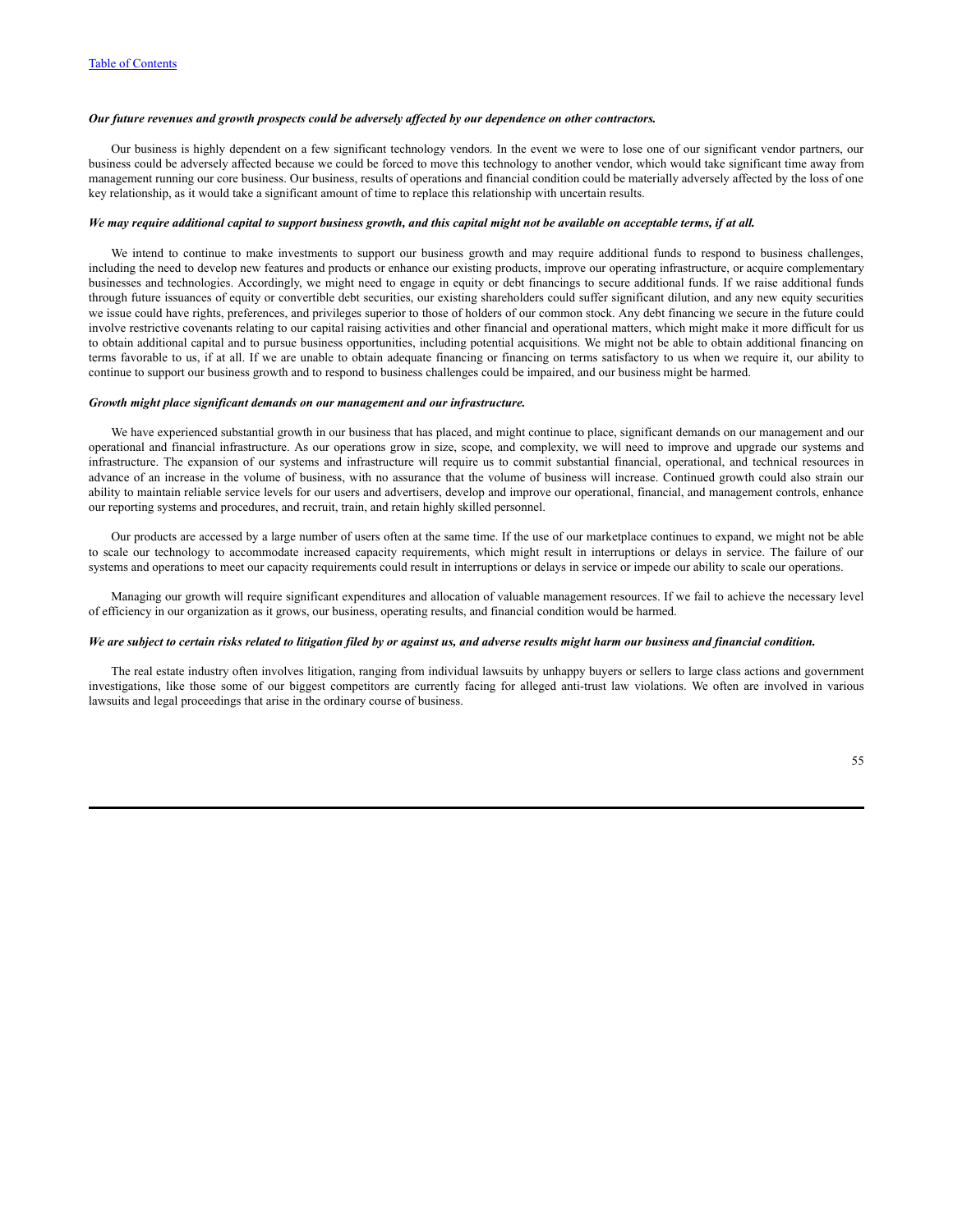***Our future revenues and growth prospects could be adversely affected by our dependence on other contractors.***

Our business is highly dependent on a few significant technology vendors. In the event we were to lose one of our significant vendor partners, our business could be adversely affected because we could be forced to move this technology to another vendor, which would take significant time away from management running our core business. Our business, results of operations and financial condition could be materially adversely affected by the loss of one key relationship, as it would take a significant amount of time to replace this relationship with uncertain results.

***We may require additional capital to support business growth, and this capital might not be available on acceptable terms, if at all.***

We intend to continue to make investments to support our business growth and may require additional funds to respond to business challenges, including the need to develop new features and products or enhance our existing products, improve our operating infrastructure, or acquire complementary businesses and technologies. Accordingly, we might need to engage in equity or debt financings to secure additional funds. If we raise additional funds through future issuances of equity or convertible debt securities, our existing shareholders could suffer significant dilution, and any new equity securities we issue could have rights, preferences, and privileges superior to those of holders of our common stock. Any debt financing we secure in the future could involve restrictive covenants relating to our capital raising activities and other financial and operational matters, which might make it more difficult for us to obtain additional capital and to pursue business opportunities, including potential acquisitions. We might not be able to obtain additional financing on terms favorable to us, if at all. If we are unable to obtain adequate financing or financing on terms satisfactory to us when we require it, our ability to continue to support our business growth and to respond to business challenges could be impaired, and our business might be harmed.

***Growth might place significant demands on our management and our infrastructure.***

We have experienced substantial growth in our business that has placed, and might continue to place, significant demands on our management and our operational and financial infrastructure. As our operations grow in size, scope, and complexity, we will need to improve and upgrade our systems and infrastructure. The expansion of our systems and infrastructure will require us to commit substantial financial, operational, and technical resources in advance of an increase in the volume of business, with no assurance that the volume of business will increase. Continued growth could also strain our ability to maintain reliable service levels for our users and advertisers, develop and improve our operational, financial, and management controls, enhance our reporting systems and procedures, and recruit, train, and retain highly skilled personnel.

Our products are accessed by a large number of users often at the same time. If the use of our marketplace continues to expand, we might not be able to scale our technology to accommodate increased capacity requirements, which might result in interruptions or delays in service. The failure of our systems and operations to meet our capacity requirements could result in interruptions or delays in service or impede our ability to scale our operations.

Managing our growth will require significant expenditures and allocation of valuable management resources. If we fail to achieve the necessary level of efficiency in our organization as it grows, our business, operating results, and financial condition would be harmed.

***We are subject to certain risks related to litigation filed by or against us, and adverse results might harm our business and financial condition.***

The real estate industry often involves litigation, ranging from individual lawsuits by unhappy buyers or sellers to large class actions and government investigations, like those some of our biggest competitors are currently facing for alleged anti-trust law violations. We often are involved in various lawsuits and legal proceedings that arise in the ordinary course of business.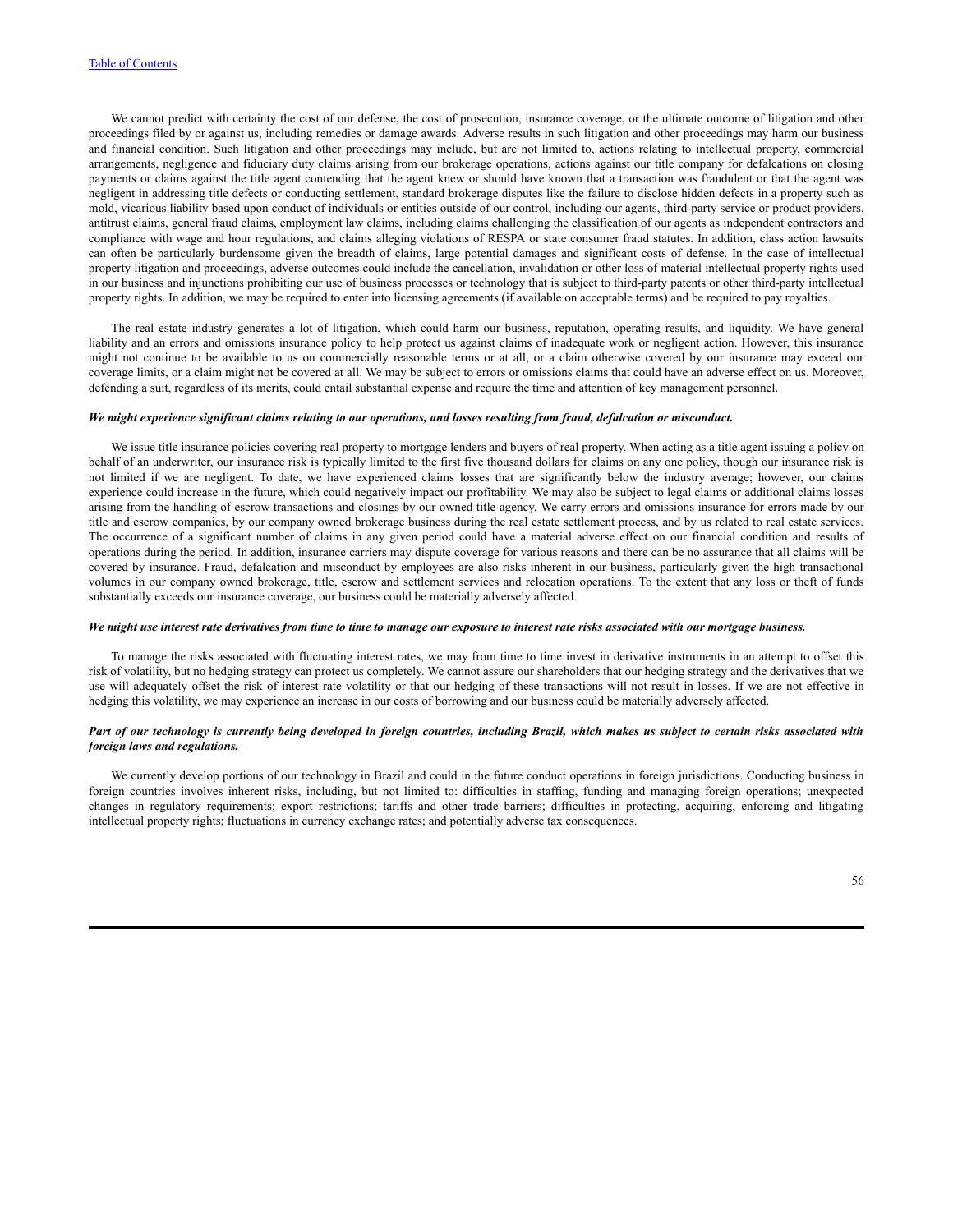We cannot predict with certainty the cost of our defense, the cost of prosecution, insurance coverage, or the ultimate outcome of litigation and other proceedings filed by or against us, including remedies or damage awards. Adverse results in such litigation and other proceedings may harm our business and financial condition. Such litigation and other proceedings may include, but are not limited to, actions relating to intellectual property, commercial arrangements, negligence and fiduciary duty claims arising from our brokerage operations, actions against our title company for defalcations on closing payments or claims against the title agent contending that the agent knew or should have known that a transaction was fraudulent or that the agent was negligent in addressing title defects or conducting settlement, standard brokerage disputes like the failure to disclose hidden defects in a property such as mold, vicarious liability based upon conduct of individuals or entities outside of our control, including our agents, third-party service or product providers, antitrust claims, general fraud claims, employment law claims, including claims challenging the classification of our agents as independent contractors and compliance with wage and hour regulations, and claims alleging violations of RESPA or state consumer fraud statutes. In addition, class action lawsuits can often be particularly burdensome given the breadth of claims, large potential damages and significant costs of defense. In the case of intellectual property litigation and proceedings, adverse outcomes could include the cancellation, invalidation or other loss of material intellectual property rights used in our business and injunctions prohibiting our use of business processes or technology that is subject to third-party patents or other third-party intellectual property rights. In addition, we may be required to enter into licensing agreements (if available on acceptable terms) and be required to pay royalties.

The real estate industry generates a lot of litigation, which could harm our business, reputation, operating results, and liquidity. We have general liability and an errors and omissions insurance policy to help protect us against claims of inadequate work or negligent action. However, this insurance might not continue to be available to us on commercially reasonable terms or at all, or a claim otherwise covered by our insurance may exceed our coverage limits, or a claim might not be covered at all. We may be subject to errors or omissions claims that could have an adverse effect on us. Moreover, defending a suit, regardless of its merits, could entail substantial expense and require the time and attention of key management personnel.

***We might experience significant claims relating to our operations, and losses resulting from fraud, defalcation or misconduct.***

We issue title insurance policies covering real property to mortgage lenders and buyers of real property. When acting as a title agent issuing a policy on behalf of an underwriter, our insurance risk is typically limited to the first five thousand dollars for claims on any one policy, though our insurance risk is not limited if we are negligent. To date, we have experienced claims losses that are significantly below the industry average; however, our claims experience could increase in the future, which could negatively impact our profitability. We may also be subject to legal claims or additional claims losses arising from the handling of escrow transactions and closings by our owned title agency. We carry errors and omissions insurance for errors made by our title and escrow companies, by our company owned brokerage business during the real estate settlement process, and by us related to real estate services. The occurrence of a significant number of claims in any given period could have a material adverse effect on our financial condition and results of operations during the period. In addition, insurance carriers may dispute coverage for various reasons and there can be no assurance that all claims will be covered by insurance. Fraud, defalcation and misconduct by employees are also risks inherent in our business, particularly given the high transactional volumes in our company owned brokerage, title, escrow and settlement services and relocation operations. To the extent that any loss or theft of funds substantially exceeds our insurance coverage, our business could be materially adversely affected.

***We might use interest rate derivatives from time to time to manage our exposure to interest rate risks associated with our mortgage business.***

To manage the risks associated with fluctuating interest rates, we may from time to time invest in derivative instruments in an attempt to offset this risk of volatility, but no hedging strategy can protect us completely. We cannot assure our shareholders that our hedging strategy and the derivatives that we use will adequately offset the risk of interest rate volatility or that our hedging of these transactions will not result in losses. If we are not effective in hedging this volatility, we may experience an increase in our costs of borrowing and our business could be materially adversely affected.

***Part of our technology is currently being developed in foreign countries, including Brazil, which makes us subject to certain risks associated with foreign laws and regulations.***

We currently develop portions of our technology in Brazil and could in the future conduct operations in foreign jurisdictions. Conducting business in foreign countries involves inherent risks, including, but not limited to: difficulties in staffing, funding and managing foreign operations; unexpected changes in regulatory requirements; export restrictions; tariffs and other trade barriers; difficulties in protecting, acquiring, enforcing and litigating intellectual property rights; fluctuations in currency exchange rates; and potentially adverse tax consequences.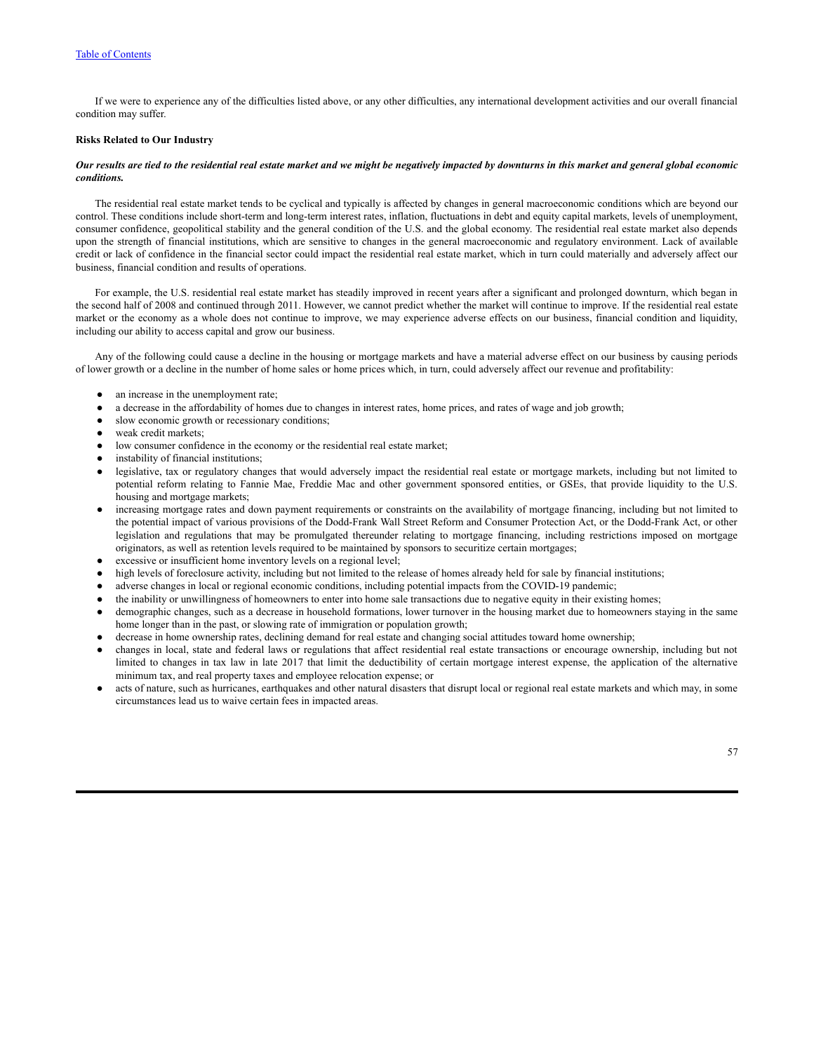If we were to experience any of the difficulties listed above, or any other difficulties, any international development activities and our overall financial condition may suffer.

**Risks Related to Our Industry**

***Our results are tied to the residential real estate market and we might be negatively impacted by downturns in this market and general global economic conditions.***

The residential real estate market tends to be cyclical and typically is affected by changes in general macroeconomic conditions which are beyond our control. These conditions include short-term and long-term interest rates, inflation, fluctuations in debt and equity capital markets, levels of unemployment, consumer confidence, geopolitical stability and the general condition of the U.S. and the global economy. The residential real estate market also depends upon the strength of financial institutions, which are sensitive to changes in the general macroeconomic and regulatory environment. Lack of available credit or lack of confidence in the financial sector could impact the residential real estate market, which in turn could materially and adversely affect our business, financial condition and results of operations.

For example, the U.S. residential real estate market has steadily improved in recent years after a significant and prolonged downturn, which began in the second half of 2008 and continued through 2011. However, we cannot predict whether the market will continue to improve. If the residential real estate market or the economy as a whole does not continue to improve, we may experience adverse effects on our business, financial condition and liquidity, including our ability to access capital and grow our business.

Any of the following could cause a decline in the housing or mortgage markets and have a material adverse effect on our business by causing periods of lower growth or a decline in the number of home sales or home prices which, in turn, could adversely affect our revenue and profitability:

- an increase in the unemployment rate;
- a decrease in the affordability of homes due to changes in interest rates, home prices, and rates of wage and job growth;
- slow economic growth or recessionary conditions;
- weak credit markets;
- low consumer confidence in the economy or the residential real estate market;
- instability of financial institutions;
- legislative, tax or regulatory changes that would adversely impact the residential real estate or mortgage markets, including but not limited to potential reform relating to Fannie Mae, Freddie Mac and other government sponsored entities, or GSEs, that provide liquidity to the U.S. housing and mortgage markets;
- increasing mortgage rates and down payment requirements or constraints on the availability of mortgage financing, including but not limited to the potential impact of various provisions of the Dodd-Frank Wall Street Reform and Consumer Protection Act, or the Dodd-Frank Act, or other legislation and regulations that may be promulgated thereunder relating to mortgage financing, including restrictions imposed on mortgage originators, as well as retention levels required to be maintained by sponsors to securitize certain mortgages;
- excessive or insufficient home inventory levels on a regional level;
- high levels of foreclosure activity, including but not limited to the release of homes already held for sale by financial institutions;
- adverse changes in local or regional economic conditions, including potential impacts from the COVID-19 pandemic;
- the inability or unwillingness of homeowners to enter into home sale transactions due to negative equity in their existing homes;
- demographic changes, such as a decrease in household formations, lower turnover in the housing market due to homeowners staying in the same home longer than in the past, or slowing rate of immigration or population growth;
- decrease in home ownership rates, declining demand for real estate and changing social attitudes toward home ownership;
- changes in local, state and federal laws or regulations that affect residential real estate transactions or encourage ownership, including but not limited to changes in tax law in late 2017 that limit the deductibility of certain mortgage interest expense, the application of the alternative minimum tax, and real property taxes and employee relocation expense; or
- acts of nature, such as hurricanes, earthquakes and other natural disasters that disrupt local or regional real estate markets and which may, in some circumstances lead us to waive certain fees in impacted areas.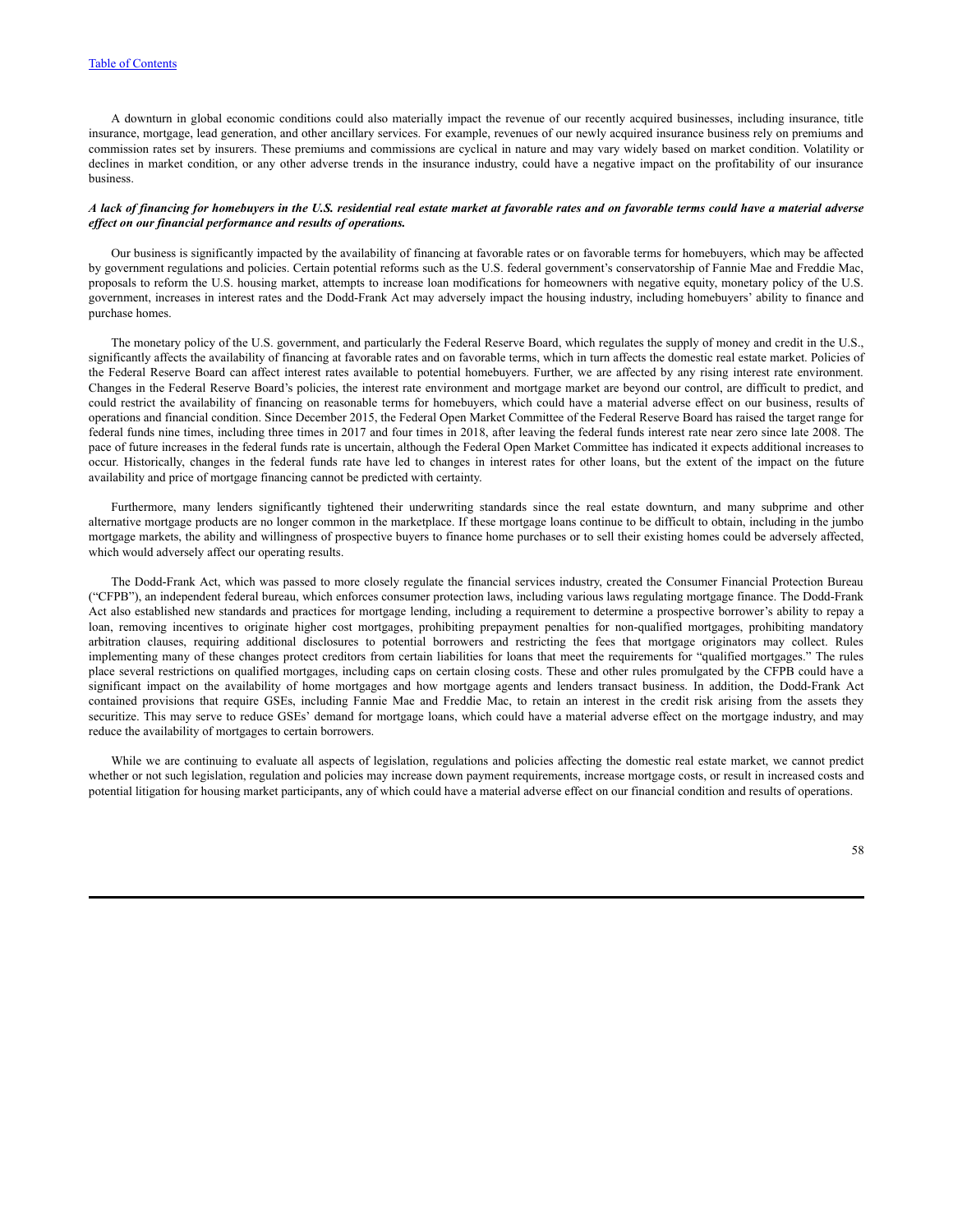A downturn in global economic conditions could also materially impact the revenue of our recently acquired businesses, including insurance, title insurance, mortgage, lead generation, and other ancillary services. For example, revenues of our newly acquired insurance business rely on premiums and commission rates set by insurers. These premiums and commissions are cyclical in nature and may vary widely based on market condition. Volatility or declines in market condition, or any other adverse trends in the insurance industry, could have a negative impact on the profitability of our insurance business.

***A lack of financing for homebuyers in the U.S. residential real estate market at favorable rates and on favorable terms could have a material adverse effect on our financial performance and results of operations.***

Our business is significantly impacted by the availability of financing at favorable rates or on favorable terms for homebuyers, which may be affected by government regulations and policies. Certain potential reforms such as the U.S. federal government's conservatorship of Fannie Mae and Freddie Mac, proposals to reform the U.S. housing market, attempts to increase loan modifications for homeowners with negative equity, monetary policy of the U.S. government, increases in interest rates and the Dodd-Frank Act may adversely impact the housing industry, including homebuyers' ability to finance and purchase homes.

The monetary policy of the U.S. government, and particularly the Federal Reserve Board, which regulates the supply of money and credit in the U.S., significantly affects the availability of financing at favorable rates and on favorable terms, which in turn affects the domestic real estate market. Policies of the Federal Reserve Board can affect interest rates available to potential homebuyers. Further, we are affected by any rising interest rate environment. Changes in the Federal Reserve Board's policies, the interest rate environment and mortgage market are beyond our control, are difficult to predict, and could restrict the availability of financing on reasonable terms for homebuyers, which could have a material adverse effect on our business, results of operations and financial condition. Since December 2015, the Federal Open Market Committee of the Federal Reserve Board has raised the target range for federal funds nine times, including three times in 2017 and four times in 2018, after leaving the federal funds interest rate near zero since late 2008. The pace of future increases in the federal funds rate is uncertain, although the Federal Open Market Committee has indicated it expects additional increases to occur. Historically, changes in the federal funds rate have led to changes in interest rates for other loans, but the extent of the impact on the future availability and price of mortgage financing cannot be predicted with certainty.

Furthermore, many lenders significantly tightened their underwriting standards since the real estate downturn, and many subprime and other alternative mortgage products are no longer common in the marketplace. If these mortgage loans continue to be difficult to obtain, including in the jumbo mortgage markets, the ability and willingness of prospective buyers to finance home purchases or to sell their existing homes could be adversely affected, which would adversely affect our operating results.

The Dodd-Frank Act, which was passed to more closely regulate the financial services industry, created the Consumer Financial Protection Bureau ("CFPB"), an independent federal bureau, which enforces consumer protection laws, including various laws regulating mortgage finance. The Dodd-Frank Act also established new standards and practices for mortgage lending, including a requirement to determine a prospective borrower's ability to repay a loan, removing incentives to originate higher cost mortgages, prohibiting prepayment penalties for non-qualified mortgages, prohibiting mandatory arbitration clauses, requiring additional disclosures to potential borrowers and restricting the fees that mortgage originators may collect. Rules implementing many of these changes protect creditors from certain liabilities for loans that meet the requirements for "qualified mortgages." The rules place several restrictions on qualified mortgages, including caps on certain closing costs. These and other rules promulgated by the CFPB could have a significant impact on the availability of home mortgages and how mortgage agents and lenders transact business. In addition, the Dodd-Frank Act contained provisions that require GSEs, including Fannie Mae and Freddie Mac, to retain an interest in the credit risk arising from the assets they securitize. This may serve to reduce GSEs' demand for mortgage loans, which could have a material adverse effect on the mortgage industry, and may reduce the availability of mortgages to certain borrowers.

While we are continuing to evaluate all aspects of legislation, regulations and policies affecting the domestic real estate market, we cannot predict whether or not such legislation, regulation and policies may increase down payment requirements, increase mortgage costs, or result in increased costs and potential litigation for housing market participants, any of which could have a material adverse effect on our financial condition and results of operations.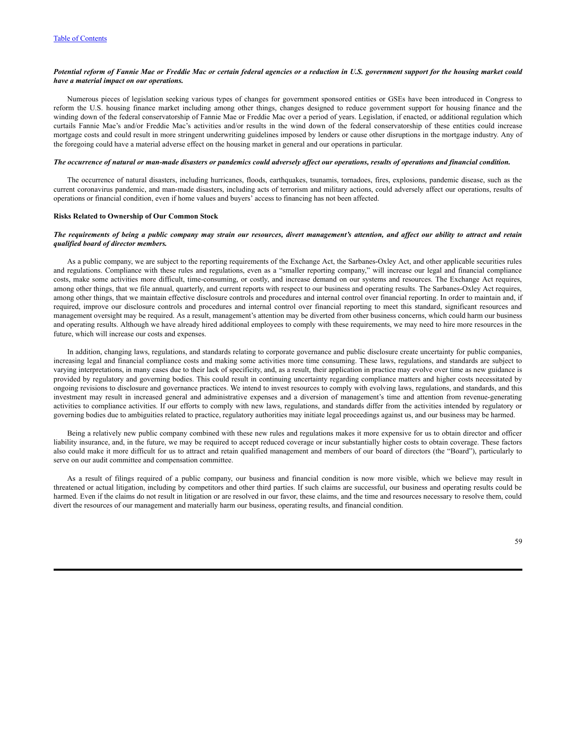***Potential reform of Fannie Mae or Freddie Mac or certain federal agencies or a reduction in U.S. government support for the housing market could have a material impact on our operations.***

Numerous pieces of legislation seeking various types of changes for government sponsored entities or GSEs have been introduced in Congress to reform the U.S. housing finance market including among other things, changes designed to reduce government support for housing finance and the winding down of the federal conservatorship of Fannie Mae or Freddie Mac over a period of years. Legislation, if enacted, or additional regulation which curtails Fannie Mae's and/or Freddie Mac's activities and/or results in the wind down of the federal conservatorship of these entities could increase mortgage costs and could result in more stringent underwriting guidelines imposed by lenders or cause other disruptions in the mortgage industry. Any of the foregoing could have a material adverse effect on the housing market in general and our operations in particular.

***The occurrence of natural or man-made disasters or pandemics could adversely affect our operations, results of operations and financial condition.***

The occurrence of natural disasters, including hurricanes, floods, earthquakes, tsunamis, tornadoes, fires, explosions, pandemic disease, such as the current coronavirus pandemic, and man-made disasters, including acts of terrorism and military actions, could adversely affect our operations, results of operations or financial condition, even if home values and buyers' access to financing has not been affected.

**Risks Related to Ownership of Our Common Stock**

***The requirements of being a public company may strain our resources, divert management's attention, and affect our ability to attract and retain qualified board of director members.***

As a public company, we are subject to the reporting requirements of the Exchange Act, the Sarbanes-Oxley Act, and other applicable securities rules and regulations. Compliance with these rules and regulations, even as a "smaller reporting company," will increase our legal and financial compliance costs, make some activities more difficult, time-consuming, or costly, and increase demand on our systems and resources. The Exchange Act requires, among other things, that we file annual, quarterly, and current reports with respect to our business and operating results. The Sarbanes-Oxley Act requires, among other things, that we maintain effective disclosure controls and procedures and internal control over financial reporting. In order to maintain and, if required, improve our disclosure controls and procedures and internal control over financial reporting to meet this standard, significant resources and management oversight may be required. As a result, management's attention may be diverted from other business concerns, which could harm our business and operating results. Although we have already hired additional employees to comply with these requirements, we may need to hire more resources in the future, which will increase our costs and expenses.

In addition, changing laws, regulations, and standards relating to corporate governance and public disclosure create uncertainty for public companies, increasing legal and financial compliance costs and making some activities more time consuming. These laws, regulations, and standards are subject to varying interpretations, in many cases due to their lack of specificity, and, as a result, their application in practice may evolve over time as new guidance is provided by regulatory and governing bodies. This could result in continuing uncertainty regarding compliance matters and higher costs necessitated by ongoing revisions to disclosure and governance practices. We intend to invest resources to comply with evolving laws, regulations, and standards, and this investment may result in increased general and administrative expenses and a diversion of management's time and attention from revenue-generating activities to compliance activities. If our efforts to comply with new laws, regulations, and standards differ from the activities intended by regulatory or governing bodies due to ambiguities related to practice, regulatory authorities may initiate legal proceedings against us, and our business may be harmed.

Being a relatively new public company combined with these new rules and regulations makes it more expensive for us to obtain director and officer liability insurance, and, in the future, we may be required to accept reduced coverage or incur substantially higher costs to obtain coverage. These factors also could make it more difficult for us to attract and retain qualified management and members of our board of directors (the "Board"), particularly to serve on our audit committee and compensation committee.

As a result of filings required of a public company, our business and financial condition is now more visible, which we believe may result in threatened or actual litigation, including by competitors and other third parties. If such claims are successful, our business and operating results could be harmed. Even if the claims do not result in litigation or are resolved in our favor, these claims, and the time and resources necessary to resolve them, could divert the resources of our management and materially harm our business, operating results, and financial condition.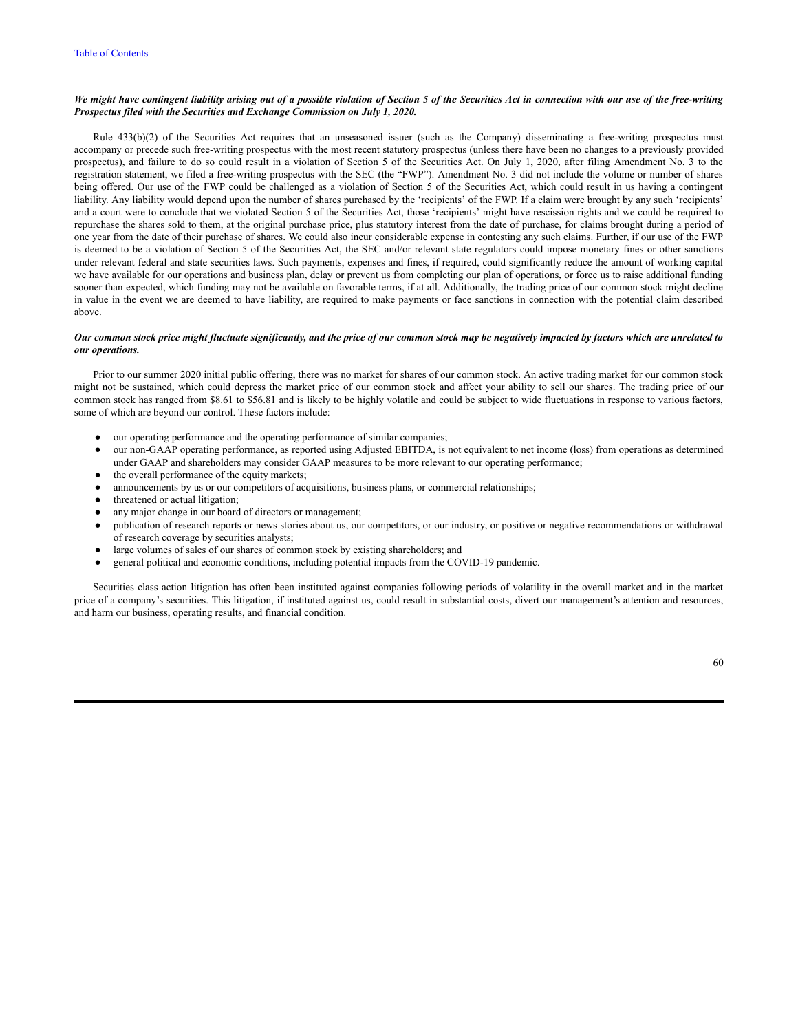***We might have contingent liability arising out of a possible violation of Section 5 of the Securities Act in connection with our use of the free-writing Prospectus filed with the Securities and Exchange Commission on July 1, 2020.***

Rule 433(b)(2) of the Securities Act requires that an unseasoned issuer (such as the Company) disseminating a free-writing prospectus must accompany or precede such free-writing prospectus with the most recent statutory prospectus (unless there have been no changes to a previously provided prospectus), and failure to do so could result in a violation of Section 5 of the Securities Act. On July 1, 2020, after filing Amendment No. 3 to the registration statement, we filed a free-writing prospectus with the SEC (the "FWP"). Amendment No. 3 did not include the volume or number of shares being offered. Our use of the FWP could be challenged as a violation of Section 5 of the Securities Act, which could result in us having a contingent liability. Any liability would depend upon the number of shares purchased by the 'recipients' of the FWP. If a claim were brought by any such 'recipients' and a court were to conclude that we violated Section 5 of the Securities Act, those 'recipients' might have rescission rights and we could be required to repurchase the shares sold to them, at the original purchase price, plus statutory interest from the date of purchase, for claims brought during a period of one year from the date of their purchase of shares. We could also incur considerable expense in contesting any such claims. Further, if our use of the FWP is deemed to be a violation of Section 5 of the Securities Act, the SEC and/or relevant state regulators could impose monetary fines or other sanctions under relevant federal and state securities laws. Such payments, expenses and fines, if required, could significantly reduce the amount of working capital we have available for our operations and business plan, delay or prevent us from completing our plan of operations, or force us to raise additional funding sooner than expected, which funding may not be available on favorable terms, if at all. Additionally, the trading price of our common stock might decline in value in the event we are deemed to have liability, are required to make payments or face sanctions in connection with the potential claim described above.

***Our common stock price might fluctuate significantly, and the price of our common stock may be negatively impacted by factors which are unrelated to our operations.***

Prior to our summer 2020 initial public offering, there was no market for shares of our common stock. An active trading market for our common stock might not be sustained, which could depress the market price of our common stock and affect your ability to sell our shares. The trading price of our common stock has ranged from $8.61 to $56.81 and is likely to be highly volatile and could be subject to wide fluctuations in response to various factors, some of which are beyond our control. These factors include:

- our operating performance and the operating performance of similar companies;
- our non-GAAP operating performance, as reported using Adjusted EBITDA, is not equivalent to net income (loss) from operations as determined under GAAP and shareholders may consider GAAP measures to be more relevant to our operating performance;
- the overall performance of the equity markets;
- announcements by us or our competitors of acquisitions, business plans, or commercial relationships;
- threatened or actual litigation;
- any major change in our board of directors or management;
- publication of research reports or news stories about us, our competitors, or our industry, or positive or negative recommendations or withdrawal of research coverage by securities analysts;
- large volumes of sales of our shares of common stock by existing shareholders; and
- general political and economic conditions, including potential impacts from the COVID-19 pandemic.

Securities class action litigation has often been instituted against companies following periods of volatility in the overall market and in the market price of a company's securities. This litigation, if instituted against us, could result in substantial costs, divert our management's attention and resources, and harm our business, operating results, and financial condition.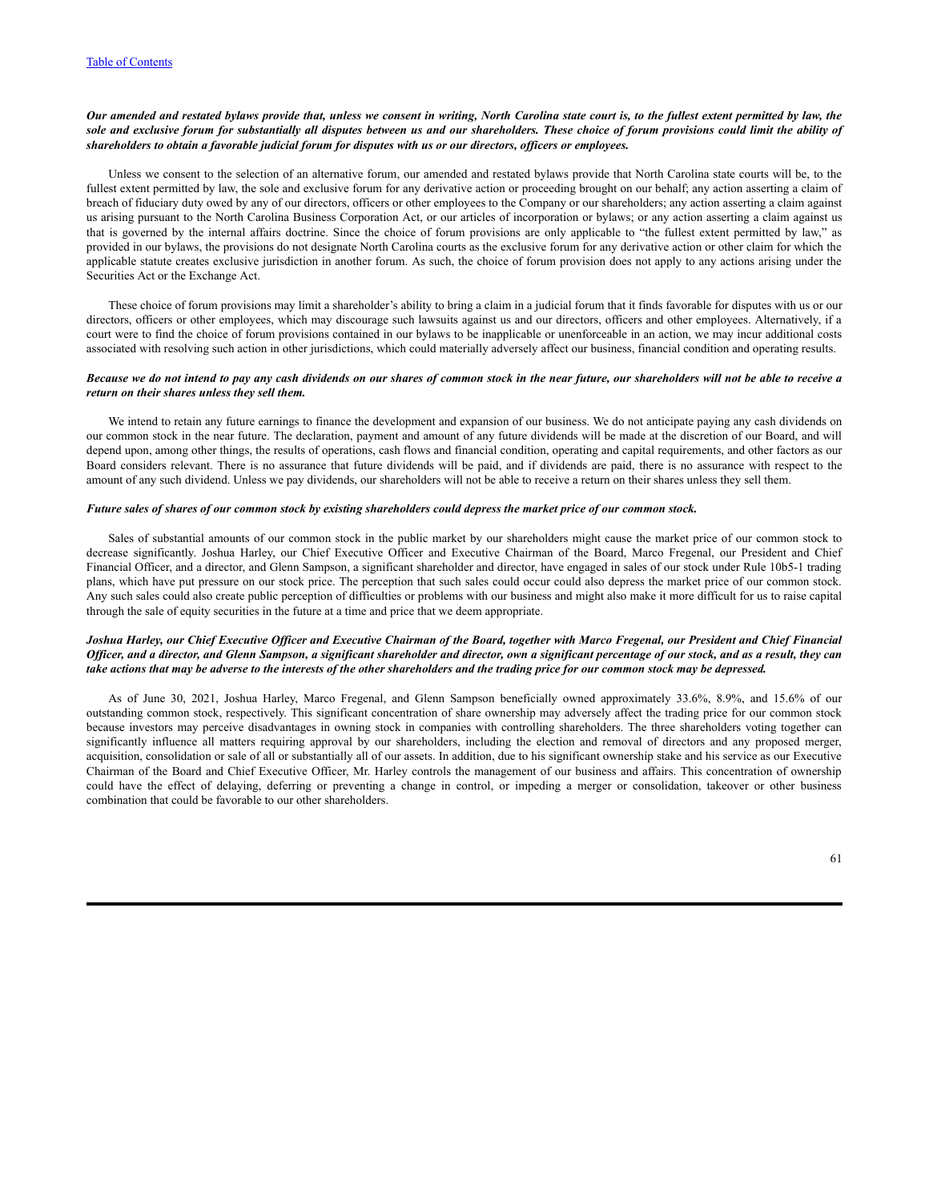*Our amended and restated bylaws provide that, unless we consent in writing, North Carolina state court is, to the fullest extent permitted by law, the sole and exclusive forum for substantially all disputes between us and our shareholders. These choice of forum provisions could limit the ability of shareholders to obtain a favorable judicial forum for disputes with us or our directors, officers or employees.*

Unless we consent to the selection of an alternative forum, our amended and restated bylaws provide that North Carolina state courts will be, to the fullest extent permitted by law, the sole and exclusive forum for any derivative action or proceeding brought on our behalf; any action asserting a claim of breach of fiduciary duty owed by any of our directors, officers or other employees to the Company or our shareholders; any action asserting a claim against us arising pursuant to the North Carolina Business Corporation Act, or our articles of incorporation or bylaws; or any action asserting a claim against us that is governed by the internal affairs doctrine. Since the choice of forum provisions are only applicable to "the fullest extent permitted by law," as provided in our bylaws, the provisions do not designate North Carolina courts as the exclusive forum for any derivative action or other claim for which the applicable statute creates exclusive jurisdiction in another forum. As such, the choice of forum provision does not apply to any actions arising under the Securities Act or the Exchange Act.

These choice of forum provisions may limit a shareholder's ability to bring a claim in a judicial forum that it finds favorable for disputes with us or our directors, officers or other employees, which may discourage such lawsuits against us and our directors, officers and other employees. Alternatively, if a court were to find the choice of forum provisions contained in our bylaws to be inapplicable or unenforceable in an action, we may incur additional costs associated with resolving such action in other jurisdictions, which could materially adversely affect our business, financial condition and operating results.

*Because we do not intend to pay any cash dividends on our shares of common stock in the near future, our shareholders will not be able to receive a return on their shares unless they sell them.*

We intend to retain any future earnings to finance the development and expansion of our business. We do not anticipate paying any cash dividends on our common stock in the near future. The declaration, payment and amount of any future dividends will be made at the discretion of our Board, and will depend upon, among other things, the results of operations, cash flows and financial condition, operating and capital requirements, and other factors as our Board considers relevant. There is no assurance that future dividends will be paid, and if dividends are paid, there is no assurance with respect to the amount of any such dividend. Unless we pay dividends, our shareholders will not be able to receive a return on their shares unless they sell them.

*Future sales of shares of our common stock by existing shareholders could depress the market price of our common stock.*

Sales of substantial amounts of our common stock in the public market by our shareholders might cause the market price of our common stock to decrease significantly. Joshua Harley, our Chief Executive Officer and Executive Chairman of the Board, Marco Fregenal, our President and Chief Financial Officer, and a director, and Glenn Sampson, a significant shareholder and director, have engaged in sales of our stock under Rule 10b5-1 trading plans, which have put pressure on our stock price. The perception that such sales could occur could also depress the market price of our common stock. Any such sales could also create public perception of difficulties or problems with our business and might also make it more difficult for us to raise capital through the sale of equity securities in the future at a time and price that we deem appropriate.

*Joshua Harley, our Chief Executive Officer and Executive Chairman of the Board, together with Marco Fregenal, our President and Chief Financial Officer, and a director, and Glenn Sampson, a significant shareholder and director, own a significant percentage of our stock, and as a result, they can take actions that may be adverse to the interests of the other shareholders and the trading price for our common stock may be depressed.*

As of June 30, 2021, Joshua Harley, Marco Fregenal, and Glenn Sampson beneficially owned approximately 33.6%, 8.9%, and 15.6% of our outstanding common stock, respectively. This significant concentration of share ownership may adversely affect the trading price for our common stock because investors may perceive disadvantages in owning stock in companies with controlling shareholders. The three shareholders voting together can significantly influence all matters requiring approval by our shareholders, including the election and removal of directors and any proposed merger, acquisition, consolidation or sale of all or substantially all of our assets. In addition, due to his significant ownership stake and his service as our Executive Chairman of the Board and Chief Executive Officer, Mr. Harley controls the management of our business and affairs. This concentration of ownership could have the effect of delaying, deferring or preventing a change in control, or impeding a merger or consolidation, takeover or other business combination that could be favorable to our other shareholders.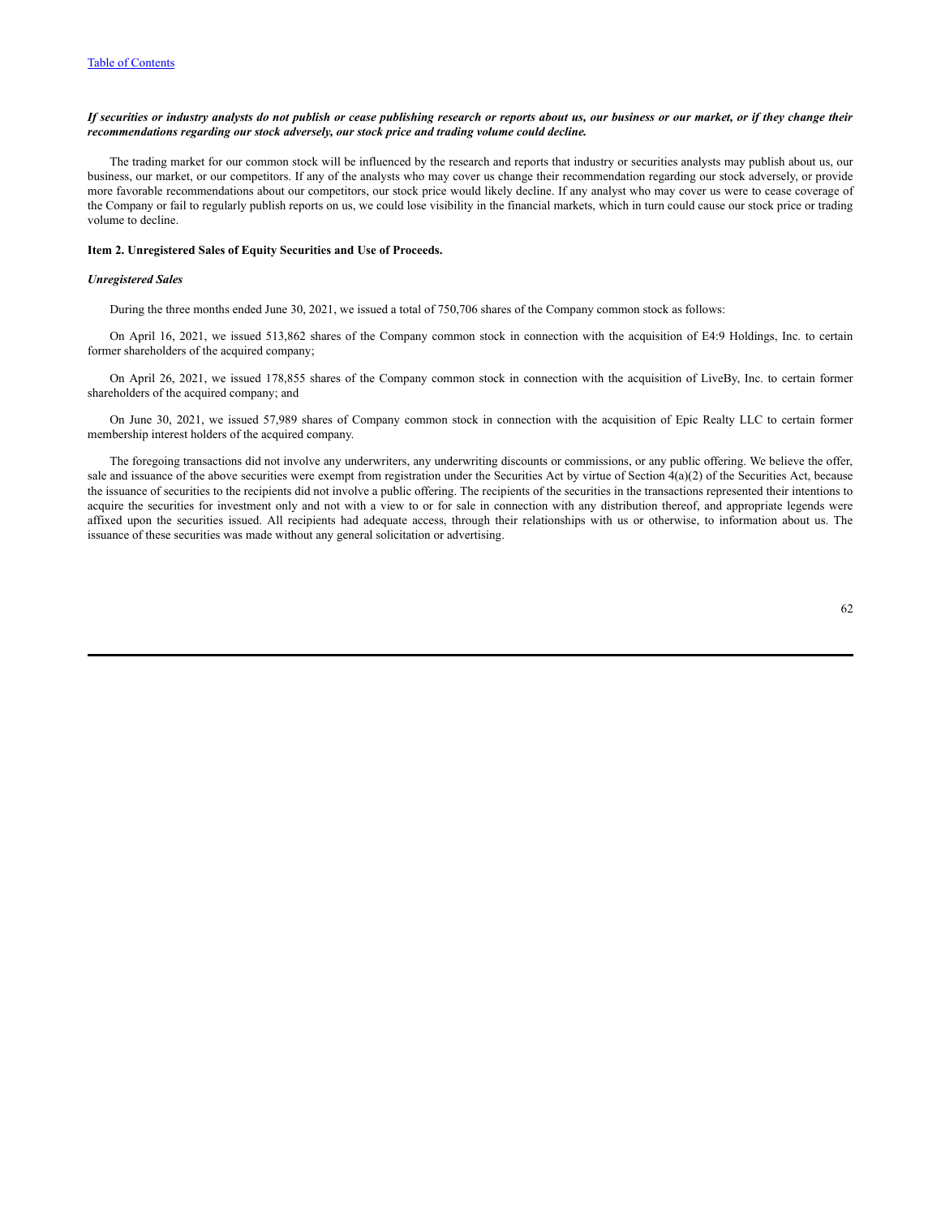***If securities or industry analysts do not publish or cease publishing research or reports about us, our business or our market, or if they change their recommendations regarding our stock adversely, our stock price and trading volume could decline.***

The trading market for our common stock will be influenced by the research and reports that industry or securities analysts may publish about us, our business, our market, or our competitors. If any of the analysts who may cover us change their recommendation regarding our stock adversely, or provide more favorable recommendations about our competitors, our stock price would likely decline. If any analyst who may cover us were to cease coverage of the Company or fail to regularly publish reports on us, we could lose visibility in the financial markets, which in turn could cause our stock price or trading volume to decline.

**Item 2. Unregistered Sales of Equity Securities and Use of Proceeds.**

***Unregistered Sales***

During the three months ended June 30, 2021, we issued a total of 750,706 shares of the Company common stock as follows:

On April 16, 2021, we issued 513,862 shares of the Company common stock in connection with the acquisition of E4:9 Holdings, Inc. to certain former shareholders of the acquired company;

On April 26, 2021, we issued 178,855 shares of the Company common stock in connection with the acquisition of LiveBy, Inc. to certain former shareholders of the acquired company; and

On June 30, 2021, we issued 57,989 shares of Company common stock in connection with the acquisition of Epic Realty LLC to certain former membership interest holders of the acquired company.

The foregoing transactions did not involve any underwriters, any underwriting discounts or commissions, or any public offering. We believe the offer, sale and issuance of the above securities were exempt from registration under the Securities Act by virtue of Section 4(a)(2) of the Securities Act, because the issuance of securities to the recipients did not involve a public offering. The recipients of the securities in the transactions represented their intentions to acquire the securities for investment only and not with a view to or for sale in connection with any distribution thereof, and appropriate legends were affixed upon the securities issued. All recipients had adequate access, through their relationships with us or otherwise, to information about us. The issuance of these securities was made without any general solicitation or advertising.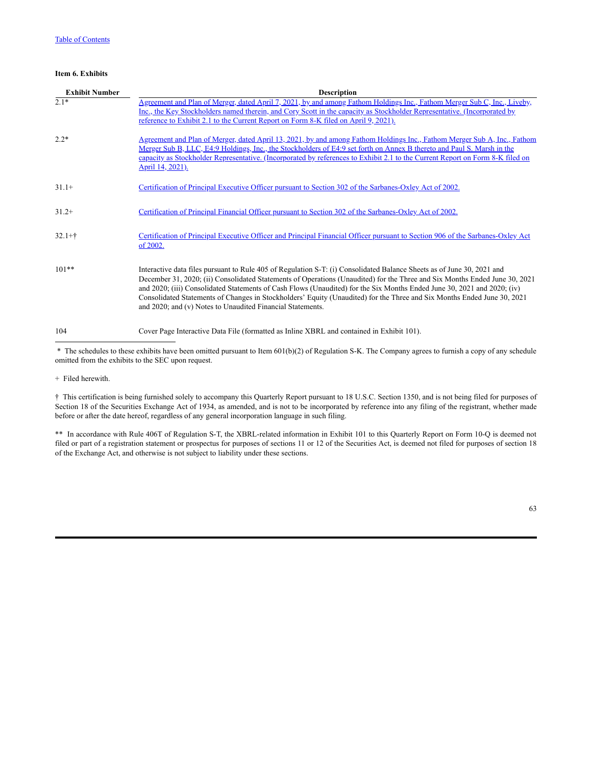**Item 6. Exhibits**

| Exhibit Number | Description |
|---|---|
| 2.1* | Agreement and Plan of Merger, dated April 7, 2021, by and among Fathom Holdings Inc., Fathom Merger Sub C, Inc., Liveby, Inc., the Key Stockholders named therein, and Cory Scott in the capacity as Stockholder Representative. (Incorporated by reference to Exhibit 2.1 to the Current Report on Form 8-K filed on April 9, 2021). |
| 2.2* | Agreement and Plan of Merger, dated April 13, 2021, by and among Fathom Holdings Inc., Fathom Merger Sub A, Inc., Fathom Merger Sub B, LLC, E4:9 Holdings, Inc., the Stockholders of E4:9 set forth on Annex B thereto and Paul S. Marsh in the capacity as Stockholder Representative. (Incorporated by references to Exhibit 2.1 to the Current Report on Form 8-K filed on April 14, 2021). |
| 31.1+ | Certification of Principal Executive Officer pursuant to Section 302 of the Sarbanes-Oxley Act of 2002. |
| 31.2+ | Certification of Principal Financial Officer pursuant to Section 302 of the Sarbanes-Oxley Act of 2002. |
| 32.1+† | Certification of Principal Executive Officer and Principal Financial Officer pursuant to Section 906 of the Sarbanes-Oxley Act of 2002. |
| 101** | Interactive data files pursuant to Rule 405 of Regulation S-T: (i) Consolidated Balance Sheets as of June 30, 2021 and December 31, 2020; (ii) Consolidated Statements of Operations (Unaudited) for the Three and Six Months Ended June 30, 2021 and 2020; (iii) Consolidated Statements of Cash Flows (Unaudited) for the Six Months Ended June 30, 2021 and 2020; (iv) Consolidated Statements of Changes in Stockholders' Equity (Unaudited) for the Three and Six Months Ended June 30, 2021 and 2020; and (v) Notes to Unaudited Financial Statements. |
| 104 | Cover Page Interactive Data File (formatted as Inline XBRL and contained in Exhibit 101). |

* The schedules to these exhibits have been omitted pursuant to Item 601(b)(2) of Regulation S-K. The Company agrees to furnish a copy of any schedule omitted from the exhibits to the SEC upon request.

+ Filed herewith.

† This certification is being furnished solely to accompany this Quarterly Report pursuant to 18 U.S.C. Section 1350, and is not being filed for purposes of Section 18 of the Securities Exchange Act of 1934, as amended, and is not to be incorporated by reference into any filing of the registrant, whether made before or after the date hereof, regardless of any general incorporation language in such filing.

** In accordance with Rule 406T of Regulation S-T, the XBRL-related information in Exhibit 101 to this Quarterly Report on Form 10-Q is deemed not filed or part of a registration statement or prospectus for purposes of sections 11 or 12 of the Securities Act, is deemed not filed for purposes of section 18 of the Exchange Act, and otherwise is not subject to liability under these sections.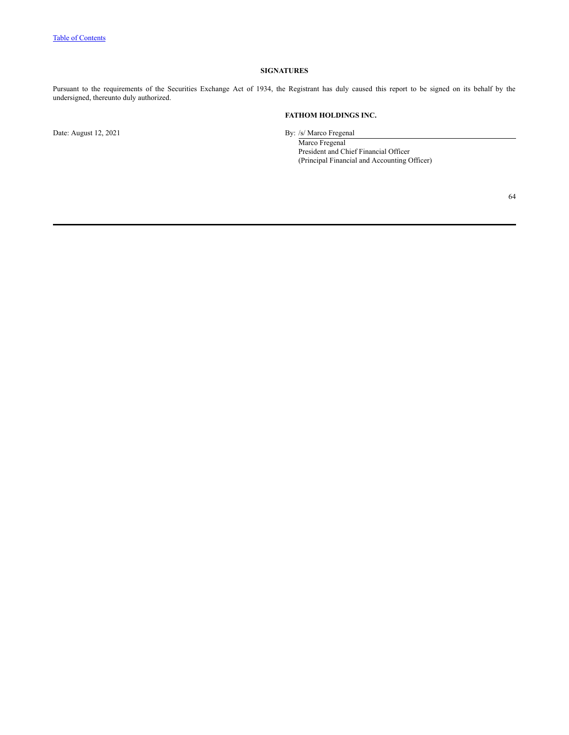## SIGNATURES

Pursuant to the requirements of the Securities Exchange Act of 1934, the Registrant has duly caused this report to be signed on its behalf by the undersigned, thereunto duly authorized.

**FATHOM HOLDINGS INC.**

Date: August 12, 2021

By: /s/ Marco Fregenal

Marco Fregenal
President and Chief Financial Officer
(Principal Financial and Accounting Officer)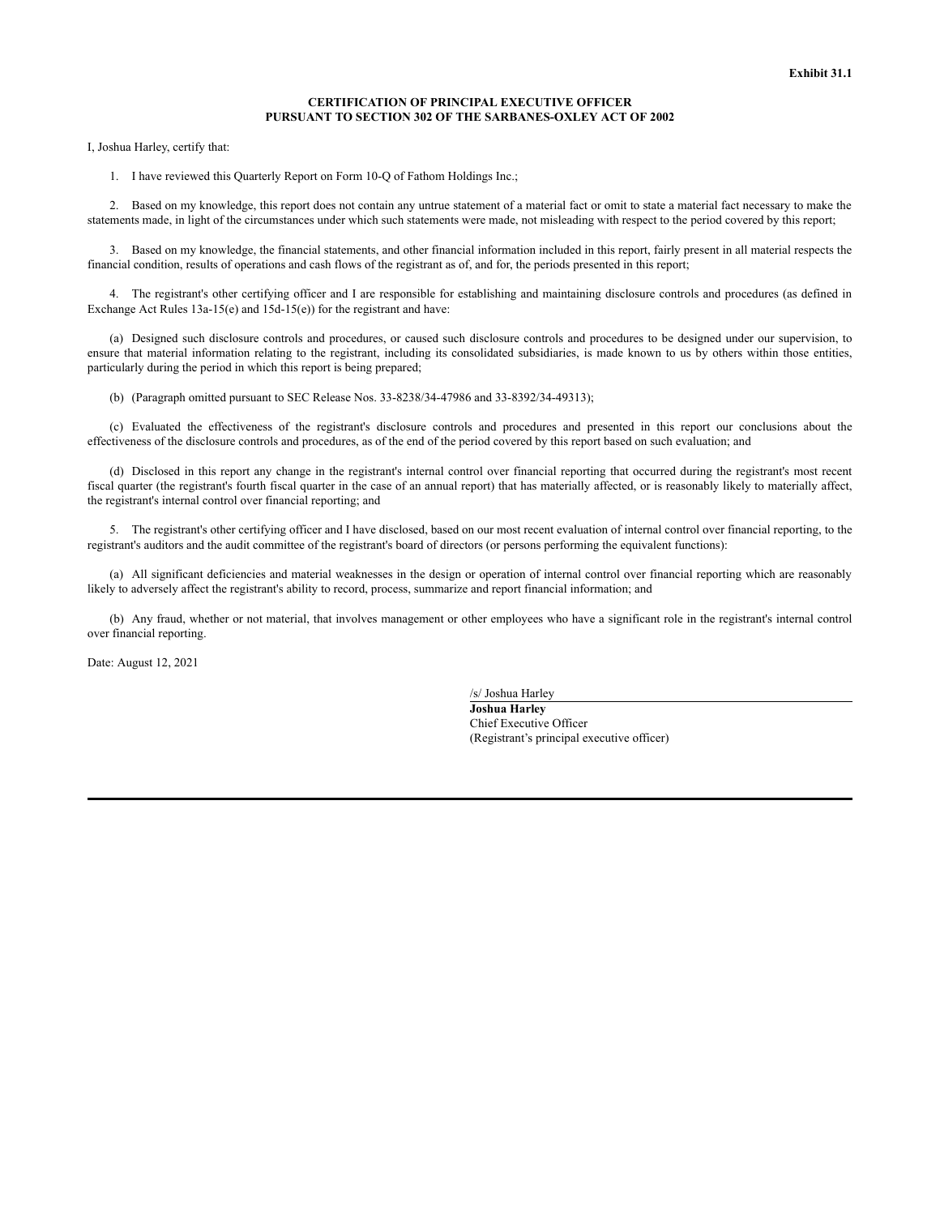**Exhibit 31.1**

**CERTIFICATION OF PRINCIPAL EXECUTIVE OFFICER PURSUANT TO SECTION 302 OF THE SARBANES-OXLEY ACT OF 2002**

I, Joshua Harley, certify that:

1. I have reviewed this Quarterly Report on Form 10-Q of Fathom Holdings Inc.;

2. Based on my knowledge, this report does not contain any untrue statement of a material fact or omit to state a material fact necessary to make the statements made, in light of the circumstances under which such statements were made, not misleading with respect to the period covered by this report;

3. Based on my knowledge, the financial statements, and other financial information included in this report, fairly present in all material respects the financial condition, results of operations and cash flows of the registrant as of, and for, the periods presented in this report;

4. The registrant's other certifying officer and I are responsible for establishing and maintaining disclosure controls and procedures (as defined in Exchange Act Rules 13a-15(e) and 15d-15(e)) for the registrant and have:

(a) Designed such disclosure controls and procedures, or caused such disclosure controls and procedures to be designed under our supervision, to ensure that material information relating to the registrant, including its consolidated subsidiaries, is made known to us by others within those entities, particularly during the period in which this report is being prepared;

(b) (Paragraph omitted pursuant to SEC Release Nos. 33-8238/34-47986 and 33-8392/34-49313);

(c) Evaluated the effectiveness of the registrant's disclosure controls and procedures and presented in this report our conclusions about the effectiveness of the disclosure controls and procedures, as of the end of the period covered by this report based on such evaluation; and

(d) Disclosed in this report any change in the registrant's internal control over financial reporting that occurred during the registrant's most recent fiscal quarter (the registrant's fourth fiscal quarter in the case of an annual report) that has materially affected, or is reasonably likely to materially affect, the registrant's internal control over financial reporting; and

5. The registrant's other certifying officer and I have disclosed, based on our most recent evaluation of internal control over financial reporting, to the registrant's auditors and the audit committee of the registrant's board of directors (or persons performing the equivalent functions):

(a) All significant deficiencies and material weaknesses in the design or operation of internal control over financial reporting which are reasonably likely to adversely affect the registrant's ability to record, process, summarize and report financial information; and

(b) Any fraud, whether or not material, that involves management or other employees who have a significant role in the registrant's internal control over financial reporting.

Date: August 12, 2021

/s/ Joshua Harley
**Joshua Harley**
Chief Executive Officer
(Registrant's principal executive officer)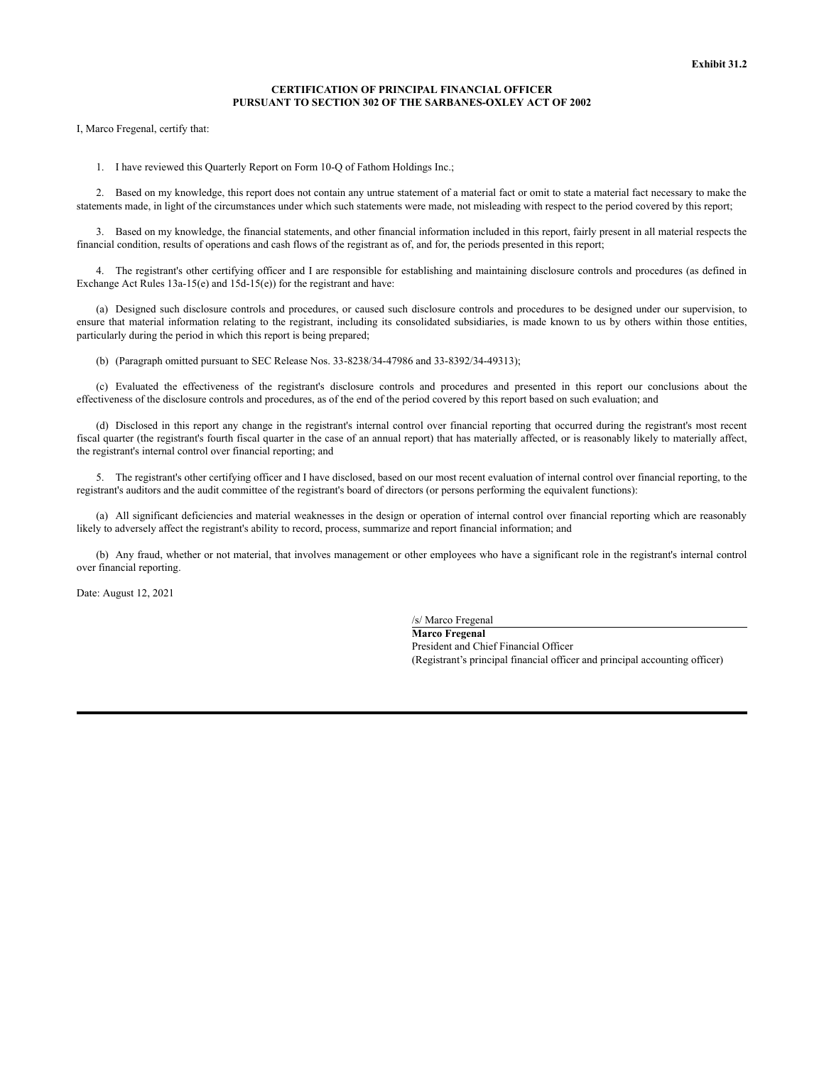**Exhibit 31.2**

**CERTIFICATION OF PRINCIPAL FINANCIAL OFFICER**
**PURSUANT TO SECTION 302 OF THE SARBANES-OXLEY ACT OF 2002**

I, Marco Fregenal, certify that:

1. I have reviewed this Quarterly Report on Form 10-Q of Fathom Holdings Inc.;

2. Based on my knowledge, this report does not contain any untrue statement of a material fact or omit to state a material fact necessary to make the statements made, in light of the circumstances under which such statements were made, not misleading with respect to the period covered by this report;

3. Based on my knowledge, the financial statements, and other financial information included in this report, fairly present in all material respects the financial condition, results of operations and cash flows of the registrant as of, and for, the periods presented in this report;

4. The registrant's other certifying officer and I are responsible for establishing and maintaining disclosure controls and procedures (as defined in Exchange Act Rules 13a-15(e) and 15d-15(e)) for the registrant and have:

(a) Designed such disclosure controls and procedures, or caused such disclosure controls and procedures to be designed under our supervision, to ensure that material information relating to the registrant, including its consolidated subsidiaries, is made known to us by others within those entities, particularly during the period in which this report is being prepared;

(b) (Paragraph omitted pursuant to SEC Release Nos. 33-8238/34-47986 and 33-8392/34-49313);

(c) Evaluated the effectiveness of the registrant's disclosure controls and procedures and presented in this report our conclusions about the effectiveness of the disclosure controls and procedures, as of the end of the period covered by this report based on such evaluation; and

(d) Disclosed in this report any change in the registrant's internal control over financial reporting that occurred during the registrant's most recent fiscal quarter (the registrant's fourth fiscal quarter in the case of an annual report) that has materially affected, or is reasonably likely to materially affect, the registrant's internal control over financial reporting; and

5. The registrant's other certifying officer and I have disclosed, based on our most recent evaluation of internal control over financial reporting, to the registrant's auditors and the audit committee of the registrant's board of directors (or persons performing the equivalent functions):

(a) All significant deficiencies and material weaknesses in the design or operation of internal control over financial reporting which are reasonably likely to adversely affect the registrant's ability to record, process, summarize and report financial information; and

(b) Any fraud, whether or not material, that involves management or other employees who have a significant role in the registrant's internal control over financial reporting.

Date: August 12, 2021

/s/ Marco Fregenal
**Marco Fregenal**
President and Chief Financial Officer
(Registrant’s principal financial officer and principal accounting officer)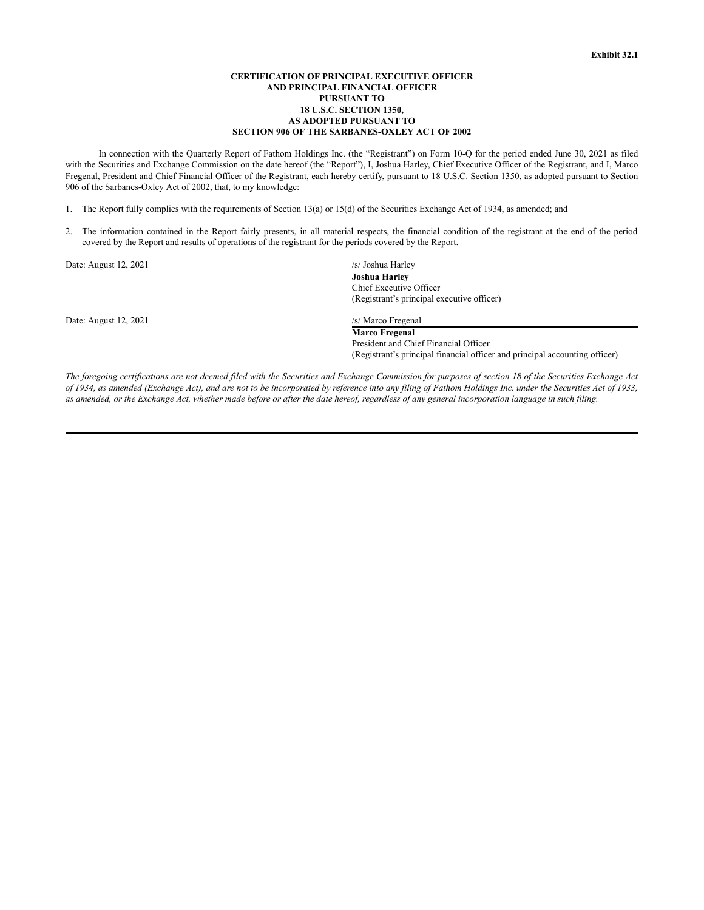**Exhibit 32.1**

**CERTIFICATION OF PRINCIPAL EXECUTIVE OFFICER**
**AND PRINCIPAL FINANCIAL OFFICER**
**PURSUANT TO**
**18 U.S.C. SECTION 1350,**
**AS ADOPTED PURSUANT TO**
**SECTION 906 OF THE SARBANES-OXLEY ACT OF 2002**

In connection with the Quarterly Report of Fathom Holdings Inc. (the "Registrant") on Form 10-Q for the period ended June 30, 2021 as filed with the Securities and Exchange Commission on the date hereof (the "Report"), I, Joshua Harley, Chief Executive Officer of the Registrant, and I, Marco Fregenal, President and Chief Financial Officer of the Registrant, each hereby certify, pursuant to 18 U.S.C. Section 1350, as adopted pursuant to Section 906 of the Sarbanes-Oxley Act of 2002, that, to my knowledge:

1. The Report fully complies with the requirements of Section 13(a) or 15(d) of the Securities Exchange Act of 1934, as amended; and

2. The information contained in the Report fairly presents, in all material respects, the financial condition of the registrant at the end of the period covered by the Report and results of operations of the registrant for the periods covered by the Report.

Date: August 12, 2021

/s/ Joshua Harley
**Joshua Harley**
Chief Executive Officer
(Registrant's principal executive officer)

Date: August 12, 2021

/s/ Marco Fregenal
**Marco Fregenal**
President and Chief Financial Officer
(Registrant's principal financial officer and principal accounting officer)

*The foregoing certifications are not deemed filed with the Securities and Exchange Commission for purposes of section 18 of the Securities Exchange Act of 1934, as amended (Exchange Act), and are not to be incorporated by reference into any filing of Fathom Holdings Inc. under the Securities Act of 1933, as amended, or the Exchange Act, whether made before or after the date hereof, regardless of any general incorporation language in such filing.*